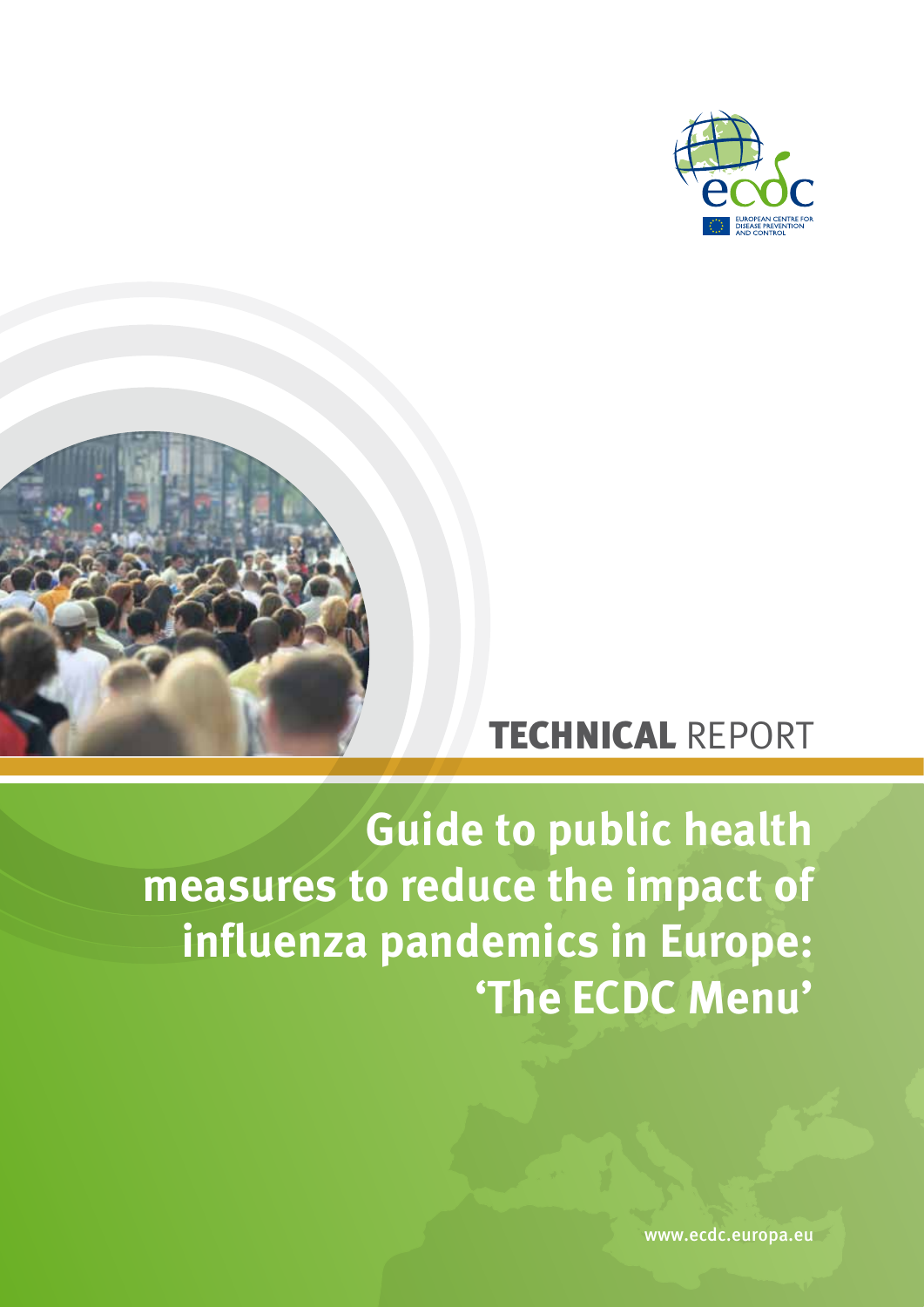EUROPEAN CENTRE FOR DISEASE PREVENTION AND CONTROL

**TECHNICAL** REPORT

# Guide to public health measures to reduce the impact of influenza pandemics in Europe: 'The ECDC Menu'

www.ecdc.europa.eu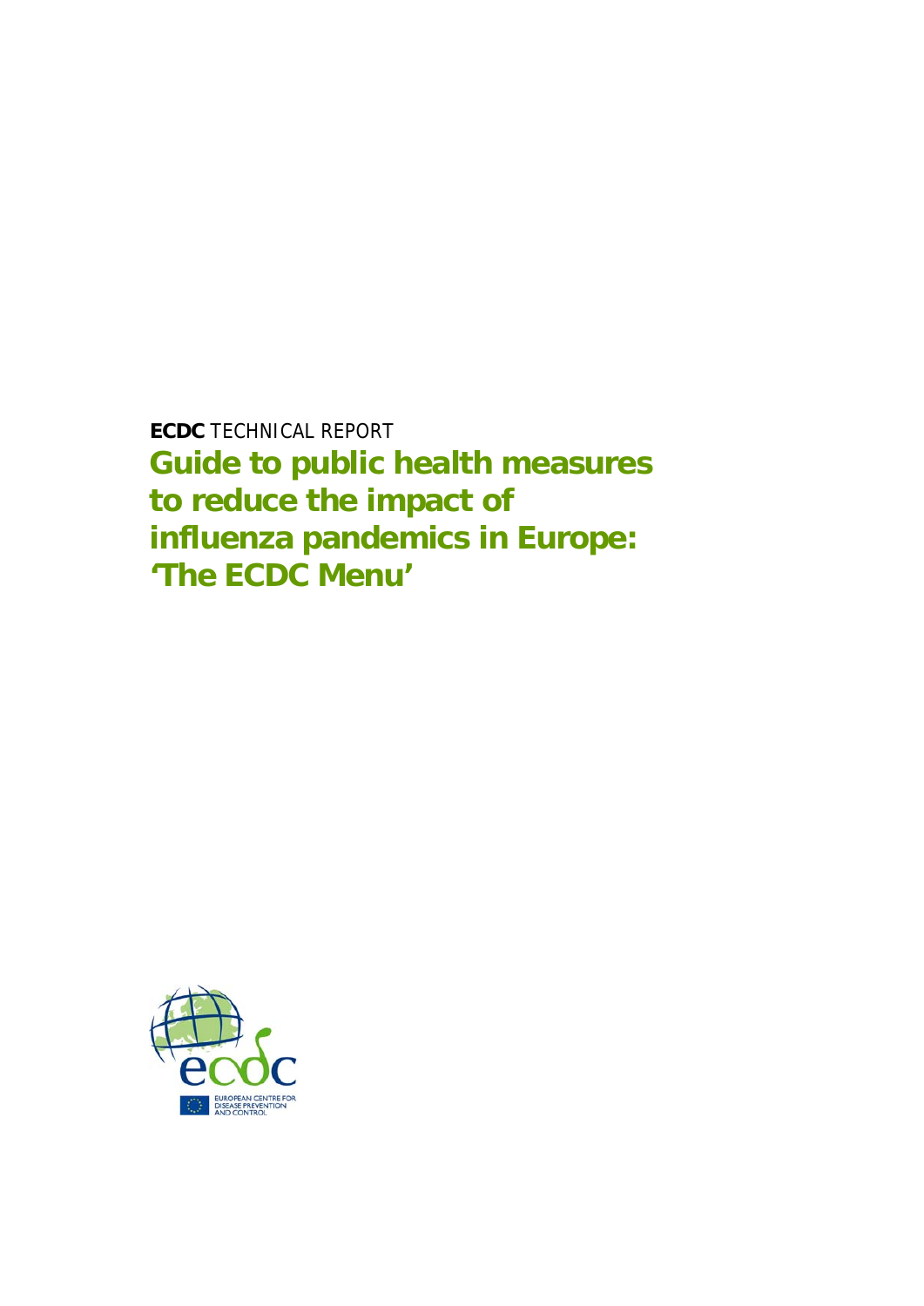**ECDC** TECHNICAL REPORT

# Guide to public health measures to reduce the impact of influenza pandemics in Europe: 'The ECDC Menu'

EUROPEAN CENTRE FOR DISEASE PREVENTION AND CONTROL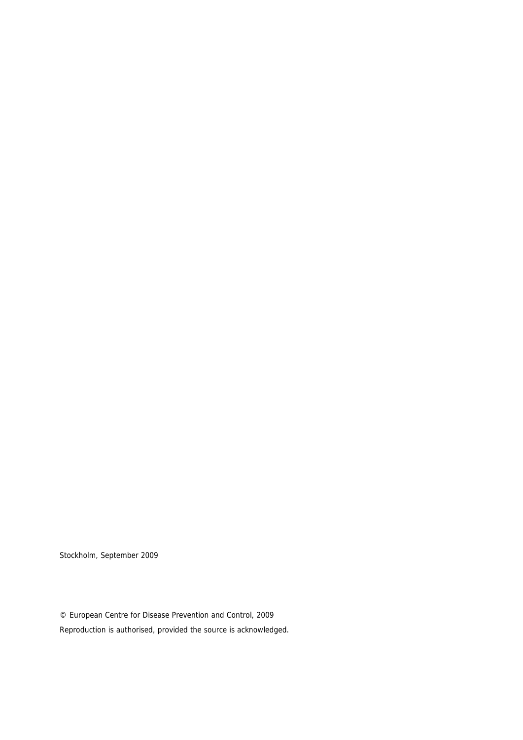Stockholm, September 2009

© European Centre for Disease Prevention and Control, 2009

Reproduction is authorised, provided the source is acknowledged.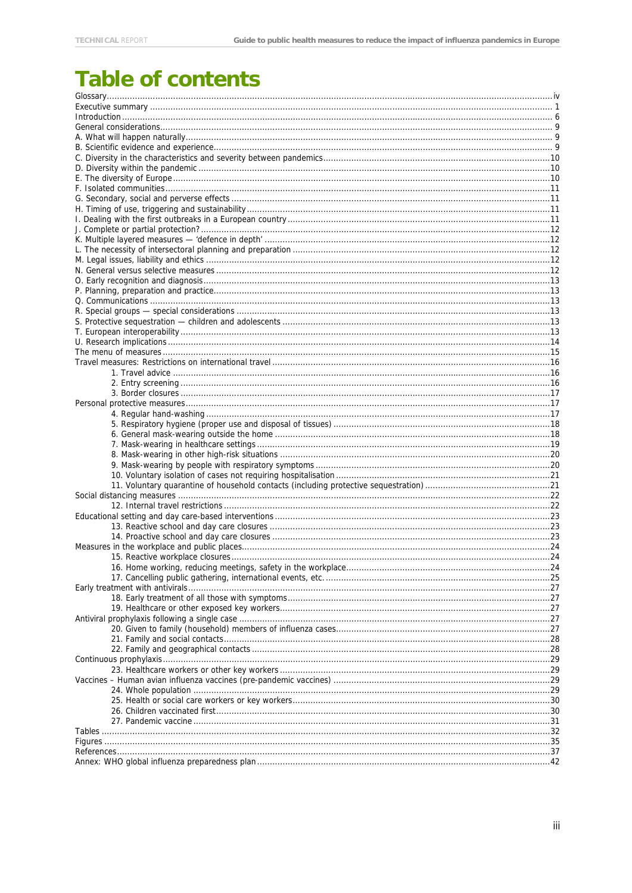# Table of contents

Glossary ........ iv
Executive summary ........ 1
Introduction ........ 6
General considerations ........ 9
A. What will happen naturally ........ 9
B. Scientific evidence and experience ........ 9
C. Diversity in the characteristics and severity between pandemics ........ 10
D. Diversity within the pandemic ........ 10
E. The diversity of Europe ........ 10
F. Isolated communities ........ 11
G. Secondary, social and perverse effects ........ 11
H. Timing of use, triggering and sustainability ........ 11
I. Dealing with the first outbreaks in a European country ........ 11
J. Complete or partial protection? ........ 12
K. Multiple layered measures — 'defence in depth' ........ 12
L. The necessity of intersectoral planning and preparation ........ 12
M. Legal issues, liability and ethics ........ 12
N. General versus selective measures ........ 12
O. Early recognition and diagnosis ........ 13
P. Planning, preparation and practice ........ 13
Q. Communications ........ 13
R. Special groups — special considerations ........ 13
S. Protective sequestration — children and adolescents ........ 13
T. European interoperability ........ 13
U. Research implications ........ 14
The menu of measures ........ 15
Travel measures: Restrictions on international travel ........ 16
- 1. Travel advice ........ 16
- 2. Entry screening ........ 16
- 3. Border closures ........ 17

Personal protective measures ........ 17
- 4. Regular hand-washing ........ 17
- 5. Respiratory hygiene (proper use and disposal of tissues) ........ 18
- 6. General mask-wearing outside the home ........ 18
- 7. Mask-wearing in healthcare settings ........ 19
- 8. Mask-wearing in other high-risk situations ........ 20
- 9. Mask-wearing by people with respiratory symptoms ........ 20
- 10. Voluntary isolation of cases not requiring hospitalisation ........ 21
- 11. Voluntary quarantine of household contacts (including protective sequestration) ........ 21

Social distancing measures ........ 22
- 12. Internal travel restrictions ........ 22

Educational setting and day care-based interventions ........ 23
- 13. Reactive school and day care closures ........ 23
- 14. Proactive school and day care closures ........ 23

Measures in the workplace and public places ........ 24
- 15. Reactive workplace closures ........ 24
- 16. Home working, reducing meetings, safety in the workplace ........ 24
- 17. Cancelling public gathering, international events, etc. ........ 25

Early treatment with antivirals ........ 27
- 18. Early treatment of all those with symptoms ........ 27
- 19. Healthcare or other exposed key workers ........ 27

Antiviral prophylaxis following a single case ........ 27
- 20. Given to family (household) members of influenza cases ........ 27
- 21. Family and social contacts ........ 28
- 22. Family and geographical contacts ........ 28

Continuous prophylaxis ........ 29
- 23. Healthcare workers or other key workers ........ 29

Vaccines – Human avian influenza vaccines (pre-pandemic vaccines) ........ 29
- 24. Whole population ........ 29
- 25. Health or social care workers or key workers ........ 30
- 26. Children vaccinated first ........ 30
- 27. Pandemic vaccine ........ 31

Tables ........ 32
Figures ........ 35
References ........ 37
Annex: WHO global influenza preparedness plan ........ 42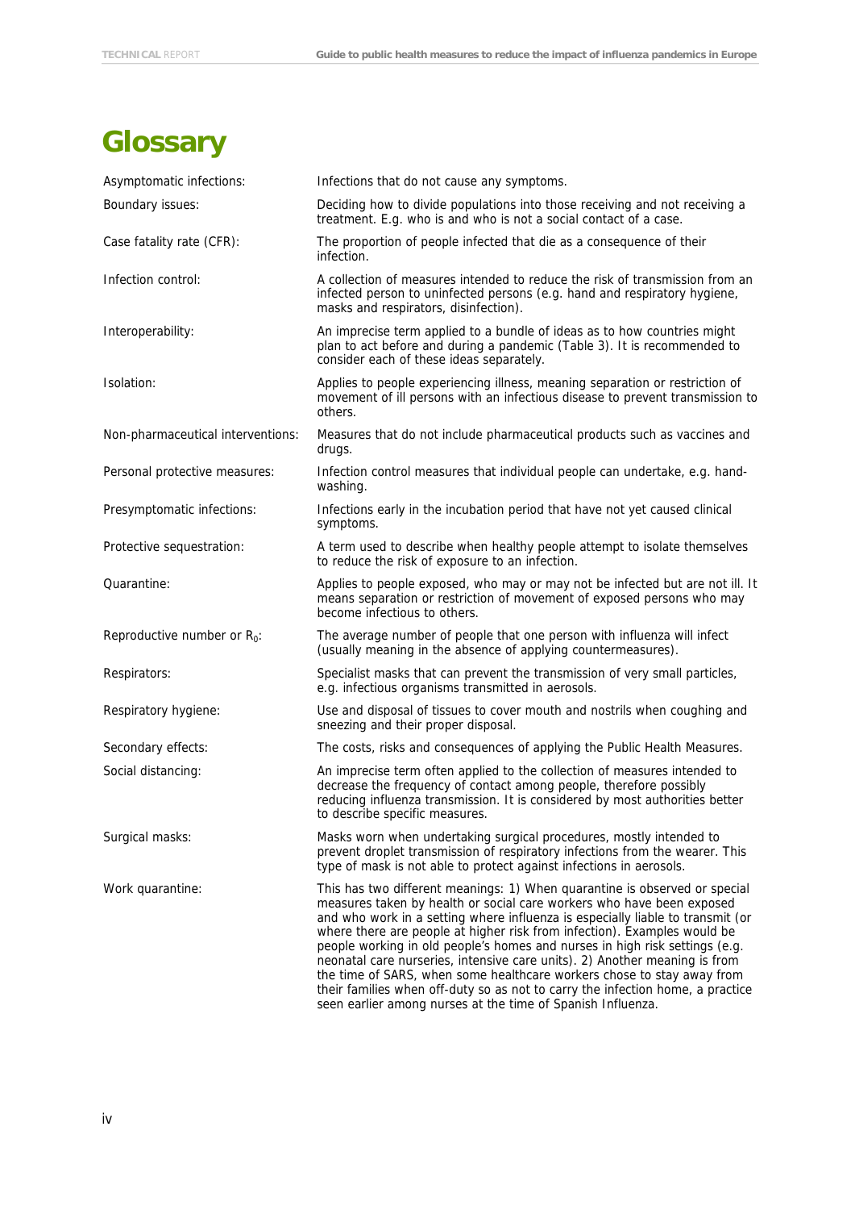# Glossary

| | |
|---|---|
| Asymptomatic infections: | Infections that do not cause any symptoms. |
| Boundary issues: | Deciding how to divide populations into those receiving and not receiving a treatment. E.g. who is and who is not a social contact of a case. |
| Case fatality rate (CFR): | The proportion of people infected that die as a consequence of their infection. |
| Infection control: | A collection of measures intended to reduce the risk of transmission from an infected person to uninfected persons (e.g. hand and respiratory hygiene, masks and respirators, disinfection). |
| Interoperability: | An imprecise term applied to a bundle of ideas as to how countries might plan to act before and during a pandemic (Table 3). It is recommended to consider each of these ideas separately. |
| Isolation: | Applies to people experiencing illness, meaning separation or restriction of movement of ill persons with an infectious disease to prevent transmission to others. |
| Non-pharmaceutical interventions: | Measures that do not include pharmaceutical products such as vaccines and drugs. |
| Personal protective measures: | Infection control measures that individual people can undertake, e.g. hand-washing. |
| Presymptomatic infections: | Infections early in the incubation period that have not yet caused clinical symptoms. |
| Protective sequestration: | A term used to describe when healthy people attempt to isolate themselves to reduce the risk of exposure to an infection. |
| Quarantine: | Applies to people exposed, who may or may not be infected but are not ill. It means separation or restriction of movement of exposed persons who may become infectious to others. |
| Reproductive number or $R_0$: | The average number of people that one person with influenza will infect (usually meaning in the absence of applying countermeasures). |
| Respirators: | Specialist masks that can prevent the transmission of very small particles, e.g. infectious organisms transmitted in aerosols. |
| Respiratory hygiene: | Use and disposal of tissues to cover mouth and nostrils when coughing and sneezing and their proper disposal. |
| Secondary effects: | The costs, risks and consequences of applying the Public Health Measures. |
| Social distancing: | An imprecise term often applied to the collection of measures intended to decrease the frequency of contact among people, therefore possibly reducing influenza transmission. It is considered by most authorities better to describe specific measures. |
| Surgical masks: | Masks worn when undertaking surgical procedures, mostly intended to prevent droplet transmission of respiratory infections from the wearer. This type of mask is not able to protect against infections in aerosols. |
| Work quarantine: | This has two different meanings: 1) When quarantine is observed or special measures taken by health or social care workers who have been exposed and who work in a setting where influenza is especially liable to transmit (or where there are people at higher risk from infection). Examples would be people working in old people's homes and nurses in high risk settings (e.g. neonatal care nurseries, intensive care units). 2) Another meaning is from the time of SARS, when some healthcare workers chose to stay away from their families when off-duty so as not to carry the infection home, a practice seen earlier among nurses at the time of Spanish Influenza. |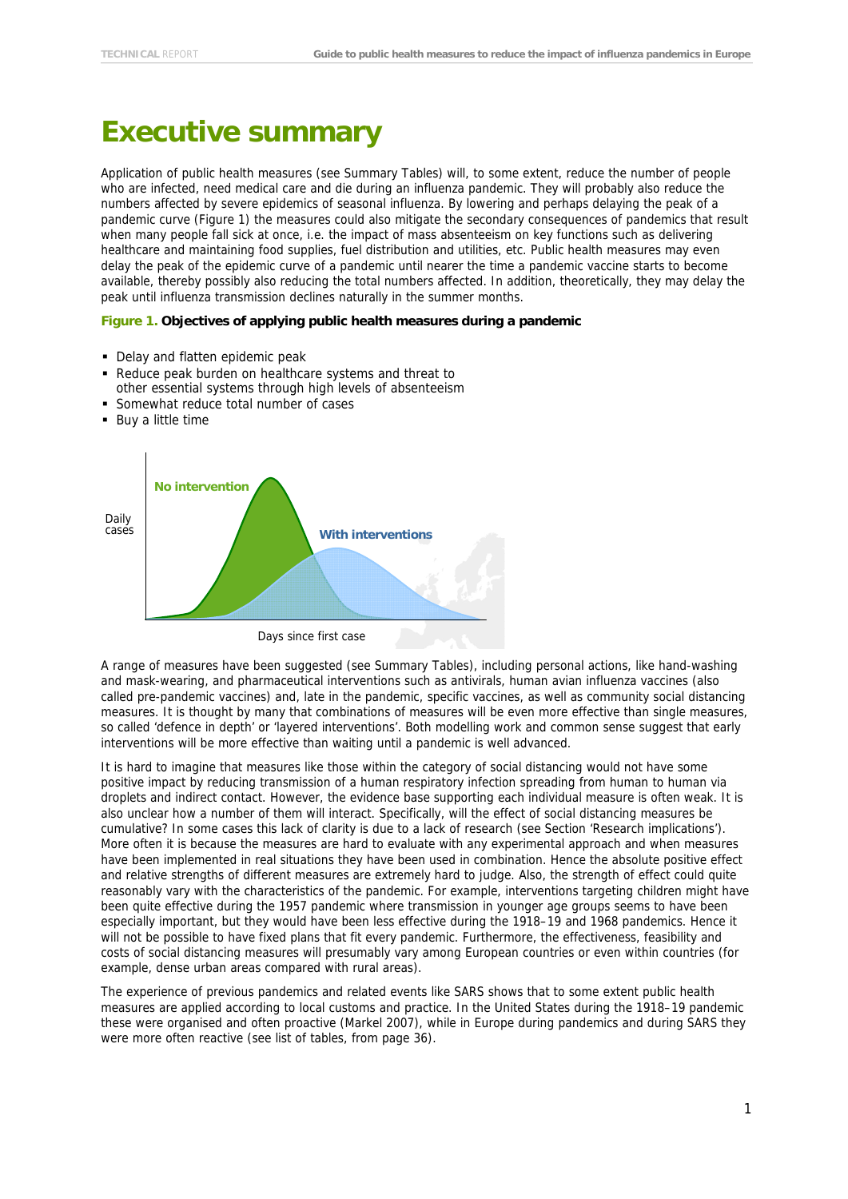# Executive summary

Application of public health measures (see Summary Tables) will, to some extent, reduce the number of people who are infected, need medical care and die during an influenza pandemic. They will probably also reduce the numbers affected by severe epidemics of seasonal influenza. By lowering and perhaps delaying the peak of a pandemic curve (Figure 1) the measures could also mitigate the secondary consequences of pandemics that result when many people fall sick at once, i.e. the impact of mass absenteeism on key functions such as delivering healthcare and maintaining food supplies, fuel distribution and utilities, etc. Public health measures may even delay the peak of the epidemic curve of a pandemic until nearer the time a pandemic vaccine starts to become available, thereby possibly also reducing the total numbers affected. In addition, theoretically, they may delay the peak until influenza transmission declines naturally in the summer months.

**Figure 1. Objectives of applying public health measures during a pandemic**

- Delay and flatten epidemic peak
- Reduce peak burden on healthcare systems and threat to other essential systems through high levels of absenteeism
- Somewhat reduce total number of cases
- Buy a little time

A range of measures have been suggested (see Summary Tables), including personal actions, like hand-washing and mask-wearing, and pharmaceutical interventions such as antivirals, human avian influenza vaccines (also called pre-pandemic vaccines) and, late in the pandemic, specific vaccines, as well as community social distancing measures. It is thought by many that combinations of measures will be even more effective than single measures, so called 'defence in depth' or 'layered interventions'. Both modelling work and common sense suggest that early interventions will be more effective than waiting until a pandemic is well advanced.

It is hard to imagine that measures like those within the category of social distancing would not have some positive impact by reducing transmission of a human respiratory infection spreading from human to human via droplets and indirect contact. However, the evidence base supporting each individual measure is often weak. It is also unclear how a number of them will interact. Specifically, will the effect of social distancing measures be cumulative? In some cases this lack of clarity is due to a lack of research (see Section 'Research implications'). More often it is because the measures are hard to evaluate with any experimental approach and when measures have been implemented in real situations they have been used in combination. Hence the absolute positive effect and relative strengths of different measures are extremely hard to judge. Also, the strength of effect could quite reasonably vary with the characteristics of the pandemic. For example, interventions targeting children might have been quite effective during the 1957 pandemic where transmission in younger age groups seems to have been especially important, but they would have been less effective during the 1918–19 and 1968 pandemics. Hence it will not be possible to have fixed plans that fit every pandemic. Furthermore, the effectiveness, feasibility and costs of social distancing measures will presumably vary among European countries or even within countries (for example, dense urban areas compared with rural areas).

The experience of previous pandemics and related events like SARS shows that to some extent public health measures are applied according to local customs and practice. In the United States during the 1918–19 pandemic these were organised and often proactive (Markel 2007), while in Europe during pandemics and during SARS they were more often reactive (see list of tables, from page 36).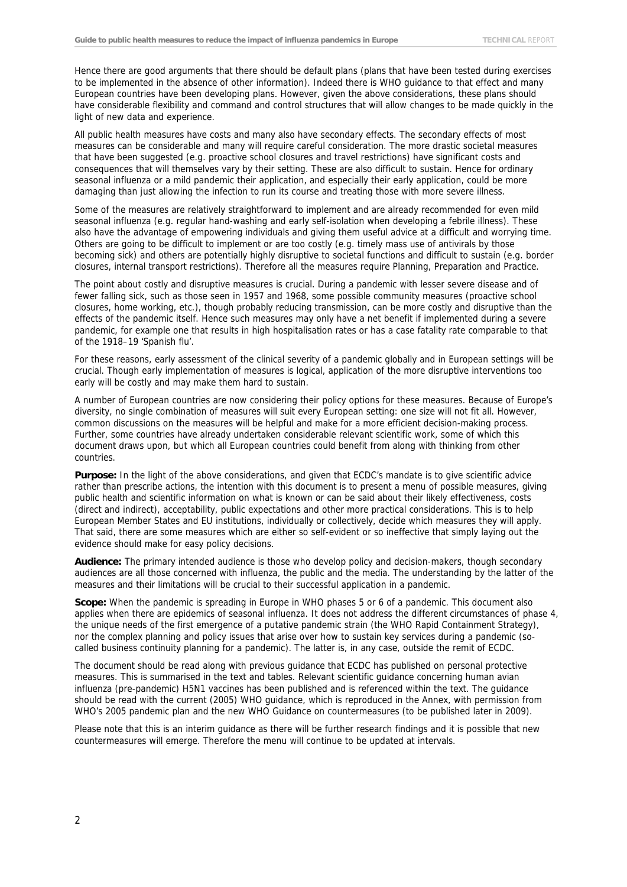Hence there are good arguments that there should be default plans (plans that have been tested during exercises to be implemented in the absence of other information). Indeed there is WHO guidance to that effect and many European countries have been developing plans. However, given the above considerations, these plans should have considerable flexibility and command and control structures that will allow changes to be made quickly in the light of new data and experience.

All public health measures have costs and many also have secondary effects. The secondary effects of most measures can be considerable and many will require careful consideration. The more drastic societal measures that have been suggested (e.g. proactive school closures and travel restrictions) have significant costs and consequences that will themselves vary by their setting. These are also difficult to sustain. Hence for ordinary seasonal influenza or a mild pandemic their application, and especially their early application, could be more damaging than just allowing the infection to run its course and treating those with more severe illness.

Some of the measures are relatively straightforward to implement and are already recommended for even mild seasonal influenza (e.g. regular hand-washing and early self-isolation when developing a febrile illness). These also have the advantage of empowering individuals and giving them useful advice at a difficult and worrying time. Others are going to be difficult to implement or are too costly (e.g. timely mass use of antivirals by those becoming sick) and others are potentially highly disruptive to societal functions and difficult to sustain (e.g. border closures, internal transport restrictions). Therefore all the measures require Planning, Preparation and Practice.

The point about costly and disruptive measures is crucial. During a pandemic with lesser severe disease and of fewer falling sick, such as those seen in 1957 and 1968, some possible community measures (proactive school closures, home working, etc.), though probably reducing transmission, can be more costly and disruptive than the effects of the pandemic itself. Hence such measures may only have a net benefit if implemented during a severe pandemic, for example one that results in high hospitalisation rates or has a case fatality rate comparable to that of the 1918–19 'Spanish flu'.

For these reasons, early assessment of the clinical severity of a pandemic globally and in European settings will be crucial. Though early implementation of measures is logical, application of the more disruptive interventions too early will be costly and may make them hard to sustain.

A number of European countries are now considering their policy options for these measures. Because of Europe's diversity, no single combination of measures will suit every European setting: one size will not fit all. However, common discussions on the measures will be helpful and make for a more efficient decision-making process. Further, some countries have already undertaken considerable relevant scientific work, some of which this document draws upon, but which all European countries could benefit from along with thinking from other countries.

**Purpose:** In the light of the above considerations, and given that ECDC's mandate is to give scientific advice rather than prescribe actions, the intention with this document is to present a menu of possible measures, giving public health and scientific information on what is known or can be said about their likely effectiveness, costs (direct and indirect), acceptability, public expectations and other more practical considerations. This is to help European Member States and EU institutions, individually or collectively, decide which measures they will apply. That said, there are some measures which are either so self-evident or so ineffective that simply laying out the evidence should make for easy policy decisions.

**Audience:** The primary intended audience is those who develop policy and decision-makers, though secondary audiences are all those concerned with influenza, the public and the media. The understanding by the latter of the measures and their limitations will be crucial to their successful application in a pandemic.

**Scope:** When the pandemic is spreading in Europe in WHO phases 5 or 6 of a pandemic. This document also applies when there are epidemics of seasonal influenza. It does not address the different circumstances of phase 4, the unique needs of the first emergence of a putative pandemic strain (the WHO Rapid Containment Strategy), nor the complex planning and policy issues that arise over how to sustain key services during a pandemic (so-called business continuity planning for a pandemic). The latter is, in any case, outside the remit of ECDC.

The document should be read along with previous guidance that ECDC has published on personal protective measures. This is summarised in the text and tables. Relevant scientific guidance concerning human avian influenza (pre-pandemic) H5N1 vaccines has been published and is referenced within the text. The guidance should be read with the current (2005) WHO guidance, which is reproduced in the Annex, with permission from WHO's 2005 pandemic plan and the new WHO Guidance on countermeasures (to be published later in 2009).

Please note that this is an interim guidance as there will be further research findings and it is possible that new countermeasures will emerge. Therefore the menu will continue to be updated at intervals.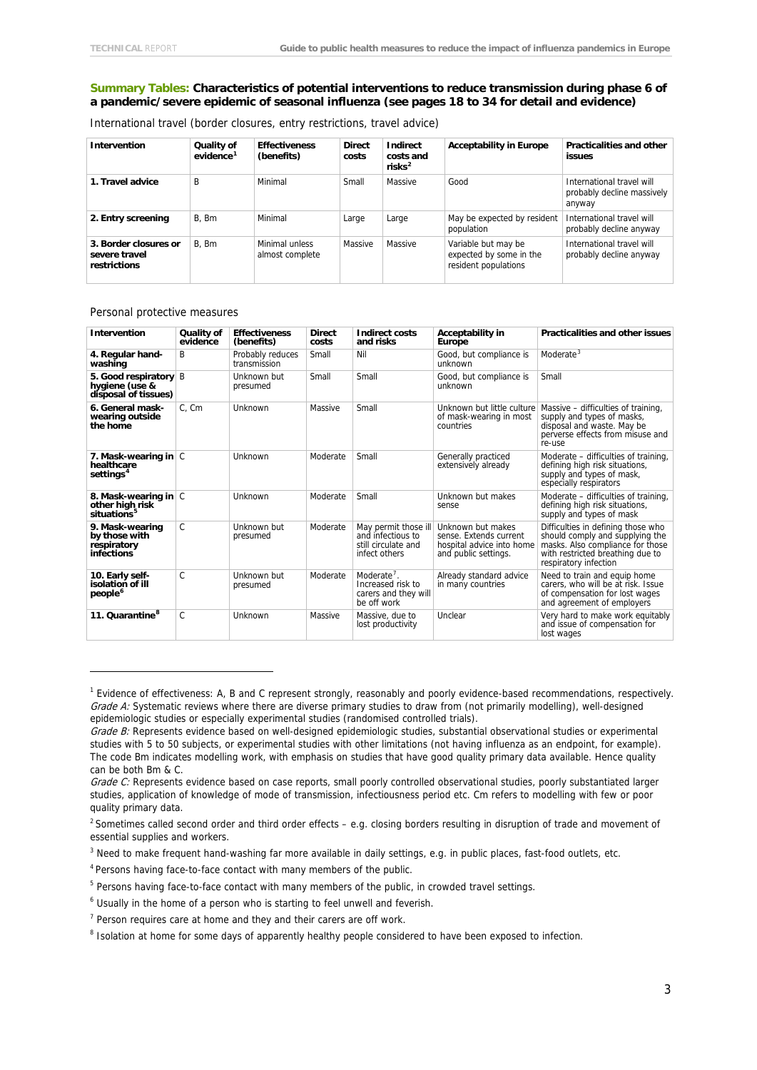### Summary Tables: Characteristics of potential interventions to reduce transmission during phase 6 of a pandemic/severe epidemic of seasonal influenza (see pages 18 to 34 for detail and evidence)

International travel (border closures, entry restrictions, travel advice)

| Intervention | Quality of evidence[1] | Effectiveness (benefits) | Direct costs | Indirect costs and risks[2] | Acceptability in Europe | Practicalities and other issues |
|---|---|---|---|---|---|---|
| **1. Travel advice** | B | Minimal | Small | Massive | Good | International travel will probably decline massively anyway |
| **2. Entry screening** | B, Bm | Minimal | Large | Large | May be expected by resident population | International travel will probably decline anyway |
| **3. Border closures or severe travel restrictions** | B, Bm | Minimal unless almost complete | Massive | Massive | Variable but may be expected by some in the resident populations | International travel will probably decline anyway |

Personal protective measures

| Intervention | Quality of evidence | Effectiveness (benefits) | Direct costs | Indirect costs and risks | Acceptability in Europe | Practicalities and other issues |
|---|---|---|---|---|---|---|
| **4. Regular hand-washing** | B | Probably reduces transmission | Small | Nil | Good, but compliance is unknown | Moderate[3] |
| **5. Good respiratory hygiene (use & disposal of tissues)** | B | Unknown but presumed | Small | Small | Good, but compliance is unknown | Small |
| **6. General mask-wearing outside the home** | C, Cm | Unknown | Massive | Small | Unknown but little culture of mask-wearing in most countries | Massive – difficulties of training, supply and types of masks, disposal and waste. May be perverse effects from misuse and re-use |
| **7. Mask-wearing in healthcare settings[4]** | C | Unknown | Moderate | Small | Generally practiced extensively already | Moderate – difficulties of training, defining high risk situations, supply and types of mask, especially respirators |
| **8. Mask-wearing in other high risk situations[5]** | C | Unknown | Moderate | Small | Unknown but makes sense | Moderate – difficulties of training, defining high risk situations, supply and types of mask |
| **9. Mask-wearing by those with respiratory infections** | C | Unknown but presumed | Moderate | May permit those ill and infectious to still circulate and infect others | Unknown but makes sense. Extends current hospital advice into home and public settings. | Difficulties in defining those who should comply and supplying the masks. Also compliance for those with restricted breathing due to respiratory infection |
| **10. Early self-isolation of ill people[6]** | C | Unknown but presumed | Moderate | Moderate[7]. Increased risk to carers and they will be off work | Already standard advice in many countries | Need to train and equip home carers, who will be at risk. Issue of compensation for lost wages and agreement of employers |
| **11. Quarantine[8]** | C | Unknown | Massive | Massive, due to lost productivity | Unclear | Very hard to make work equitably and issue of compensation for lost wages |

---

[1] Evidence of effectiveness: A, B and C represent strongly, reasonably and poorly evidence-based recommendations, respectively. *Grade A:* Systematic reviews where there are diverse primary studies to draw from (not primarily modelling), well-designed epidemiologic studies or especially experimental studies (randomised controlled trials).
*Grade B:* Represents evidence based on well-designed epidemiologic studies, substantial observational studies or experimental studies with 5 to 50 subjects, or experimental studies with other limitations (not having influenza as an endpoint, for example). The code Bm indicates modelling work, with emphasis on studies that have good quality primary data available. Hence quality can be both Bm & C.
*Grade C:* Represents evidence based on case reports, small poorly controlled observational studies, poorly substantiated larger studies, application of knowledge of mode of transmission, infectiousness period etc. Cm refers to modelling with few or poor quality primary data.

[2] Sometimes called second order and third order effects – e.g. closing borders resulting in disruption of trade and movement of essential supplies and workers.

[3] Need to make frequent hand-washing far more available in daily settings, e.g. in public places, fast-food outlets, etc.

[4] Persons having face-to-face contact with many members of the public.

[5] Persons having face-to-face contact with many members of the public, in crowded travel settings.

[6] Usually in the home of a person who is starting to feel unwell and feverish.

[7] Person requires care at home and they and their carers are off work.

[8] Isolation at home for some days of apparently healthy people considered to have been exposed to infection.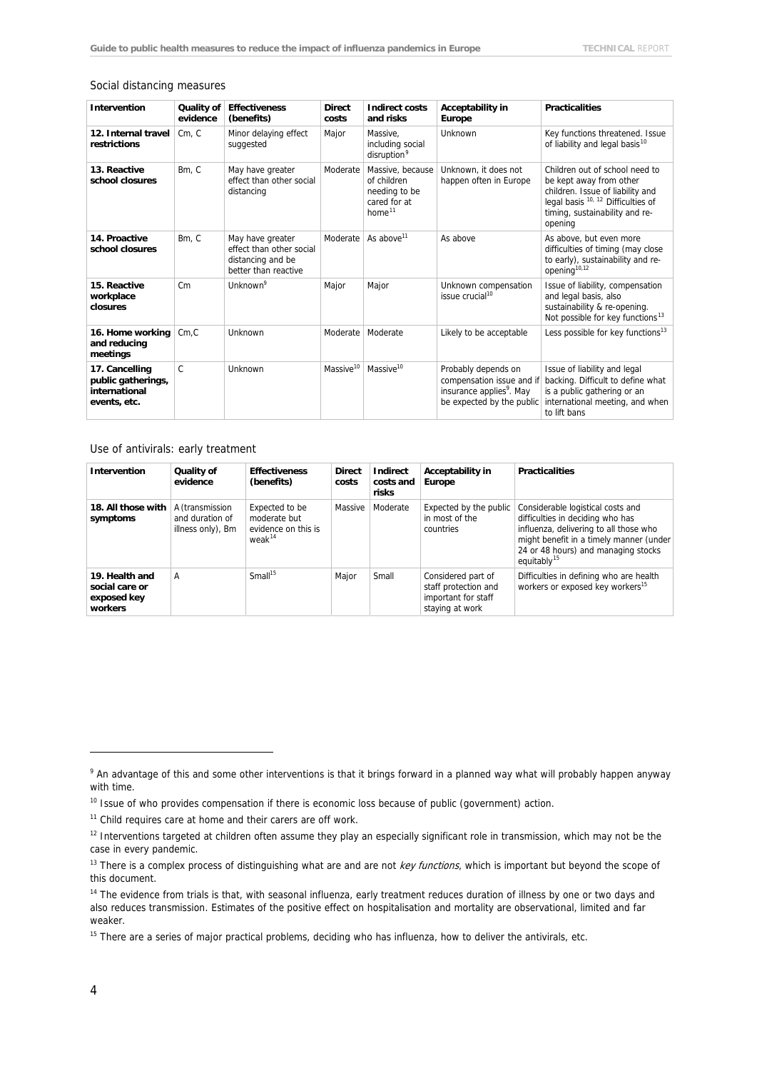Social distancing measures

| Intervention | Quality of evidence | Effectiveness (benefits) | Direct costs | Indirect costs and risks | Acceptability in Europe | Practicalities |
|---|---|---|---|---|---|---|
| **12. Internal travel restrictions** | Cm, C | Minor delaying effect suggested | Major | Massive, including social disruption[9] | Unknown | Key functions threatened. Issue of liability and legal basis[10] |
| **13. Reactive school closures** | Bm, C | May have greater effect than other social distancing | Moderate | Massive, because of children needing to be cared for at home[11] | Unknown, it does not happen often in Europe | Children out of school need to be kept away from other children. Issue of liability and legal basis [10, 12] Difficulties of timing, sustainability and re-opening |
| **14. Proactive school closures** | Bm, C | May have greater effect than other social distancing and be better than reactive | Moderate | As above[11] | As above | As above, but even more difficulties of timing (may close to early), sustainability and re-opening[10,12] |
| **15. Reactive workplace closures** | Cm | Unknown[9] | Major | Major | Unknown compensation issue crucial[10] | Issue of liability, compensation and legal basis, also sustainability & re-opening. Not possible for key functions[13] |
| **16. Home working and reducing meetings** | Cm,C | Unknown | Moderate | Moderate | Likely to be acceptable | Less possible for key functions[13] |
| **17. Cancelling public gatherings, international events, etc.** | C | Unknown | Massive[10] | Massive[10] | Probably depends on compensation issue and if insurance applies[9]. May be expected by the public | Issue of liability and legal backing. Difficult to define what is a public gathering or an international meeting, and when to lift bans |

Use of antivirals: early treatment

| Intervention | Quality of evidence | Effectiveness (benefits) | Direct costs | Indirect costs and risks | Acceptability in Europe | Practicalities |
|---|---|---|---|---|---|---|
| **18. All those with symptoms** | A (transmission and duration of illness only), Bm | Expected to be moderate but evidence on this is weak[14] | Massive | Moderate | Expected by the public in most of the countries | Considerable logistical costs and difficulties in deciding who has influenza, delivering to all those who might benefit in a timely manner (under 24 or 48 hours) and managing stocks equitably[15] |
| **19. Health and social care or exposed key workers** | A | Small[15] | Major | Small | Considered part of staff protection and important for staff staying at work | Difficulties in defining who are health workers or exposed key workers[15] |

[9] An advantage of this and some other interventions is that it brings forward in a planned way what will probably happen anyway with time.

[10] Issue of who provides compensation if there is economic loss because of public (government) action.

[11] Child requires care at home and their carers are off work.

[12] Interventions targeted at children often assume they play an especially significant role in transmission, which may not be the case in every pandemic.

[13] There is a complex process of distinguishing what are and are not *key functions*, which is important but beyond the scope of this document.

[14] The evidence from trials is that, with seasonal influenza, early treatment reduces duration of illness by one or two days and also reduces transmission. Estimates of the positive effect on hospitalisation and mortality are observational, limited and far weaker.

[15] There are a series of major practical problems, deciding who has influenza, how to deliver the antivirals, etc.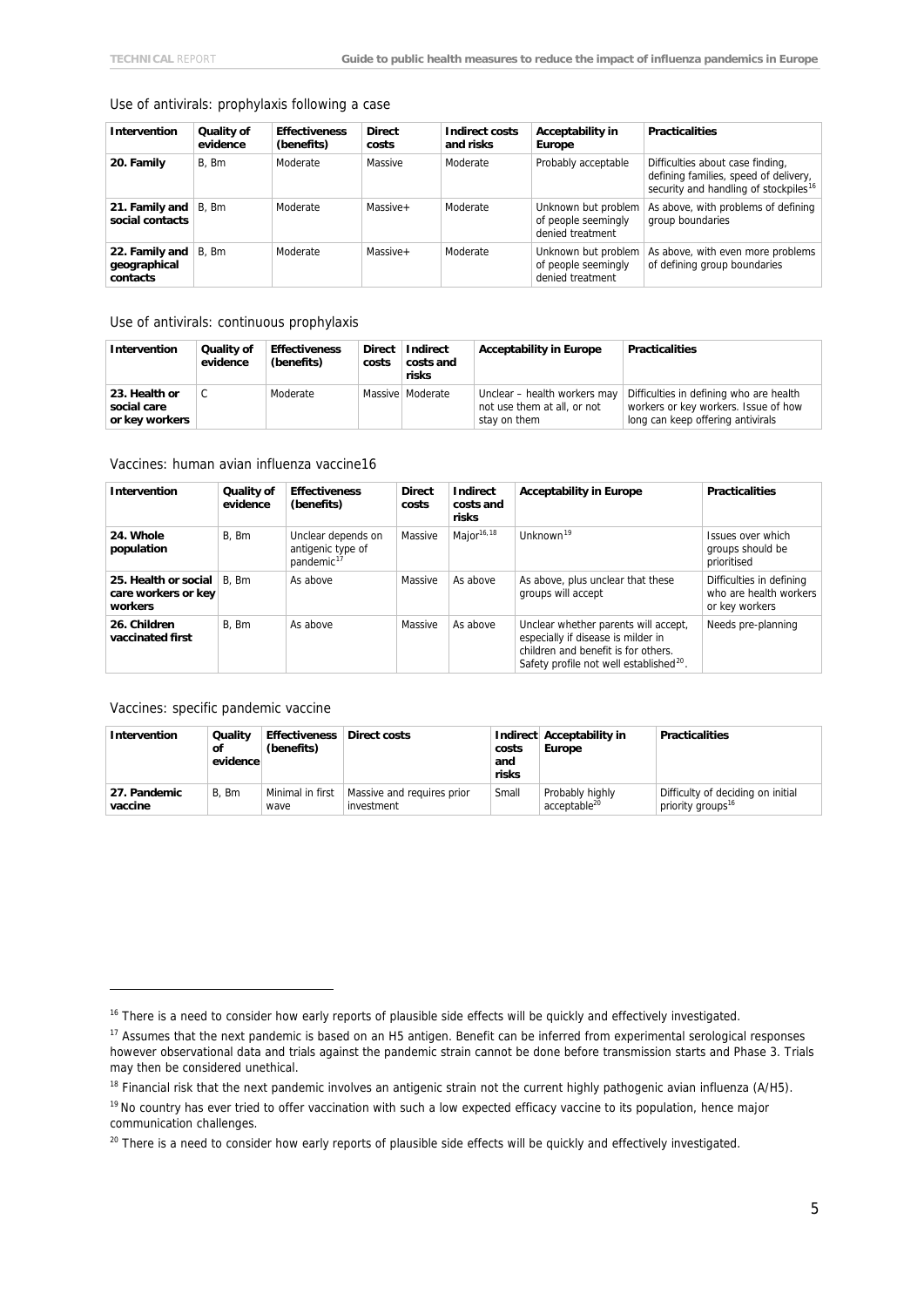Use of antivirals: prophylaxis following a case

| Intervention | Quality of evidence | Effectiveness (benefits) | Direct costs | Indirect costs and risks | Acceptability in Europe | Practicalities |
|---|---|---|---|---|---|---|
| **20. Family** | B, Bm | Moderate | Massive | Moderate | Probably acceptable | Difficulties about case finding, defining families, speed of delivery, security and handling of stockpiles[16] |
| **21. Family and social contacts** | B, Bm | Moderate | Massive+ | Moderate | Unknown but problem of people seemingly denied treatment | As above, with problems of defining group boundaries |
| **22. Family and geographical contacts** | B, Bm | Moderate | Massive+ | Moderate | Unknown but problem of people seemingly denied treatment | As above, with even more problems of defining group boundaries |

Use of antivirals: continuous prophylaxis

| Intervention | Quality of evidence | Effectiveness (benefits) | Direct costs | Indirect costs and risks | Acceptability in Europe | Practicalities |
|---|---|---|---|---|---|---|
| **23. Health or social care or key workers** | C | Moderate | Massive | Moderate | Unclear – health workers may not use them at all, or not stay on them | Difficulties in defining who are health workers or key workers. Issue of how long can keep offering antivirals |

Vaccines: human avian influenza vaccine16

| Intervention | Quality of evidence | Effectiveness (benefits) | Direct costs | Indirect costs and risks | Acceptability in Europe | Practicalities |
|---|---|---|---|---|---|---|
| **24. Whole population** | B, Bm | Unclear depends on antigenic type of pandemic[17] | Massive | Major[16, 18] | Unknown[19] | Issues over which groups should be prioritised |
| **25. Health or social care workers or key workers** | B, Bm | As above | Massive | As above | As above, plus unclear that these groups will accept | Difficulties in defining who are health workers or key workers |
| **26. Children vaccinated first** | B, Bm | As above | Massive | As above | Unclear whether parents will accept, especially if disease is milder in children and benefit is for others. Safety profile not well established[20]. | Needs pre-planning |

Vaccines: specific pandemic vaccine

| Intervention | Quality of evidence | Effectiveness (benefits) | Direct costs | Indirect costs and risks | Acceptability in Europe | Practicalities |
|---|---|---|---|---|---|---|
| **27. Pandemic vaccine** | B, Bm | Minimal in first wave | Massive and requires prior investment | Small | Probably highly acceptable[20] | Difficulty of deciding on initial priority groups[16] |

[16] There is a need to consider how early reports of plausible side effects will be quickly and effectively investigated.

[17] Assumes that the next pandemic is based on an H5 antigen. Benefit can be inferred from experimental serological responses however observational data and trials against the pandemic strain cannot be done before transmission starts and Phase 3. Trials may then be considered unethical.

[18] Financial risk that the next pandemic involves an antigenic strain not the current highly pathogenic avian influenza (A/H5).

[19] No country has ever tried to offer vaccination with such a low expected efficacy vaccine to its population, hence major communication challenges.

[20] There is a need to consider how early reports of plausible side effects will be quickly and effectively investigated.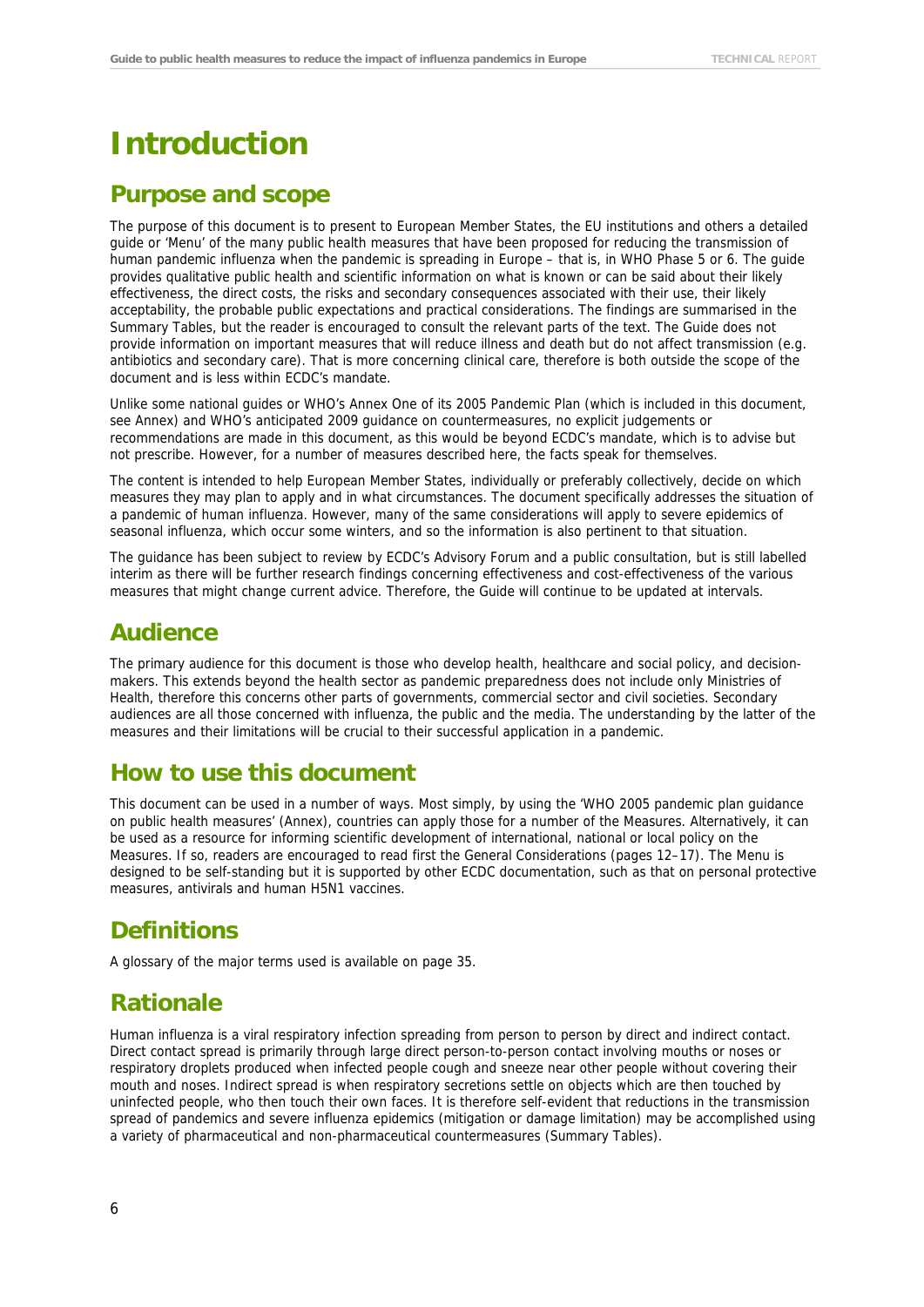# Introduction

## Purpose and scope

The purpose of this document is to present to European Member States, the EU institutions and others a detailed guide or 'Menu' of the many public health measures that have been proposed for reducing the transmission of human pandemic influenza when the pandemic is spreading in Europe – that is, in WHO Phase 5 or 6. The guide provides qualitative public health and scientific information on what is known or can be said about their likely effectiveness, the direct costs, the risks and secondary consequences associated with their use, their likely acceptability, the probable public expectations and practical considerations. The findings are summarised in the Summary Tables, but the reader is encouraged to consult the relevant parts of the text. The Guide does not provide information on important measures that will reduce illness and death but do not affect transmission (e.g. antibiotics and secondary care). That is more concerning clinical care, therefore is both outside the scope of the document and is less within ECDC's mandate.

Unlike some national guides or WHO's Annex One of its 2005 Pandemic Plan (which is included in this document, see Annex) and WHO's anticipated 2009 guidance on countermeasures, no explicit judgements or recommendations are made in this document, as this would be beyond ECDC's mandate, which is to advise but not prescribe. However, for a number of measures described here, the facts speak for themselves.

The content is intended to help European Member States, individually or preferably collectively, decide on which measures they may plan to apply and in what circumstances. The document specifically addresses the situation of a pandemic of human influenza. However, many of the same considerations will apply to severe epidemics of seasonal influenza, which occur some winters, and so the information is also pertinent to that situation.

The guidance has been subject to review by ECDC's Advisory Forum and a public consultation, but is still labelled interim as there will be further research findings concerning effectiveness and cost-effectiveness of the various measures that might change current advice. Therefore, the Guide will continue to be updated at intervals.

## Audience

The primary audience for this document is those who develop health, healthcare and social policy, and decision-makers. This extends beyond the health sector as pandemic preparedness does not include only Ministries of Health, therefore this concerns other parts of governments, commercial sector and civil societies. Secondary audiences are all those concerned with influenza, the public and the media. The understanding by the latter of the measures and their limitations will be crucial to their successful application in a pandemic.

## How to use this document

This document can be used in a number of ways. Most simply, by using the 'WHO 2005 pandemic plan guidance on public health measures' (Annex), countries can apply those for a number of the Measures. Alternatively, it can be used as a resource for informing scientific development of international, national or local policy on the Measures. If so, readers are encouraged to read first the General Considerations (pages 12–17). The Menu is designed to be self-standing but it is supported by other ECDC documentation, such as that on personal protective measures, antivirals and human H5N1 vaccines.

## Definitions

A glossary of the major terms used is available on page 35.

## Rationale

Human influenza is a viral respiratory infection spreading from person to person by direct and indirect contact. Direct contact spread is primarily through large direct person-to-person contact involving mouths or noses or respiratory droplets produced when infected people cough and sneeze near other people without covering their mouth and noses. Indirect spread is when respiratory secretions settle on objects which are then touched by uninfected people, who then touch their own faces. It is therefore self-evident that reductions in the transmission spread of pandemics and severe influenza epidemics (mitigation or damage limitation) may be accomplished using a variety of pharmaceutical and non-pharmaceutical countermeasures (Summary Tables).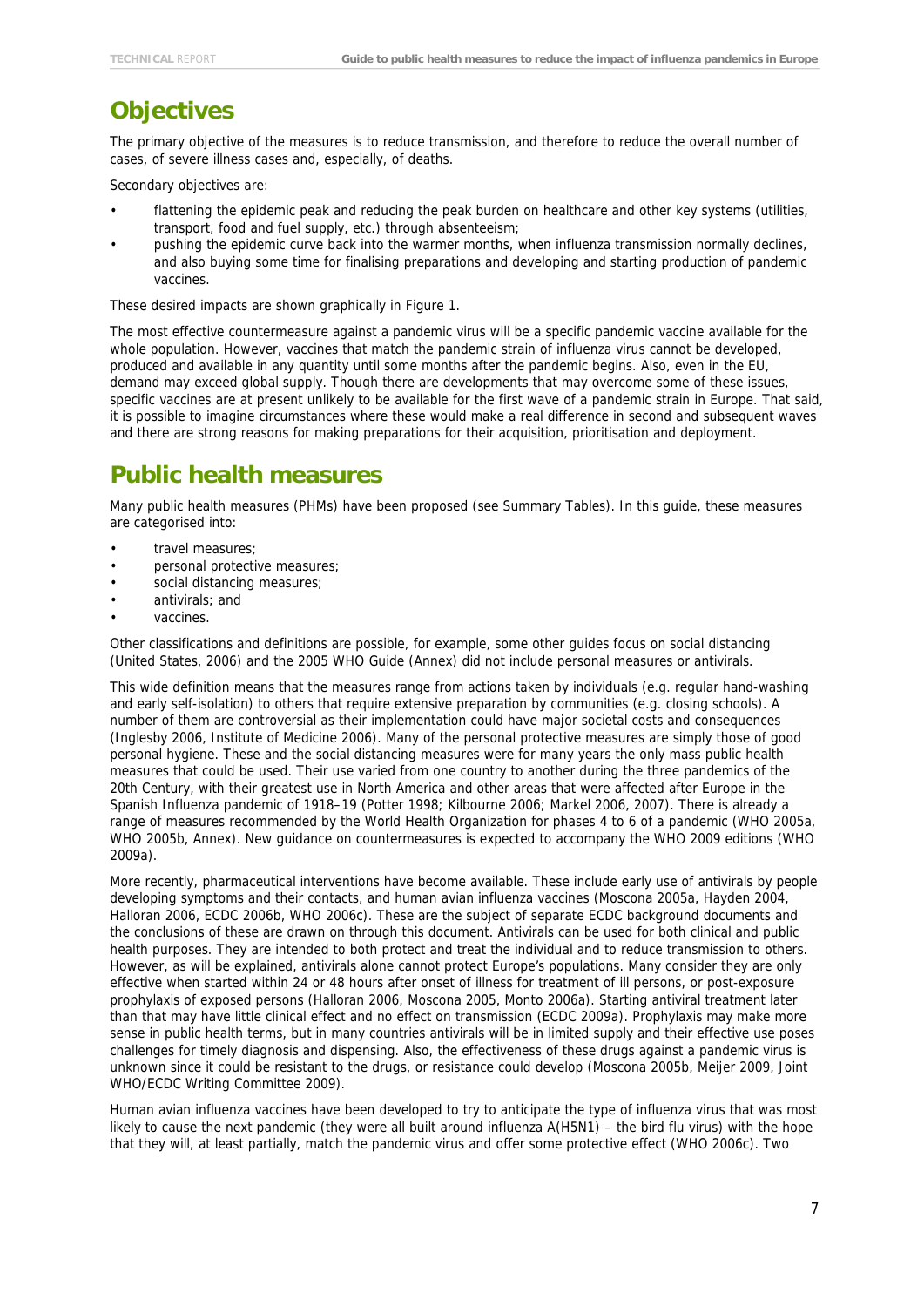## Objectives

The primary objective of the measures is to reduce transmission, and therefore to reduce the overall number of cases, of severe illness cases and, especially, of deaths.

Secondary objectives are:

- flattening the epidemic peak and reducing the peak burden on healthcare and other key systems (utilities, transport, food and fuel supply, etc.) through absenteeism;
- pushing the epidemic curve back into the warmer months, when influenza transmission normally declines, and also buying some time for finalising preparations and developing and starting production of pandemic vaccines.

These desired impacts are shown graphically in Figure 1.

The most effective countermeasure against a pandemic virus will be a specific pandemic vaccine available for the whole population. However, vaccines that match the pandemic strain of influenza virus cannot be developed, produced and available in any quantity until some months after the pandemic begins. Also, even in the EU, demand may exceed global supply. Though there are developments that may overcome some of these issues, specific vaccines are at present unlikely to be available for the first wave of a pandemic strain in Europe. That said, it is possible to imagine circumstances where these would make a real difference in second and subsequent waves and there are strong reasons for making preparations for their acquisition, prioritisation and deployment.

## Public health measures

Many public health measures (PHMs) have been proposed (see Summary Tables). In this guide, these measures are categorised into:

- travel measures;
- personal protective measures;
- social distancing measures;
- antivirals; and
- vaccines.

Other classifications and definitions are possible, for example, some other guides focus on social distancing (United States, 2006) and the 2005 WHO Guide (Annex) did not include personal measures or antivirals.

This wide definition means that the measures range from actions taken by individuals (e.g. regular hand-washing and early self-isolation) to others that require extensive preparation by communities (e.g. closing schools). A number of them are controversial as their implementation could have major societal costs and consequences (Inglesby 2006, Institute of Medicine 2006). Many of the personal protective measures are simply those of good personal hygiene. These and the social distancing measures were for many years the only mass public health measures that could be used. Their use varied from one country to another during the three pandemics of the 20th Century, with their greatest use in North America and other areas that were affected after Europe in the Spanish Influenza pandemic of 1918–19 (Potter 1998; Kilbourne 2006; Markel 2006, 2007). There is already a range of measures recommended by the World Health Organization for phases 4 to 6 of a pandemic (WHO 2005a, WHO 2005b, Annex). New guidance on countermeasures is expected to accompany the WHO 2009 editions (WHO 2009a).

More recently, pharmaceutical interventions have become available. These include early use of antivirals by people developing symptoms and their contacts, and human avian influenza vaccines (Moscona 2005a, Hayden 2004, Halloran 2006, ECDC 2006b, WHO 2006c). These are the subject of separate ECDC background documents and the conclusions of these are drawn on through this document. Antivirals can be used for both clinical and public health purposes. They are intended to both protect and treat the individual and to reduce transmission to others. However, as will be explained, antivirals alone cannot protect Europe's populations. Many consider they are only effective when started within 24 or 48 hours after onset of illness for treatment of ill persons, or post-exposure prophylaxis of exposed persons (Halloran 2006, Moscona 2005, Monto 2006a). Starting antiviral treatment later than that may have little clinical effect and no effect on transmission (ECDC 2009a). Prophylaxis may make more sense in public health terms, but in many countries antivirals will be in limited supply and their effective use poses challenges for timely diagnosis and dispensing. Also, the effectiveness of these drugs against a pandemic virus is unknown since it could be resistant to the drugs, or resistance could develop (Moscona 2005b, Meijer 2009, Joint WHO/ECDC Writing Committee 2009).

Human avian influenza vaccines have been developed to try to anticipate the type of influenza virus that was most likely to cause the next pandemic (they were all built around influenza A(H5N1) – the bird flu virus) with the hope that they will, at least partially, match the pandemic virus and offer some protective effect (WHO 2006c). Two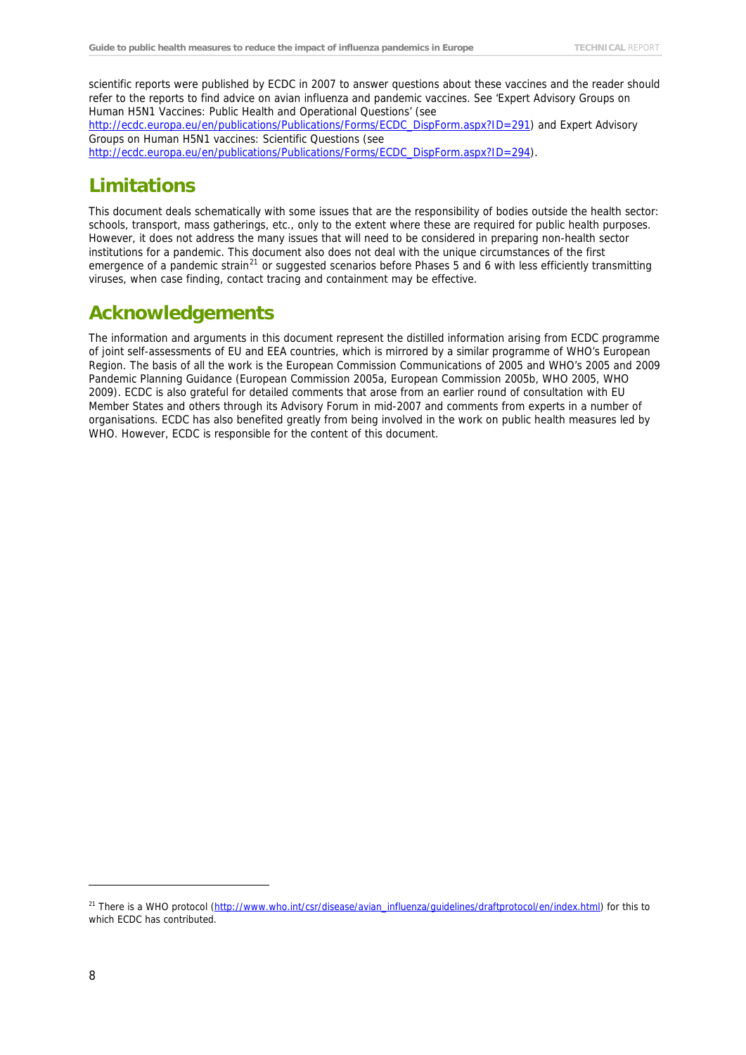scientific reports were published by ECDC in 2007 to answer questions about these vaccines and the reader should refer to the reports to find advice on avian influenza and pandemic vaccines. See 'Expert Advisory Groups on Human H5N1 Vaccines: Public Health and Operational Questions' (see http://ecdc.europa.eu/en/publications/Publications/Forms/ECDC_DispForm.aspx?ID=291) and Expert Advisory Groups on Human H5N1 vaccines: Scientific Questions (see http://ecdc.europa.eu/en/publications/Publications/Forms/ECDC_DispForm.aspx?ID=294).

## Limitations

This document deals schematically with some issues that are the responsibility of bodies outside the health sector: schools, transport, mass gatherings, etc., only to the extent where these are required for public health purposes. However, it does not address the many issues that will need to be considered in preparing non-health sector institutions for a pandemic. This document also does not deal with the unique circumstances of the first emergence of a pandemic strain[21] or suggested scenarios before Phases 5 and 6 with less efficiently transmitting viruses, when case finding, contact tracing and containment may be effective.

## Acknowledgements

The information and arguments in this document represent the distilled information arising from ECDC programme of joint self-assessments of EU and EEA countries, which is mirrored by a similar programme of WHO's European Region. The basis of all the work is the European Commission Communications of 2005 and WHO's 2005 and 2009 Pandemic Planning Guidance (European Commission 2005a, European Commission 2005b, WHO 2005, WHO 2009). ECDC is also grateful for detailed comments that arose from an earlier round of consultation with EU Member States and others through its Advisory Forum in mid-2007 and comments from experts in a number of organisations. ECDC has also benefited greatly from being involved in the work on public health measures led by WHO. However, ECDC is responsible for the content of this document.

---

[21] There is a WHO protocol (http://www.who.int/csr/disease/avian_influenza/guidelines/draftprotocol/en/index.html) for this to which ECDC has contributed.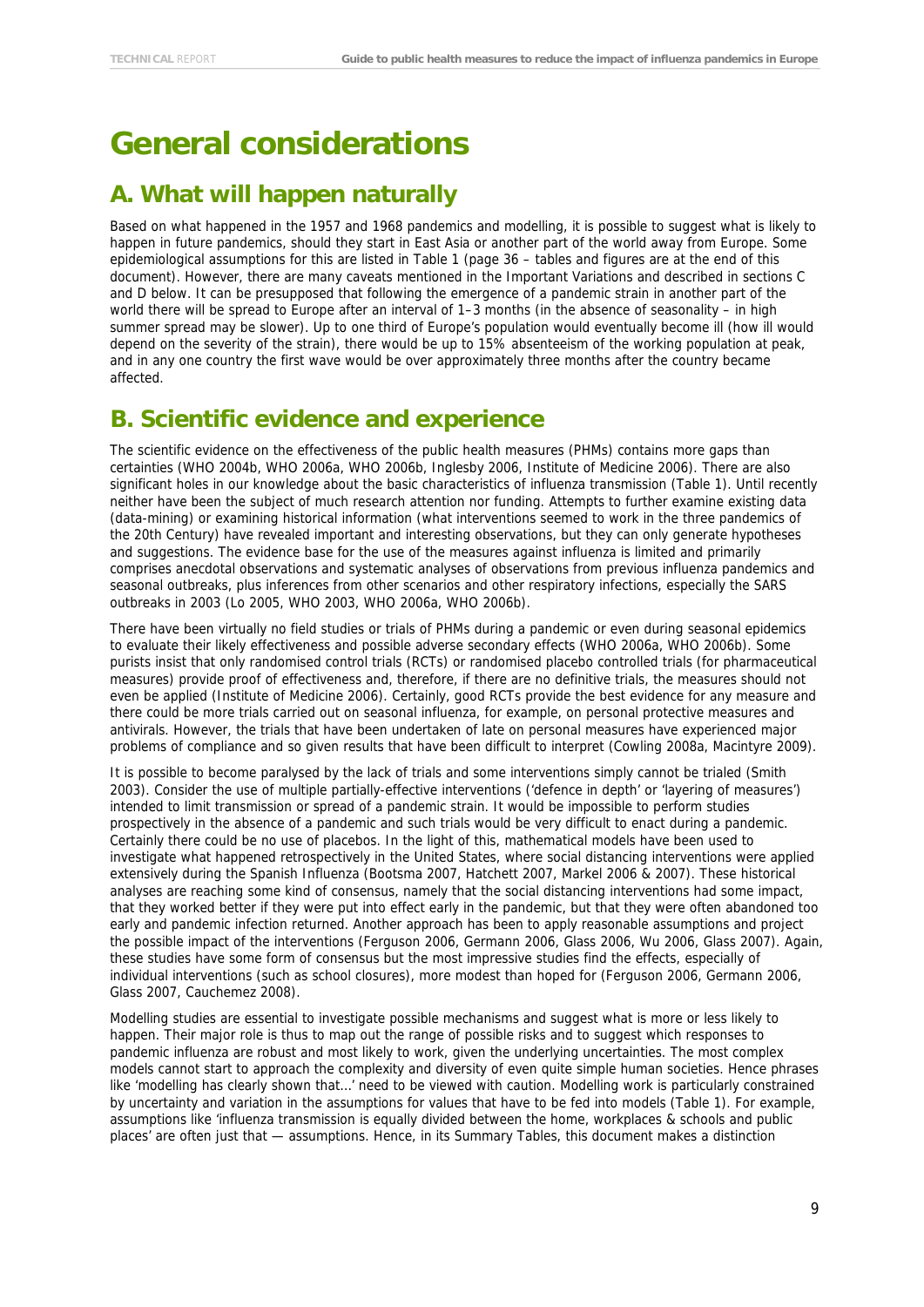# General considerations

## A. What will happen naturally

Based on what happened in the 1957 and 1968 pandemics and modelling, it is possible to suggest what is likely to happen in future pandemics, should they start in East Asia or another part of the world away from Europe. Some epidemiological assumptions for this are listed in Table 1 (page 36 – tables and figures are at the end of this document). However, there are many caveats mentioned in the Important Variations and described in sections C and D below. It can be presupposed that following the emergence of a pandemic strain in another part of the world there will be spread to Europe after an interval of 1–3 months (in the absence of seasonality – in high summer spread may be slower). Up to one third of Europe's population would eventually become ill (how ill would depend on the severity of the strain), there would be up to 15% absenteeism of the working population at peak, and in any one country the first wave would be over approximately three months after the country became affected.

## B. Scientific evidence and experience

The scientific evidence on the effectiveness of the public health measures (PHMs) contains more gaps than certainties (WHO 2004b, WHO 2006a, WHO 2006b, Inglesby 2006, Institute of Medicine 2006). There are also significant holes in our knowledge about the basic characteristics of influenza transmission (Table 1). Until recently neither have been the subject of much research attention nor funding. Attempts to further examine existing data (data-mining) or examining historical information (what interventions seemed to work in the three pandemics of the 20th Century) have revealed important and interesting observations, but they can only generate hypotheses and suggestions. The evidence base for the use of the measures against influenza is limited and primarily comprises anecdotal observations and systematic analyses of observations from previous influenza pandemics and seasonal outbreaks, plus inferences from other scenarios and other respiratory infections, especially the SARS outbreaks in 2003 (Lo 2005, WHO 2003, WHO 2006a, WHO 2006b).

There have been virtually no field studies or trials of PHMs during a pandemic or even during seasonal epidemics to evaluate their likely effectiveness and possible adverse secondary effects (WHO 2006a, WHO 2006b). Some purists insist that only randomised control trials (RCTs) or randomised placebo controlled trials (for pharmaceutical measures) provide proof of effectiveness and, therefore, if there are no definitive trials, the measures should not even be applied (Institute of Medicine 2006). Certainly, good RCTs provide the best evidence for any measure and there could be more trials carried out on seasonal influenza, for example, on personal protective measures and antivirals. However, the trials that have been undertaken of late on personal measures have experienced major problems of compliance and so given results that have been difficult to interpret (Cowling 2008a, Macintyre 2009).

It is possible to become paralysed by the lack of trials and some interventions simply cannot be trialed (Smith 2003). Consider the use of multiple partially-effective interventions ('defence in depth' or 'layering of measures') intended to limit transmission or spread of a pandemic strain. It would be impossible to perform studies prospectively in the absence of a pandemic and such trials would be very difficult to enact during a pandemic. Certainly there could be no use of placebos. In the light of this, mathematical models have been used to investigate what happened retrospectively in the United States, where social distancing interventions were applied extensively during the Spanish Influenza (Bootsma 2007, Hatchett 2007, Markel 2006 & 2007). These historical analyses are reaching some kind of consensus, namely that the social distancing interventions had some impact, that they worked better if they were put into effect early in the pandemic, but that they were often abandoned too early and pandemic infection returned. Another approach has been to apply reasonable assumptions and project the possible impact of the interventions (Ferguson 2006, Germann 2006, Glass 2006, Wu 2006, Glass 2007). Again, these studies have some form of consensus but the most impressive studies find the effects, especially of individual interventions (such as school closures), more modest than hoped for (Ferguson 2006, Germann 2006, Glass 2007, Cauchemez 2008).

Modelling studies are essential to investigate possible mechanisms and suggest what is more or less likely to happen. Their major role is thus to map out the range of possible risks and to suggest which responses to pandemic influenza are robust and most likely to work, given the underlying uncertainties. The most complex models cannot start to approach the complexity and diversity of even quite simple human societies. Hence phrases like 'modelling has clearly shown that…' need to be viewed with caution. Modelling work is particularly constrained by uncertainty and variation in the assumptions for values that have to be fed into models (Table 1). For example, assumptions like 'influenza transmission is equally divided between the home, workplaces & schools and public places' are often just that — assumptions. Hence, in its Summary Tables, this document makes a distinction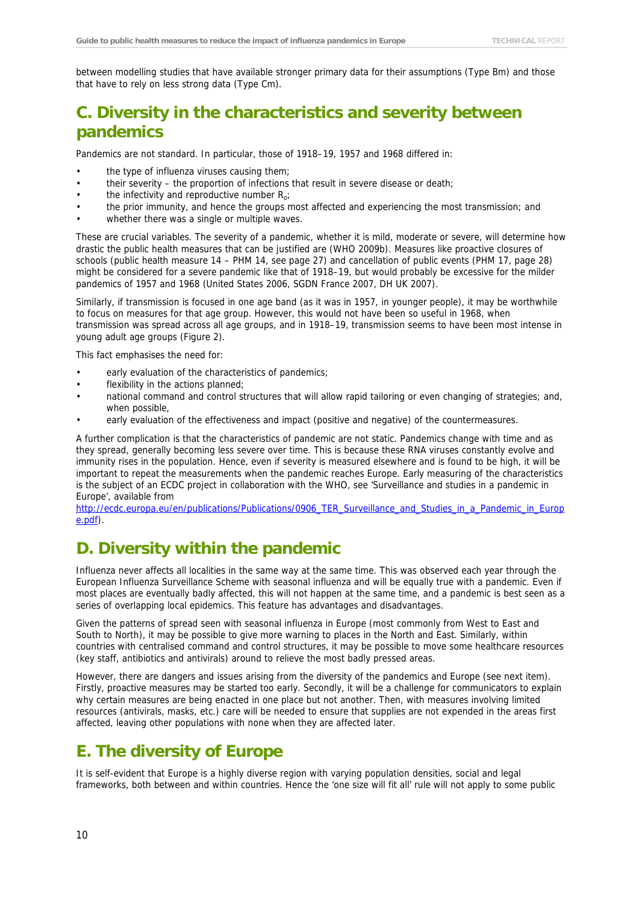between modelling studies that have available stronger primary data for their assumptions (Type Bm) and those that have to rely on less strong data (Type Cm).

## C. Diversity in the characteristics and severity between pandemics

Pandemics are not standard. In particular, those of 1918–19, 1957 and 1968 differed in:

- the type of influenza viruses causing them;
- their severity – the proportion of infections that result in severe disease or death;
- the infectivity and reproductive number $R_o$;
- the prior immunity, and hence the groups most affected and experiencing the most transmission; and
- whether there was a single or multiple waves.

These are crucial variables. The severity of a pandemic, whether it is mild, moderate or severe, will determine how drastic the public health measures that can be justified are (WHO 2009b). Measures like proactive closures of schools (public health measure 14 – PHM 14, see page 27) and cancellation of public events (PHM 17, page 28) might be considered for a severe pandemic like that of 1918–19, but would probably be excessive for the milder pandemics of 1957 and 1968 (United States 2006, SGDN France 2007, DH UK 2007).

Similarly, if transmission is focused in one age band (as it was in 1957, in younger people), it may be worthwhile to focus on measures for that age group. However, this would not have been so useful in 1968, when transmission was spread across all age groups, and in 1918–19, transmission seems to have been most intense in young adult age groups (Figure 2).

This fact emphasises the need for:

- early evaluation of the characteristics of pandemics;
- flexibility in the actions planned;
- national command and control structures that will allow rapid tailoring or even changing of strategies; and, when possible,
- early evaluation of the effectiveness and impact (positive and negative) of the countermeasures.

A further complication is that the characteristics of pandemic are not static. Pandemics change with time and as they spread, generally becoming less severe over time. This is because these RNA viruses constantly evolve and immunity rises in the population. Hence, even if severity is measured elsewhere and is found to be high, it will be important to repeat the measurements when the pandemic reaches Europe. Early measuring of the characteristics is the subject of an ECDC project in collaboration with the WHO, see 'Surveillance and studies in a pandemic in Europe', available from http://ecdc.europa.eu/en/publications/Publications/0906_TER_Surveillance_and_Studies_in_a_Pandemic_in_Europe.pdf).

## D. Diversity within the pandemic

Influenza never affects all localities in the same way at the same time. This was observed each year through the European Influenza Surveillance Scheme with seasonal influenza and will be equally true with a pandemic. Even if most places are eventually badly affected, this will not happen at the same time, and a pandemic is best seen as a series of overlapping local epidemics. This feature has advantages and disadvantages.

Given the patterns of spread seen with seasonal influenza in Europe (most commonly from West to East and South to North), it may be possible to give more warning to places in the North and East. Similarly, within countries with centralised command and control structures, it may be possible to move some healthcare resources (key staff, antibiotics and antivirals) around to relieve the most badly pressed areas.

However, there are dangers and issues arising from the diversity of the pandemics and Europe (see next item). Firstly, proactive measures may be started too early. Secondly, it will be a challenge for communicators to explain why certain measures are being enacted in one place but not another. Then, with measures involving limited resources (antivirals, masks, etc.) care will be needed to ensure that supplies are not expended in the areas first affected, leaving other populations with none when they are affected later.

## E. The diversity of Europe

It is self-evident that Europe is a highly diverse region with varying population densities, social and legal frameworks, both between and within countries. Hence the 'one size will fit all' rule will not apply to some public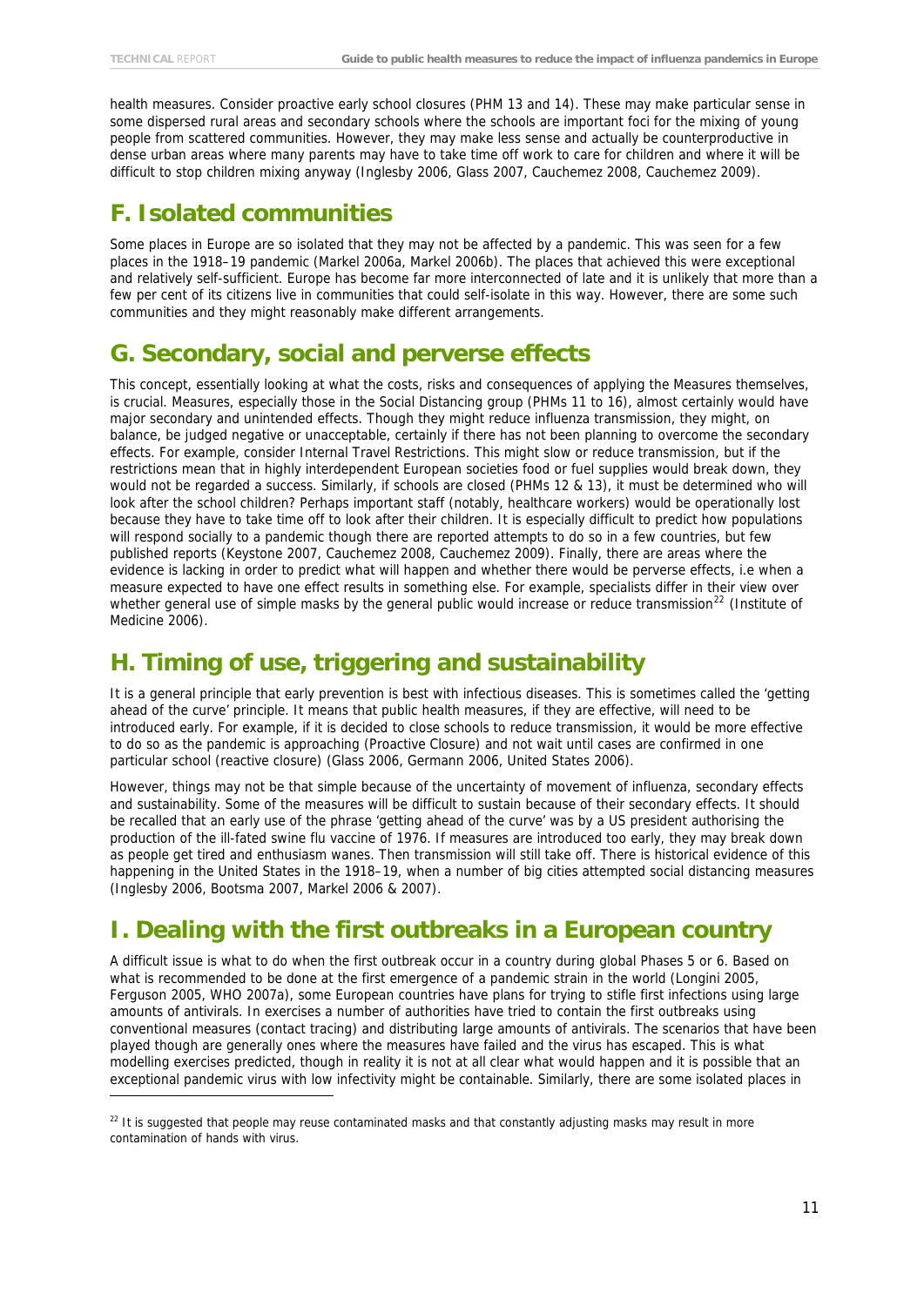health measures. Consider proactive early school closures (PHM 13 and 14). These may make particular sense in some dispersed rural areas and secondary schools where the schools are important foci for the mixing of young people from scattered communities. However, they may make less sense and actually be counterproductive in dense urban areas where many parents may have to take time off work to care for children and where it will be difficult to stop children mixing anyway (Inglesby 2006, Glass 2007, Cauchemez 2008, Cauchemez 2009).

## F. Isolated communities

Some places in Europe are so isolated that they may not be affected by a pandemic. This was seen for a few places in the 1918–19 pandemic (Markel 2006a, Markel 2006b). The places that achieved this were exceptional and relatively self-sufficient. Europe has become far more interconnected of late and it is unlikely that more than a few per cent of its citizens live in communities that could self-isolate in this way. However, there are some such communities and they might reasonably make different arrangements.

## G. Secondary, social and perverse effects

This concept, essentially looking at what the costs, risks and consequences of applying the Measures themselves, is crucial. Measures, especially those in the Social Distancing group (PHMs 11 to 16), almost certainly would have major secondary and unintended effects. Though they might reduce influenza transmission, they might, on balance, be judged negative or unacceptable, certainly if there has not been planning to overcome the secondary effects. For example, consider Internal Travel Restrictions. This might slow or reduce transmission, but if the restrictions mean that in highly interdependent European societies food or fuel supplies would break down, they would not be regarded a success. Similarly, if schools are closed (PHMs 12 & 13), it must be determined who will look after the school children? Perhaps important staff (notably, healthcare workers) would be operationally lost because they have to take time off to look after their children. It is especially difficult to predict how populations will respond socially to a pandemic though there are reported attempts to do so in a few countries, but few published reports (Keystone 2007, Cauchemez 2008, Cauchemez 2009). Finally, there are areas where the evidence is lacking in order to predict what will happen and whether there would be perverse effects, i.e when a measure expected to have one effect results in something else. For example, specialists differ in their view over whether general use of simple masks by the general public would increase or reduce transmission[22] (Institute of Medicine 2006).

## H. Timing of use, triggering and sustainability

It is a general principle that early prevention is best with infectious diseases. This is sometimes called the 'getting ahead of the curve' principle. It means that public health measures, if they are effective, will need to be introduced early. For example, if it is decided to close schools to reduce transmission, it would be more effective to do so as the pandemic is approaching (Proactive Closure) and not wait until cases are confirmed in one particular school (reactive closure) (Glass 2006, Germann 2006, United States 2006).

However, things may not be that simple because of the uncertainty of movement of influenza, secondary effects and sustainability. Some of the measures will be difficult to sustain because of their secondary effects. It should be recalled that an early use of the phrase 'getting ahead of the curve' was by a US president authorising the production of the ill-fated swine flu vaccine of 1976. If measures are introduced too early, they may break down as people get tired and enthusiasm wanes. Then transmission will still take off. There is historical evidence of this happening in the United States in the 1918–19, when a number of big cities attempted social distancing measures (Inglesby 2006, Bootsma 2007, Markel 2006 & 2007).

## I. Dealing with the first outbreaks in a European country

A difficult issue is what to do when the first outbreak occur in a country during global Phases 5 or 6. Based on what is recommended to be done at the first emergence of a pandemic strain in the world (Longini 2005, Ferguson 2005, WHO 2007a), some European countries have plans for trying to stifle first infections using large amounts of antivirals. In exercises a number of authorities have tried to contain the first outbreaks using conventional measures (contact tracing) and distributing large amounts of antivirals. The scenarios that have been played though are generally ones where the measures have failed and the virus has escaped. This is what modelling exercises predicted, though in reality it is not at all clear what would happen and it is possible that an exceptional pandemic virus with low infectivity might be containable. Similarly, there are some isolated places in

[22] It is suggested that people may reuse contaminated masks and that constantly adjusting masks may result in more contamination of hands with virus.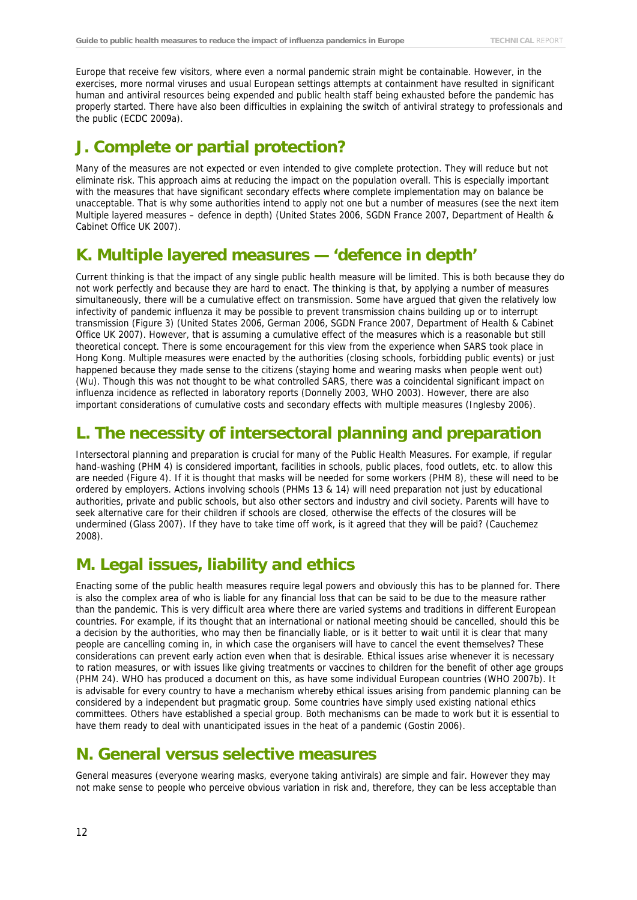Europe that receive few visitors, where even a normal pandemic strain might be containable. However, in the exercises, more normal viruses and usual European settings attempts at containment have resulted in significant human and antiviral resources being expended and public health staff being exhausted before the pandemic has properly started. There have also been difficulties in explaining the switch of antiviral strategy to professionals and the public (ECDC 2009a).

## J. Complete or partial protection?

Many of the measures are not expected or even intended to give complete protection. They will reduce but not eliminate risk. This approach aims at reducing the impact on the population overall. This is especially important with the measures that have significant secondary effects where complete implementation may on balance be unacceptable. That is why some authorities intend to apply not one but a number of measures (see the next item Multiple layered measures – defence in depth) (United States 2006, SGDN France 2007, Department of Health & Cabinet Office UK 2007).

## K. Multiple layered measures — 'defence in depth'

Current thinking is that the impact of any single public health measure will be limited. This is both because they do not work perfectly and because they are hard to enact. The thinking is that, by applying a number of measures simultaneously, there will be a cumulative effect on transmission. Some have argued that given the relatively low infectivity of pandemic influenza it may be possible to prevent transmission chains building up or to interrupt transmission (Figure 3) (United States 2006, German 2006, SGDN France 2007, Department of Health & Cabinet Office UK 2007). However, that is assuming a cumulative effect of the measures which is a reasonable but still theoretical concept. There is some encouragement for this view from the experience when SARS took place in Hong Kong. Multiple measures were enacted by the authorities (closing schools, forbidding public events) or just happened because they made sense to the citizens (staying home and wearing masks when people went out) (Wu). Though this was not thought to be what controlled SARS, there was a coincidental significant impact on influenza incidence as reflected in laboratory reports (Donnelly 2003, WHO 2003). However, there are also important considerations of cumulative costs and secondary effects with multiple measures (Inglesby 2006).

## L. The necessity of intersectoral planning and preparation

Intersectoral planning and preparation is crucial for many of the Public Health Measures. For example, if regular hand-washing (PHM 4) is considered important, facilities in schools, public places, food outlets, etc. to allow this are needed (Figure 4). If it is thought that masks will be needed for some workers (PHM 8), these will need to be ordered by employers. Actions involving schools (PHMs 13 & 14) will need preparation not just by educational authorities, private and public schools, but also other sectors and industry and civil society. Parents will have to seek alternative care for their children if schools are closed, otherwise the effects of the closures will be undermined (Glass 2007). If they have to take time off work, is it agreed that they will be paid? (Cauchemez 2008).

## M. Legal issues, liability and ethics

Enacting some of the public health measures require legal powers and obviously this has to be planned for. There is also the complex area of who is liable for any financial loss that can be said to be due to the measure rather than the pandemic. This is very difficult area where there are varied systems and traditions in different European countries. For example, if its thought that an international or national meeting should be cancelled, should this be a decision by the authorities, who may then be financially liable, or is it better to wait until it is clear that many people are cancelling coming in, in which case the organisers will have to cancel the event themselves? These considerations can prevent early action even when that is desirable. Ethical issues arise whenever it is necessary to ration measures, or with issues like giving treatments or vaccines to children for the benefit of other age groups (PHM 24). WHO has produced a document on this, as have some individual European countries (WHO 2007b). It is advisable for every country to have a mechanism whereby ethical issues arising from pandemic planning can be considered by a independent but pragmatic group. Some countries have simply used existing national ethics committees. Others have established a special group. Both mechanisms can be made to work but it is essential to have them ready to deal with unanticipated issues in the heat of a pandemic (Gostin 2006).

## N. General versus selective measures

General measures (everyone wearing masks, everyone taking antivirals) are simple and fair. However they may not make sense to people who perceive obvious variation in risk and, therefore, they can be less acceptable than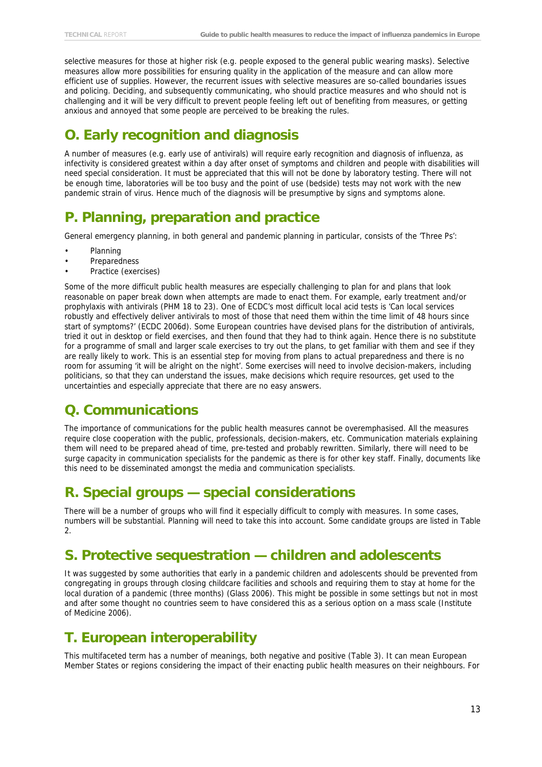selective measures for those at higher risk (e.g. people exposed to the general public wearing masks). Selective measures allow more possibilities for ensuring quality in the application of the measure and can allow more efficient use of supplies. However, the recurrent issues with selective measures are so-called boundaries issues and policing. Deciding, and subsequently communicating, who should practice measures and who should not is challenging and it will be very difficult to prevent people feeling left out of benefiting from measures, or getting anxious and annoyed that some people are perceived to be breaking the rules.

## O. Early recognition and diagnosis

A number of measures (e.g. early use of antivirals) will require early recognition and diagnosis of influenza, as infectivity is considered greatest within a day after onset of symptoms and children and people with disabilities will need special consideration. It must be appreciated that this will not be done by laboratory testing. There will not be enough time, laboratories will be too busy and the point of use (bedside) tests may not work with the new pandemic strain of virus. Hence much of the diagnosis will be presumptive by signs and symptoms alone.

## P. Planning, preparation and practice

General emergency planning, in both general and pandemic planning in particular, consists of the 'Three Ps':

- Planning
- Preparedness
- Practice (exercises)

Some of the more difficult public health measures are especially challenging to plan for and plans that look reasonable on paper break down when attempts are made to enact them. For example, early treatment and/or prophylaxis with antivirals (PHM 18 to 23). One of ECDC's most difficult local acid tests is 'Can local services robustly and effectively deliver antivirals to most of those that need them within the time limit of 48 hours since start of symptoms?' (ECDC 2006d). Some European countries have devised plans for the distribution of antivirals, tried it out in desktop or field exercises, and then found that they had to think again. Hence there is no substitute for a programme of small and larger scale exercises to try out the plans, to get familiar with them and see if they are really likely to work. This is an essential step for moving from plans to actual preparedness and there is no room for assuming 'it will be alright on the night'. Some exercises will need to involve decision-makers, including politicians, so that they can understand the issues, make decisions which require resources, get used to the uncertainties and especially appreciate that there are no easy answers.

## Q. Communications

The importance of communications for the public health measures cannot be overemphasised. All the measures require close cooperation with the public, professionals, decision-makers, etc. Communication materials explaining them will need to be prepared ahead of time, pre-tested and probably rewritten. Similarly, there will need to be surge capacity in communication specialists for the pandemic as there is for other key staff. Finally, documents like this need to be disseminated amongst the media and communication specialists.

## R. Special groups — special considerations

There will be a number of groups who will find it especially difficult to comply with measures. In some cases, numbers will be substantial. Planning will need to take this into account. Some candidate groups are listed in Table 2.

## S. Protective sequestration — children and adolescents

It was suggested by some authorities that early in a pandemic children and adolescents should be prevented from congregating in groups through closing childcare facilities and schools and requiring them to stay at home for the local duration of a pandemic (three months) (Glass 2006). This might be possible in some settings but not in most and after some thought no countries seem to have considered this as a serious option on a mass scale (Institute of Medicine 2006).

## T. European interoperability

This multifaceted term has a number of meanings, both negative and positive (Table 3). It can mean European Member States or regions considering the impact of their enacting public health measures on their neighbours. For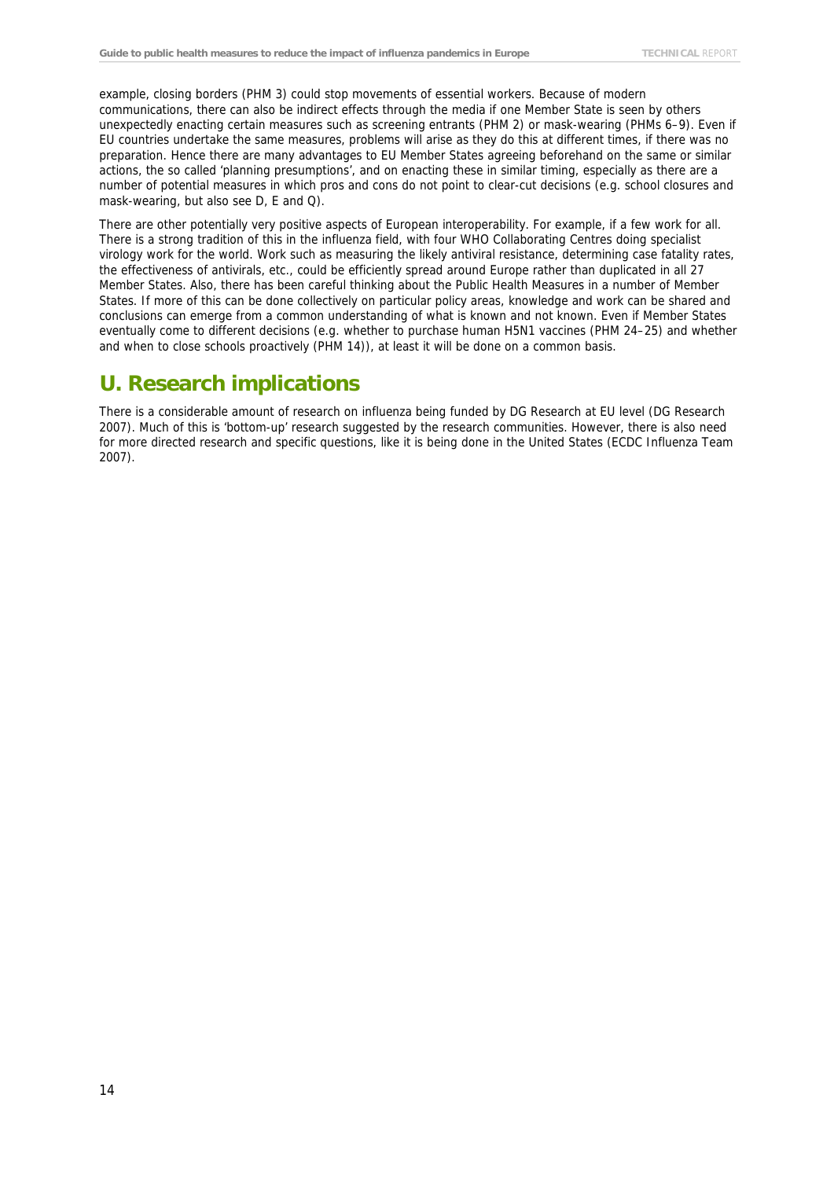example, closing borders (PHM 3) could stop movements of essential workers. Because of modern communications, there can also be indirect effects through the media if one Member State is seen by others unexpectedly enacting certain measures such as screening entrants (PHM 2) or mask-wearing (PHMs 6–9). Even if EU countries undertake the same measures, problems will arise as they do this at different times, if there was no preparation. Hence there are many advantages to EU Member States agreeing beforehand on the same or similar actions, the so called 'planning presumptions', and on enacting these in similar timing, especially as there are a number of potential measures in which pros and cons do not point to clear-cut decisions (e.g. school closures and mask-wearing, but also see D, E and Q).

There are other potentially very positive aspects of European interoperability. For example, if a few work for all. There is a strong tradition of this in the influenza field, with four WHO Collaborating Centres doing specialist virology work for the world. Work such as measuring the likely antiviral resistance, determining case fatality rates, the effectiveness of antivirals, etc., could be efficiently spread around Europe rather than duplicated in all 27 Member States. Also, there has been careful thinking about the Public Health Measures in a number of Member States. If more of this can be done collectively on particular policy areas, knowledge and work can be shared and conclusions can emerge from a common understanding of what is known and not known. Even if Member States eventually come to different decisions (e.g. whether to purchase human H5N1 vaccines (PHM 24–25) and whether and when to close schools proactively (PHM 14)), at least it will be done on a common basis.

## U. Research implications

There is a considerable amount of research on influenza being funded by DG Research at EU level (DG Research 2007). Much of this is 'bottom-up' research suggested by the research communities. However, there is also need for more directed research and specific questions, like it is being done in the United States (ECDC Influenza Team 2007).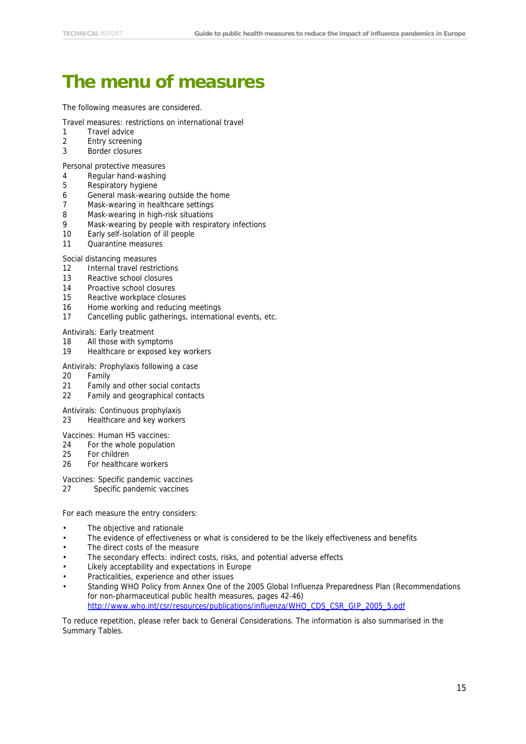# The menu of measures

The following measures are considered.

Travel measures: restrictions on international travel

1. Travel advice
2. Entry screening
3. Border closures

Personal protective measures

4. Regular hand-washing
5. Respiratory hygiene
6. General mask-wearing outside the home
7. Mask-wearing in healthcare settings
8. Mask-wearing in high-risk situations
9. Mask-wearing by people with respiratory infections
10. Early self-isolation of ill people
11. Quarantine measures

Social distancing measures

12. Internal travel restrictions
13. Reactive school closures
14. Proactive school closures
15. Reactive workplace closures
16. Home working and reducing meetings
17. Cancelling public gatherings, international events, etc.

Antivirals: Early treatment

18. All those with symptoms
19. Healthcare or exposed key workers

Antivirals: Prophylaxis following a case

20. Family
21. Family and other social contacts
22. Family and geographical contacts

Antivirals: Continuous prophylaxis

23. Healthcare and key workers

Vaccines: Human H5 vaccines:

24. For the whole population
25. For children
26. For healthcare workers

Vaccines: Specific pandemic vaccines

27. Specific pandemic vaccines

For each measure the entry considers:

- The objective and rationale
- The evidence of effectiveness or what is considered to be the likely effectiveness and benefits
- The direct costs of the measure
- The secondary effects: indirect costs, risks, and potential adverse effects
- Likely acceptability and expectations in Europe
- Practicalities, experience and other issues
- Standing WHO Policy from Annex One of the 2005 Global Influenza Preparedness Plan (Recommendations for non-pharmaceutical public health measures, pages 42-46) http://www.who.int/csr/resources/publications/influenza/WHO_CDS_CSR_GIP_2005_5.pdf

To reduce repetition, please refer back to General Considerations. The information is also summarised in the Summary Tables.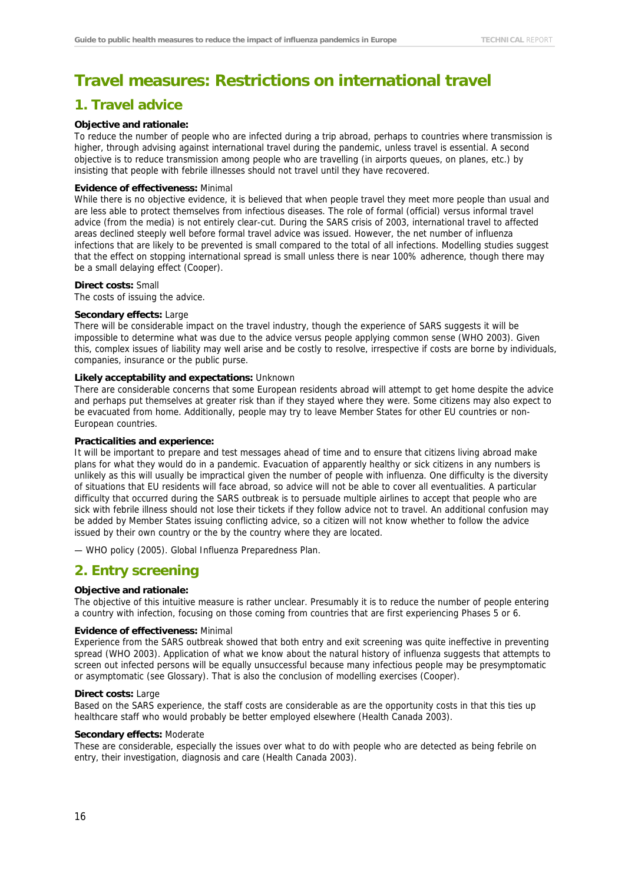# Travel measures: Restrictions on international travel

## 1. Travel advice

**Objective and rationale:**
To reduce the number of people who are infected during a trip abroad, perhaps to countries where transmission is higher, through advising against international travel during the pandemic, unless travel is essential. A second objective is to reduce transmission among people who are travelling (in airports queues, on planes, etc.) by insisting that people with febrile illnesses should not travel until they have recovered.

**Evidence of effectiveness:** Minimal
While there is no objective evidence, it is believed that when people travel they meet more people than usual and are less able to protect themselves from infectious diseases. The role of formal (official) versus informal travel advice (from the media) is not entirely clear-cut. During the SARS crisis of 2003, international travel to affected areas declined steeply well before formal travel advice was issued. However, the net number of influenza infections that are likely to be prevented is small compared to the total of all infections. Modelling studies suggest that the effect on stopping international spread is small unless there is near 100% adherence, though there may be a small delaying effect (Cooper).

**Direct costs:** Small
The costs of issuing the advice.

**Secondary effects:** Large
There will be considerable impact on the travel industry, though the experience of SARS suggests it will be impossible to determine what was due to the advice versus people applying common sense (WHO 2003). Given this, complex issues of liability may well arise and be costly to resolve, irrespective if costs are borne by individuals, companies, insurance or the public purse.

**Likely acceptability and expectations:** Unknown
There are considerable concerns that some European residents abroad will attempt to get home despite the advice and perhaps put themselves at greater risk than if they stayed where they were. Some citizens may also expect to be evacuated from home. Additionally, people may try to leave Member States for other EU countries or non-European countries.

**Practicalities and experience:**
It will be important to prepare and test messages ahead of time and to ensure that citizens living abroad make plans for what they would do in a pandemic. Evacuation of apparently healthy or sick citizens in any numbers is unlikely as this will usually be impractical given the number of people with influenza. One difficulty is the diversity of situations that EU residents will face abroad, so advice will not be able to cover all eventualities. A particular difficulty that occurred during the SARS outbreak is to persuade multiple airlines to accept that people who are sick with febrile illness should not lose their tickets if they follow advice not to travel. An additional confusion may be added by Member States issuing conflicting advice, so a citizen will not know whether to follow the advice issued by their own country or the by the country where they are located.

— WHO policy (2005). Global Influenza Preparedness Plan.

## 2. Entry screening

**Objective and rationale:**
The objective of this intuitive measure is rather unclear. Presumably it is to reduce the number of people entering a country with infection, focusing on those coming from countries that are first experiencing Phases 5 or 6.

**Evidence of effectiveness:** Minimal
Experience from the SARS outbreak showed that both entry and exit screening was quite ineffective in preventing spread (WHO 2003). Application of what we know about the natural history of influenza suggests that attempts to screen out infected persons will be equally unsuccessful because many infectious people may be presymptomatic or asymptomatic (see Glossary). That is also the conclusion of modelling exercises (Cooper).

**Direct costs:** Large
Based on the SARS experience, the staff costs are considerable as are the opportunity costs in that this ties up healthcare staff who would probably be better employed elsewhere (Health Canada 2003).

**Secondary effects:** Moderate
These are considerable, especially the issues over what to do with people who are detected as being febrile on entry, their investigation, diagnosis and care (Health Canada 2003).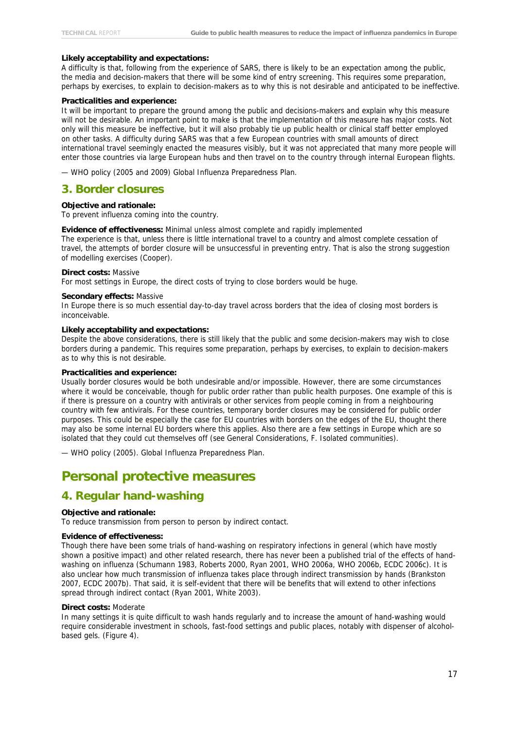**Likely acceptability and expectations:**
A difficulty is that, following from the experience of SARS, there is likely to be an expectation among the public, the media and decision-makers that there will be some kind of entry screening. This requires some preparation, perhaps by exercises, to explain to decision-makers as to why this is not desirable and anticipated to be ineffective.

**Practicalities and experience:**
It will be important to prepare the ground among the public and decisions-makers and explain why this measure will not be desirable. An important point to make is that the implementation of this measure has major costs. Not only will this measure be ineffective, but it will also probably tie up public health or clinical staff better employed on other tasks. A difficulty during SARS was that a few European countries with small amounts of direct international travel seemingly enacted the measures visibly, but it was not appreciated that many more people will enter those countries via large European hubs and then travel on to the country through internal European flights.

— WHO policy (2005 and 2009) Global Influenza Preparedness Plan.

## 3. Border closures

**Objective and rationale:**
To prevent influenza coming into the country.

**Evidence of effectiveness:** Minimal unless almost complete and rapidly implemented
The experience is that, unless there is little international travel to a country and almost complete cessation of travel, the attempts of border closure will be unsuccessful in preventing entry. That is also the strong suggestion of modelling exercises (Cooper).

**Direct costs:** Massive
For most settings in Europe, the direct costs of trying to close borders would be huge.

**Secondary effects:** Massive
In Europe there is so much essential day-to-day travel across borders that the idea of closing most borders is inconceivable.

**Likely acceptability and expectations:**
Despite the above considerations, there is still likely that the public and some decision-makers may wish to close borders during a pandemic. This requires some preparation, perhaps by exercises, to explain to decision-makers as to why this is not desirable.

**Practicalities and experience:**
Usually border closures would be both undesirable and/or impossible. However, there are some circumstances where it would be conceivable, though for public order rather than public health purposes. One example of this is if there is pressure on a country with antivirals or other services from people coming in from a neighbouring country with few antivirals. For these countries, temporary border closures may be considered for public order purposes. This could be especially the case for EU countries with borders on the edges of the EU, thought there may also be some internal EU borders where this applies. Also there are a few settings in Europe which are so isolated that they could cut themselves off (see General Considerations, F. Isolated communities).

— WHO policy (2005). Global Influenza Preparedness Plan.

# Personal protective measures

## 4. Regular hand-washing

**Objective and rationale:**
To reduce transmission from person to person by indirect contact.

**Evidence of effectiveness:**
Though there have been some trials of hand-washing on respiratory infections in general (which have mostly shown a positive impact) and other related research, there has never been a published trial of the effects of hand-washing on influenza (Schumann 1983, Roberts 2000, Ryan 2001, WHO 2006a, WHO 2006b, ECDC 2006c). It is also unclear how much transmission of influenza takes place through indirect transmission by hands (Brankston 2007, ECDC 2007b). That said, it is self-evident that there will be benefits that will extend to other infections spread through indirect contact (Ryan 2001, White 2003).

**Direct costs:** Moderate
In many settings it is quite difficult to wash hands regularly and to increase the amount of hand-washing would require considerable investment in schools, fast-food settings and public places, notably with dispenser of alcohol-based gels. (Figure 4).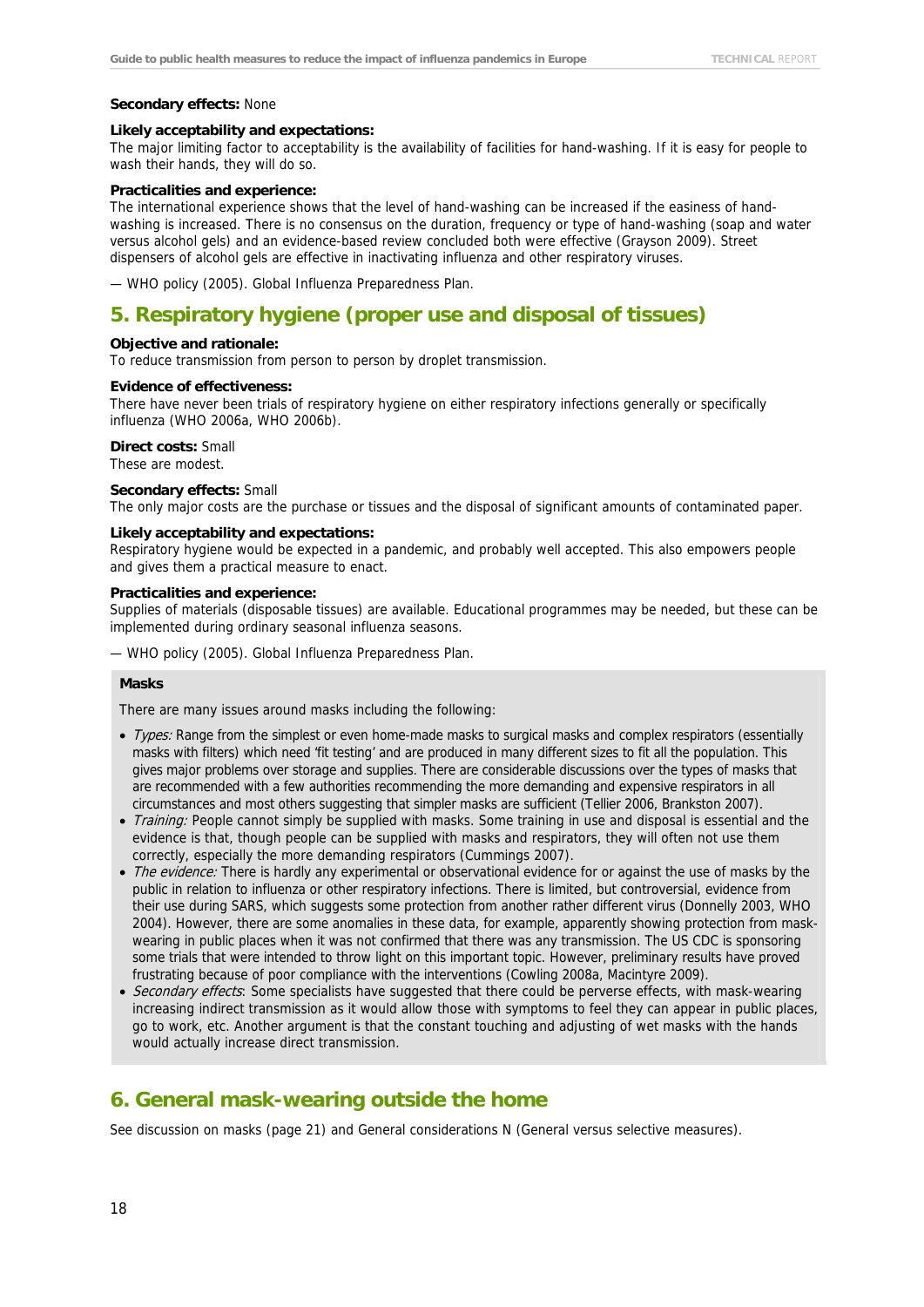**Secondary effects:** None

**Likely acceptability and expectations:**
The major limiting factor to acceptability is the availability of facilities for hand-washing. If it is easy for people to wash their hands, they will do so.

**Practicalities and experience:**
The international experience shows that the level of hand-washing can be increased if the easiness of hand-washing is increased. There is no consensus on the duration, frequency or type of hand-washing (soap and water versus alcohol gels) and an evidence-based review concluded both were effective (Grayson 2009). Street dispensers of alcohol gels are effective in inactivating influenza and other respiratory viruses.

— WHO policy (2005). Global Influenza Preparedness Plan.

## 5. Respiratory hygiene (proper use and disposal of tissues)

**Objective and rationale:**
To reduce transmission from person to person by droplet transmission.

**Evidence of effectiveness:**
There have never been trials of respiratory hygiene on either respiratory infections generally or specifically influenza (WHO 2006a, WHO 2006b).

**Direct costs:** Small
These are modest.

**Secondary effects:** Small
The only major costs are the purchase or tissues and the disposal of significant amounts of contaminated paper.

**Likely acceptability and expectations:**
Respiratory hygiene would be expected in a pandemic, and probably well accepted. This also empowers people and gives them a practical measure to enact.

**Practicalities and experience:**
Supplies of materials (disposable tissues) are available. Educational programmes may be needed, but these can be implemented during ordinary seasonal influenza seasons.

— WHO policy (2005). Global Influenza Preparedness Plan.

**Masks**

There are many issues around masks including the following:

- *Types:* Range from the simplest or even home-made masks to surgical masks and complex respirators (essentially masks with filters) which need 'fit testing' and are produced in many different sizes to fit all the population. This gives major problems over storage and supplies. There are considerable discussions over the types of masks that are recommended with a few authorities recommending the more demanding and expensive respirators in all circumstances and most others suggesting that simpler masks are sufficient (Tellier 2006, Brankston 2007).
- *Training:* People cannot simply be supplied with masks. Some training in use and disposal is essential and the evidence is that, though people can be supplied with masks and respirators, they will often not use them correctly, especially the more demanding respirators (Cummings 2007).
- *The evidence:* There is hardly any experimental or observational evidence for or against the use of masks by the public in relation to influenza or other respiratory infections. There is limited, but controversial, evidence from their use during SARS, which suggests some protection from another rather different virus (Donnelly 2003, WHO 2004). However, there are some anomalies in these data, for example, apparently showing protection from mask-wearing in public places when it was not confirmed that there was any transmission. The US CDC is sponsoring some trials that were intended to throw light on this important topic. However, preliminary results have proved frustrating because of poor compliance with the interventions (Cowling 2008a, Macintyre 2009).
- *Secondary effects*: Some specialists have suggested that there could be perverse effects, with mask-wearing increasing indirect transmission as it would allow those with symptoms to feel they can appear in public places, go to work, etc. Another argument is that the constant touching and adjusting of wet masks with the hands would actually increase direct transmission.

## 6. General mask-wearing outside the home

See discussion on masks (page 21) and General considerations N (General versus selective measures).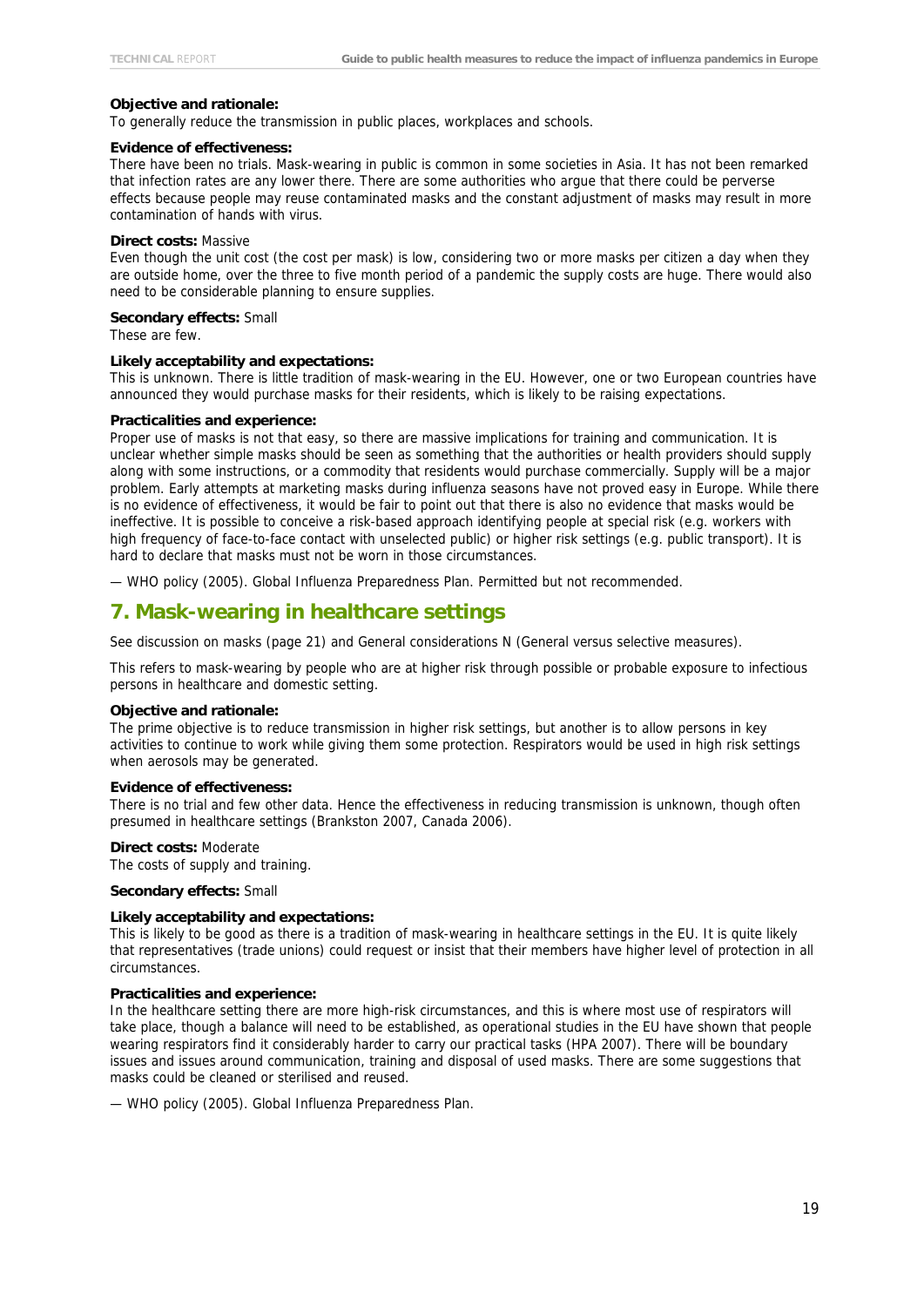**Objective and rationale:**
To generally reduce the transmission in public places, workplaces and schools.

**Evidence of effectiveness:**
There have been no trials. Mask-wearing in public is common in some societies in Asia. It has not been remarked that infection rates are any lower there. There are some authorities who argue that there could be perverse effects because people may reuse contaminated masks and the constant adjustment of masks may result in more contamination of hands with virus.

**Direct costs:** Massive
Even though the unit cost (the cost per mask) is low, considering two or more masks per citizen a day when they are outside home, over the three to five month period of a pandemic the supply costs are huge. There would also need to be considerable planning to ensure supplies.

**Secondary effects:** Small
These are few.

**Likely acceptability and expectations:**
This is unknown. There is little tradition of mask-wearing in the EU. However, one or two European countries have announced they would purchase masks for their residents, which is likely to be raising expectations.

**Practicalities and experience:**
Proper use of masks is not that easy, so there are massive implications for training and communication. It is unclear whether simple masks should be seen as something that the authorities or health providers should supply along with some instructions, or a commodity that residents would purchase commercially. Supply will be a major problem. Early attempts at marketing masks during influenza seasons have not proved easy in Europe. While there is no evidence of effectiveness, it would be fair to point out that there is also no evidence that masks would be ineffective. It is possible to conceive a risk-based approach identifying people at special risk (e.g. workers with high frequency of face-to-face contact with unselected public) or higher risk settings (e.g. public transport). It is hard to declare that masks must not be worn in those circumstances.

— WHO policy (2005). Global Influenza Preparedness Plan. Permitted but not recommended.

## 7. Mask-wearing in healthcare settings

See discussion on masks (page 21) and General considerations N (General versus selective measures).

This refers to mask-wearing by people who are at higher risk through possible or probable exposure to infectious persons in healthcare and domestic setting.

**Objective and rationale:**
The prime objective is to reduce transmission in higher risk settings, but another is to allow persons in key activities to continue to work while giving them some protection. Respirators would be used in high risk settings when aerosols may be generated.

**Evidence of effectiveness:**
There is no trial and few other data. Hence the effectiveness in reducing transmission is unknown, though often presumed in healthcare settings (Brankston 2007, Canada 2006).

**Direct costs:** Moderate
The costs of supply and training.

**Secondary effects:** Small

**Likely acceptability and expectations:**
This is likely to be good as there is a tradition of mask-wearing in healthcare settings in the EU. It is quite likely that representatives (trade unions) could request or insist that their members have higher level of protection in all circumstances.

**Practicalities and experience:**
In the healthcare setting there are more high-risk circumstances, and this is where most use of respirators will take place, though a balance will need to be established, as operational studies in the EU have shown that people wearing respirators find it considerably harder to carry our practical tasks (HPA 2007). There will be boundary issues and issues around communication, training and disposal of used masks. There are some suggestions that masks could be cleaned or sterilised and reused.

— WHO policy (2005). Global Influenza Preparedness Plan.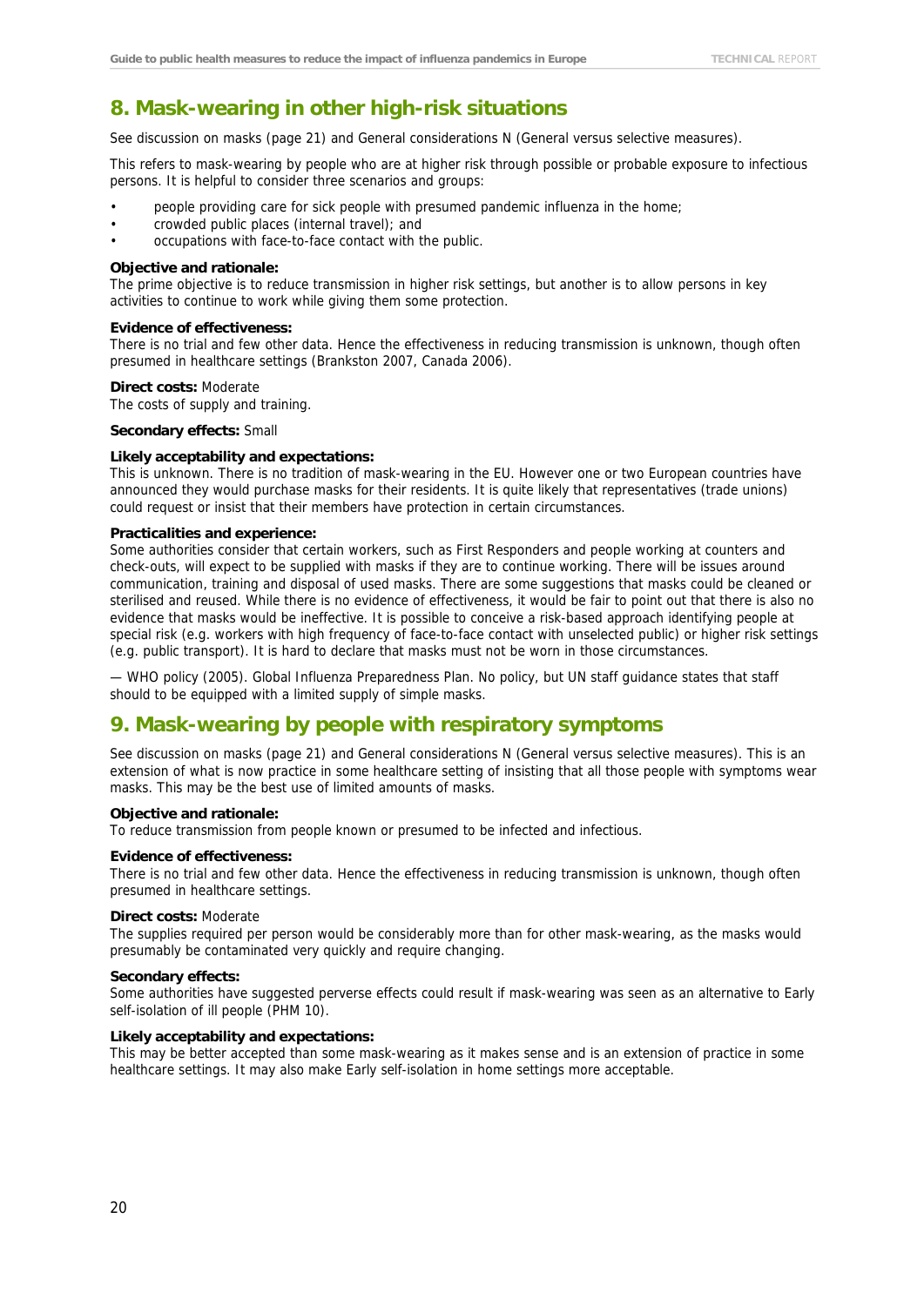## 8. Mask-wearing in other high-risk situations

See discussion on masks (page 21) and General considerations N (General versus selective measures).

This refers to mask-wearing by people who are at higher risk through possible or probable exposure to infectious persons. It is helpful to consider three scenarios and groups:

- people providing care for sick people with presumed pandemic influenza in the home;
- crowded public places (internal travel); and
- occupations with face-to-face contact with the public.

**Objective and rationale:**
The prime objective is to reduce transmission in higher risk settings, but another is to allow persons in key activities to continue to work while giving them some protection.

**Evidence of effectiveness:**
There is no trial and few other data. Hence the effectiveness in reducing transmission is unknown, though often presumed in healthcare settings (Brankston 2007, Canada 2006).

**Direct costs:** Moderate
The costs of supply and training.

**Secondary effects:** Small

**Likely acceptability and expectations:**
This is unknown. There is no tradition of mask-wearing in the EU. However one or two European countries have announced they would purchase masks for their residents. It is quite likely that representatives (trade unions) could request or insist that their members have protection in certain circumstances.

**Practicalities and experience:**
Some authorities consider that certain workers, such as First Responders and people working at counters and check-outs, will expect to be supplied with masks if they are to continue working. There will be issues around communication, training and disposal of used masks. There are some suggestions that masks could be cleaned or sterilised and reused. While there is no evidence of effectiveness, it would be fair to point out that there is also no evidence that masks would be ineffective. It is possible to conceive a risk-based approach identifying people at special risk (e.g. workers with high frequency of face-to-face contact with unselected public) or higher risk settings (e.g. public transport). It is hard to declare that masks must not be worn in those circumstances.

— WHO policy (2005). Global Influenza Preparedness Plan. No policy, but UN staff guidance states that staff should to be equipped with a limited supply of simple masks.

## 9. Mask-wearing by people with respiratory symptoms

See discussion on masks (page 21) and General considerations N (General versus selective measures). This is an extension of what is now practice in some healthcare setting of insisting that all those people with symptoms wear masks. This may be the best use of limited amounts of masks.

**Objective and rationale:**
To reduce transmission from people known or presumed to be infected and infectious.

**Evidence of effectiveness:**
There is no trial and few other data. Hence the effectiveness in reducing transmission is unknown, though often presumed in healthcare settings.

**Direct costs:** Moderate
The supplies required per person would be considerably more than for other mask-wearing, as the masks would presumably be contaminated very quickly and require changing.

**Secondary effects:**
Some authorities have suggested perverse effects could result if mask-wearing was seen as an alternative to Early self-isolation of ill people (PHM 10).

**Likely acceptability and expectations:**
This may be better accepted than some mask-wearing as it makes sense and is an extension of practice in some healthcare settings. It may also make Early self-isolation in home settings more acceptable.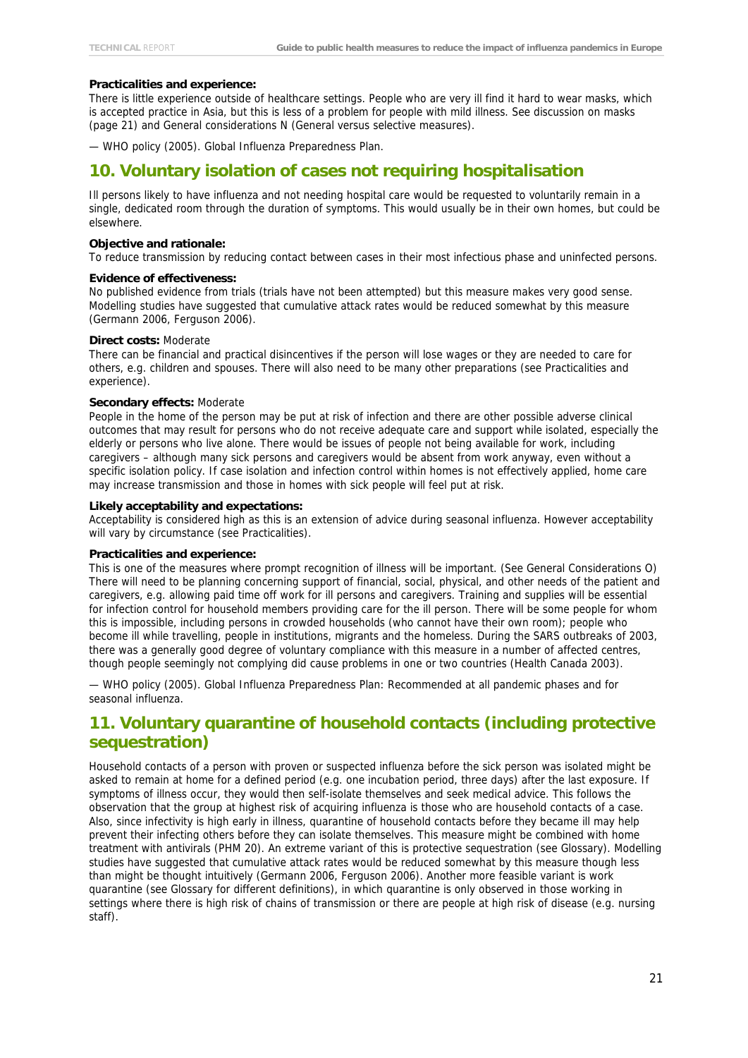**Practicalities and experience:**
There is little experience outside of healthcare settings. People who are very ill find it hard to wear masks, which is accepted practice in Asia, but this is less of a problem for people with mild illness. See discussion on masks (page 21) and General considerations N (General versus selective measures).

— WHO policy (2005). Global Influenza Preparedness Plan.

## 10. Voluntary isolation of cases not requiring hospitalisation

Ill persons likely to have influenza and not needing hospital care would be requested to voluntarily remain in a single, dedicated room through the duration of symptoms. This would usually be in their own homes, but could be elsewhere.

**Objective and rationale:**
To reduce transmission by reducing contact between cases in their most infectious phase and uninfected persons.

**Evidence of effectiveness:**
No published evidence from trials (trials have not been attempted) but this measure makes very good sense. Modelling studies have suggested that cumulative attack rates would be reduced somewhat by this measure (Germann 2006, Ferguson 2006).

**Direct costs:** Moderate
There can be financial and practical disincentives if the person will lose wages or they are needed to care for others, e.g. children and spouses. There will also need to be many other preparations (see Practicalities and experience).

**Secondary effects:** Moderate
People in the home of the person may be put at risk of infection and there are other possible adverse clinical outcomes that may result for persons who do not receive adequate care and support while isolated, especially the elderly or persons who live alone. There would be issues of people not being available for work, including caregivers – although many sick persons and caregivers would be absent from work anyway, even without a specific isolation policy. If case isolation and infection control within homes is not effectively applied, home care may increase transmission and those in homes with sick people will feel put at risk.

**Likely acceptability and expectations:**
Acceptability is considered high as this is an extension of advice during seasonal influenza. However acceptability will vary by circumstance (see Practicalities).

**Practicalities and experience:**
This is one of the measures where prompt recognition of illness will be important. (See General Considerations O) There will need to be planning concerning support of financial, social, physical, and other needs of the patient and caregivers, e.g. allowing paid time off work for ill persons and caregivers. Training and supplies will be essential for infection control for household members providing care for the ill person. There will be some people for whom this is impossible, including persons in crowded households (who cannot have their own room); people who become ill while travelling, people in institutions, migrants and the homeless. During the SARS outbreaks of 2003, there was a generally good degree of voluntary compliance with this measure in a number of affected centres, though people seemingly not complying did cause problems in one or two countries (Health Canada 2003).

— WHO policy (2005). Global Influenza Preparedness Plan: Recommended at all pandemic phases and for seasonal influenza.

## 11. Voluntary quarantine of household contacts (including protective sequestration)

Household contacts of a person with proven or suspected influenza before the sick person was isolated might be asked to remain at home for a defined period (e.g. one incubation period, three days) after the last exposure. If symptoms of illness occur, they would then self-isolate themselves and seek medical advice. This follows the observation that the group at highest risk of acquiring influenza is those who are household contacts of a case. Also, since infectivity is high early in illness, quarantine of household contacts before they became ill may help prevent their infecting others before they can isolate themselves. This measure might be combined with home treatment with antivirals (PHM 20). An extreme variant of this is protective sequestration (see Glossary). Modelling studies have suggested that cumulative attack rates would be reduced somewhat by this measure though less than might be thought intuitively (Germann 2006, Ferguson 2006). Another more feasible variant is work quarantine (see Glossary for different definitions), in which quarantine is only observed in those working in settings where there is high risk of chains of transmission or there are people at high risk of disease (e.g. nursing staff).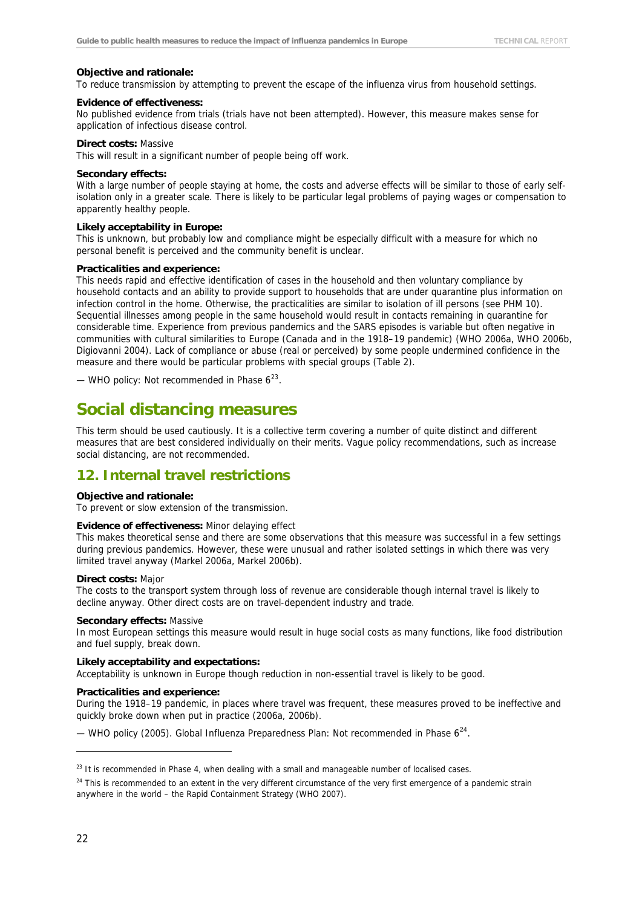**Objective and rationale:**
To reduce transmission by attempting to prevent the escape of the influenza virus from household settings.

**Evidence of effectiveness:**
No published evidence from trials (trials have not been attempted). However, this measure makes sense for application of infectious disease control.

**Direct costs:** Massive
This will result in a significant number of people being off work.

**Secondary effects:**
With a large number of people staying at home, the costs and adverse effects will be similar to those of early self-isolation only in a greater scale. There is likely to be particular legal problems of paying wages or compensation to apparently healthy people.

**Likely acceptability in Europe:**
This is unknown, but probably low and compliance might be especially difficult with a measure for which no personal benefit is perceived and the community benefit is unclear.

**Practicalities and experience:**
This needs rapid and effective identification of cases in the household and then voluntary compliance by household contacts and an ability to provide support to households that are under quarantine plus information on infection control in the home. Otherwise, the practicalities are similar to isolation of ill persons (see PHM 10). Sequential illnesses among people in the same household would result in contacts remaining in quarantine for considerable time. Experience from previous pandemics and the SARS episodes is variable but often negative in communities with cultural similarities to Europe (Canada and in the 1918–19 pandemic) (WHO 2006a, WHO 2006b, Digiovanni 2004). Lack of compliance or abuse (real or perceived) by some people undermined confidence in the measure and there would be particular problems with special groups (Table 2).

— WHO policy: Not recommended in Phase 6[23].

# Social distancing measures

This term should be used cautiously. It is a collective term covering a number of quite distinct and different measures that are best considered individually on their merits. Vague policy recommendations, such as increase social distancing, are not recommended.

## 12. Internal travel restrictions

**Objective and rationale:**
To prevent or slow extension of the transmission.

**Evidence of effectiveness:** Minor delaying effect
This makes theoretical sense and there are some observations that this measure was successful in a few settings during previous pandemics. However, these were unusual and rather isolated settings in which there was very limited travel anyway (Markel 2006a, Markel 2006b).

**Direct costs:** Major
The costs to the transport system through loss of revenue are considerable though internal travel is likely to decline anyway. Other direct costs are on travel-dependent industry and trade.

**Secondary effects:** Massive
In most European settings this measure would result in huge social costs as many functions, like food distribution and fuel supply, break down.

**Likely acceptability and expectations:**
Acceptability is unknown in Europe though reduction in non-essential travel is likely to be good.

**Practicalities and experience:**
During the 1918–19 pandemic, in places where travel was frequent, these measures proved to be ineffective and quickly broke down when put in practice (2006a, 2006b).

— WHO policy (2005). Global Influenza Preparedness Plan: Not recommended in Phase 6[24].

---

[23] It is recommended in Phase 4, when dealing with a small and manageable number of localised cases.

[24] This is recommended to an extent in the very different circumstance of the very first emergence of a pandemic strain anywhere in the world – the Rapid Containment Strategy (WHO 2007).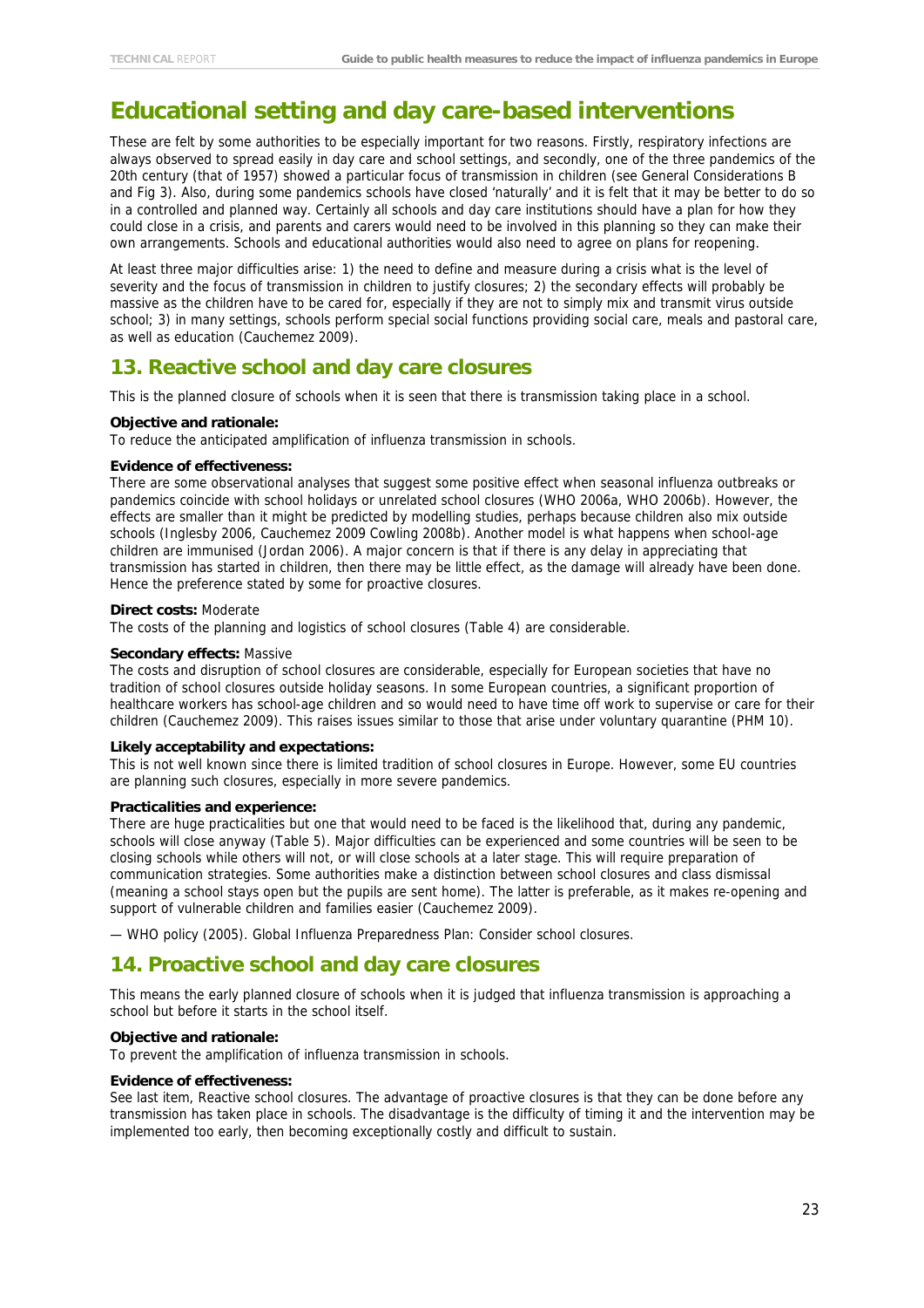# Educational setting and day care-based interventions

These are felt by some authorities to be especially important for two reasons. Firstly, respiratory infections are always observed to spread easily in day care and school settings, and secondly, one of the three pandemics of the 20th century (that of 1957) showed a particular focus of transmission in children (see General Considerations B and Fig 3). Also, during some pandemics schools have closed 'naturally' and it is felt that it may be better to do so in a controlled and planned way. Certainly all schools and day care institutions should have a plan for how they could close in a crisis, and parents and carers would need to be involved in this planning so they can make their own arrangements. Schools and educational authorities would also need to agree on plans for reopening.

At least three major difficulties arise: 1) the need to define and measure during a crisis what is the level of severity and the focus of transmission in children to justify closures; 2) the secondary effects will probably be massive as the children have to be cared for, especially if they are not to simply mix and transmit virus outside school; 3) in many settings, schools perform special social functions providing social care, meals and pastoral care, as well as education (Cauchemez 2009).

## 13. Reactive school and day care closures

This is the planned closure of schools when it is seen that there is transmission taking place in a school.

**Objective and rationale:**
To reduce the anticipated amplification of influenza transmission in schools.

**Evidence of effectiveness:**
There are some observational analyses that suggest some positive effect when seasonal influenza outbreaks or pandemics coincide with school holidays or unrelated school closures (WHO 2006a, WHO 2006b). However, the effects are smaller than it might be predicted by modelling studies, perhaps because children also mix outside schools (Inglesby 2006, Cauchemez 2009 Cowling 2008b). Another model is what happens when school-age children are immunised (Jordan 2006). A major concern is that if there is any delay in appreciating that transmission has started in children, then there may be little effect, as the damage will already have been done. Hence the preference stated by some for proactive closures.

**Direct costs:** Moderate
The costs of the planning and logistics of school closures (Table 4) are considerable.

**Secondary effects:** Massive
The costs and disruption of school closures are considerable, especially for European societies that have no tradition of school closures outside holiday seasons. In some European countries, a significant proportion of healthcare workers has school-age children and so would need to have time off work to supervise or care for their children (Cauchemez 2009). This raises issues similar to those that arise under voluntary quarantine (PHM 10).

**Likely acceptability and expectations:**
This is not well known since there is limited tradition of school closures in Europe. However, some EU countries are planning such closures, especially in more severe pandemics.

**Practicalities and experience:**
There are huge practicalities but one that would need to be faced is the likelihood that, during any pandemic, schools will close anyway (Table 5). Major difficulties can be experienced and some countries will be seen to be closing schools while others will not, or will close schools at a later stage. This will require preparation of communication strategies. Some authorities make a distinction between school closures and class dismissal (meaning a school stays open but the pupils are sent home). The latter is preferable, as it makes re-opening and support of vulnerable children and families easier (Cauchemez 2009).

— WHO policy (2005). Global Influenza Preparedness Plan: Consider school closures.

## 14. Proactive school and day care closures

This means the early planned closure of schools when it is judged that influenza transmission is approaching a school but before it starts in the school itself.

**Objective and rationale:**
To prevent the amplification of influenza transmission in schools.

**Evidence of effectiveness:**
See last item, Reactive school closures. The advantage of proactive closures is that they can be done before any transmission has taken place in schools. The disadvantage is the difficulty of timing it and the intervention may be implemented too early, then becoming exceptionally costly and difficult to sustain.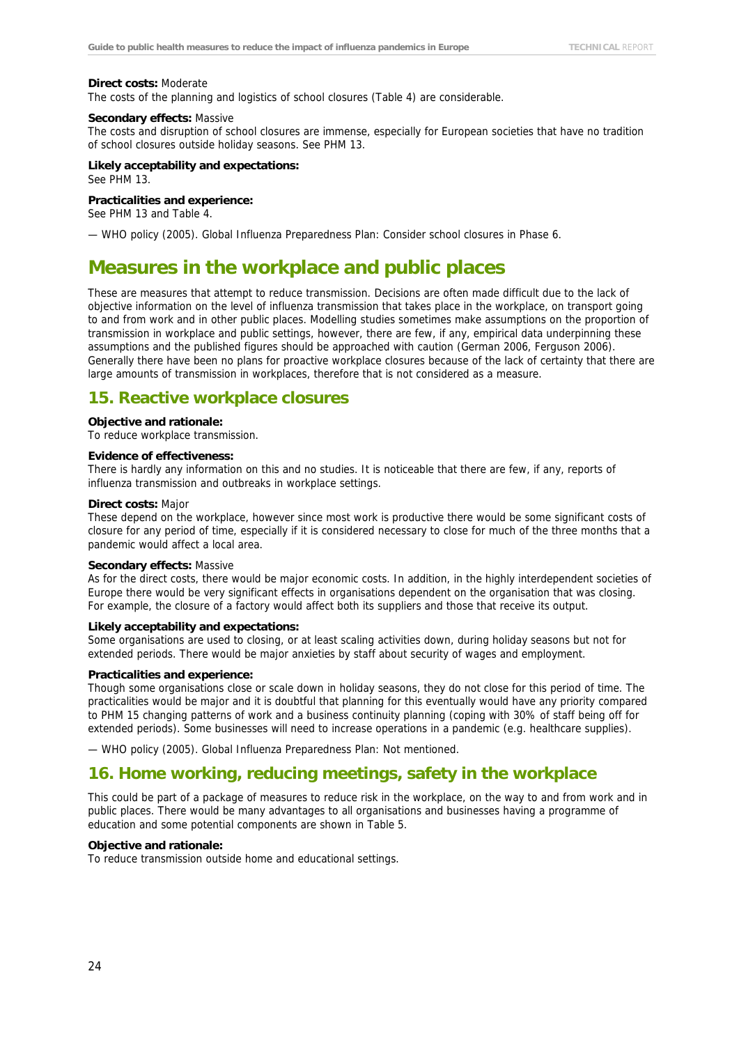**Direct costs:** Moderate
The costs of the planning and logistics of school closures (Table 4) are considerable.

**Secondary effects:** Massive
The costs and disruption of school closures are immense, especially for European societies that have no tradition of school closures outside holiday seasons. See PHM 13.

**Likely acceptability and expectations:**
See PHM 13.

**Practicalities and experience:**
See PHM 13 and Table 4.

— WHO policy (2005). Global Influenza Preparedness Plan: Consider school closures in Phase 6.

# Measures in the workplace and public places

These are measures that attempt to reduce transmission. Decisions are often made difficult due to the lack of objective information on the level of influenza transmission that takes place in the workplace, on transport going to and from work and in other public places. Modelling studies sometimes make assumptions on the proportion of transmission in workplace and public settings, however, there are few, if any, empirical data underpinning these assumptions and the published figures should be approached with caution (German 2006, Ferguson 2006). Generally there have been no plans for proactive workplace closures because of the lack of certainty that there are large amounts of transmission in workplaces, therefore that is not considered as a measure.

## 15. Reactive workplace closures

**Objective and rationale:**
To reduce workplace transmission.

**Evidence of effectiveness:**
There is hardly any information on this and no studies. It is noticeable that there are few, if any, reports of influenza transmission and outbreaks in workplace settings.

**Direct costs:** Major
These depend on the workplace, however since most work is productive there would be some significant costs of closure for any period of time, especially if it is considered necessary to close for much of the three months that a pandemic would affect a local area.

**Secondary effects:** Massive
As for the direct costs, there would be major economic costs. In addition, in the highly interdependent societies of Europe there would be very significant effects in organisations dependent on the organisation that was closing. For example, the closure of a factory would affect both its suppliers and those that receive its output.

**Likely acceptability and expectations:**
Some organisations are used to closing, or at least scaling activities down, during holiday seasons but not for extended periods. There would be major anxieties by staff about security of wages and employment.

**Practicalities and experience:**
Though some organisations close or scale down in holiday seasons, they do not close for this period of time. The practicalities would be major and it is doubtful that planning for this eventually would have any priority compared to PHM 15 changing patterns of work and a business continuity planning (coping with 30% of staff being off for extended periods). Some businesses will need to increase operations in a pandemic (e.g. healthcare supplies).

— WHO policy (2005). Global Influenza Preparedness Plan: Not mentioned.

## 16. Home working, reducing meetings, safety in the workplace

This could be part of a package of measures to reduce risk in the workplace, on the way to and from work and in public places. There would be many advantages to all organisations and businesses having a programme of education and some potential components are shown in Table 5.

**Objective and rationale:**
To reduce transmission outside home and educational settings.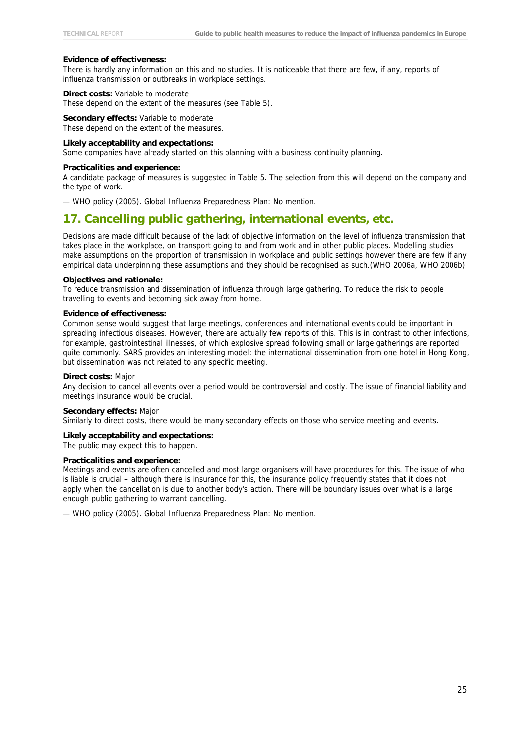**Evidence of effectiveness:**
There is hardly any information on this and no studies. It is noticeable that there are few, if any, reports of influenza transmission or outbreaks in workplace settings.

**Direct costs:** Variable to moderate
These depend on the extent of the measures (see Table 5).

**Secondary effects:** Variable to moderate
These depend on the extent of the measures.

**Likely acceptability and expectations:**
Some companies have already started on this planning with a business continuity planning.

**Practicalities and experience:**
A candidate package of measures is suggested in Table 5. The selection from this will depend on the company and the type of work.

— WHO policy (2005). Global Influenza Preparedness Plan: No mention.

## 17. Cancelling public gathering, international events, etc.

Decisions are made difficult because of the lack of objective information on the level of influenza transmission that takes place in the workplace, on transport going to and from work and in other public places. Modelling studies make assumptions on the proportion of transmission in workplace and public settings however there are few if any empirical data underpinning these assumptions and they should be recognised as such.(WHO 2006a, WHO 2006b)

**Objectives and rationale:**
To reduce transmission and dissemination of influenza through large gathering. To reduce the risk to people travelling to events and becoming sick away from home.

**Evidence of effectiveness:**
Common sense would suggest that large meetings, conferences and international events could be important in spreading infectious diseases. However, there are actually few reports of this. This is in contrast to other infections, for example, gastrointestinal illnesses, of which explosive spread following small or large gatherings are reported quite commonly. SARS provides an interesting model: the international dissemination from one hotel in Hong Kong, but dissemination was not related to any specific meeting.

**Direct costs:** Major
Any decision to cancel all events over a period would be controversial and costly. The issue of financial liability and meetings insurance would be crucial.

**Secondary effects:** Major
Similarly to direct costs, there would be many secondary effects on those who service meeting and events.

**Likely acceptability and expectations:**
The public may expect this to happen.

**Practicalities and experience:**
Meetings and events are often cancelled and most large organisers will have procedures for this. The issue of who is liable is crucial – although there is insurance for this, the insurance policy frequently states that it does not apply when the cancellation is due to another body's action. There will be boundary issues over what is a large enough public gathering to warrant cancelling.

— WHO policy (2005). Global Influenza Preparedness Plan: No mention.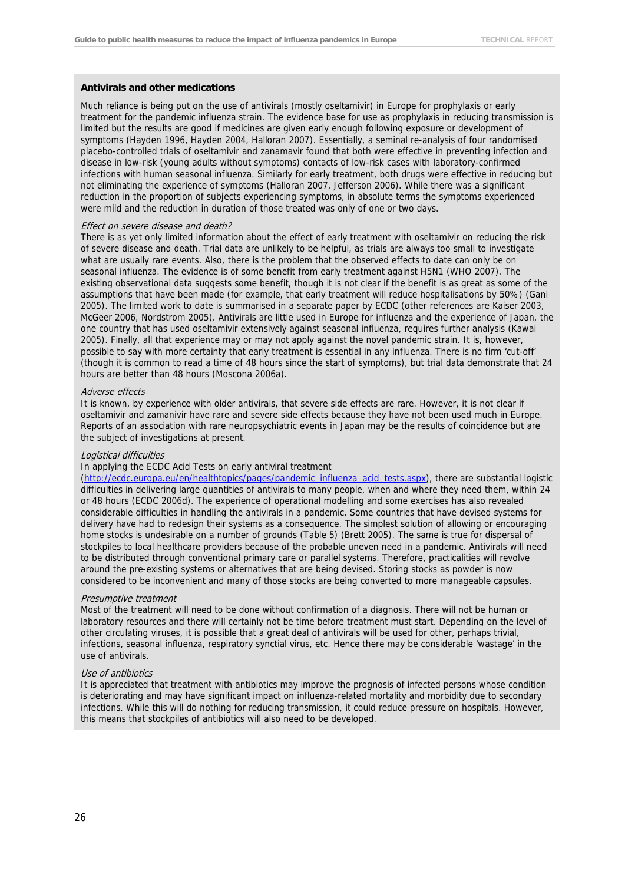**Antivirals and other medications**

Much reliance is being put on the use of antivirals (mostly oseltamivir) in Europe for prophylaxis or early treatment for the pandemic influenza strain. The evidence base for use as prophylaxis in reducing transmission is limited but the results are good if medicines are given early enough following exposure or development of symptoms (Hayden 1996, Hayden 2004, Halloran 2007). Essentially, a seminal re-analysis of four randomised placebo-controlled trials of oseltamivir and zanamavir found that both were effective in preventing infection and disease in low-risk (young adults without symptoms) contacts of low-risk cases with laboratory-confirmed infections with human seasonal influenza. Similarly for early treatment, both drugs were effective in reducing but not eliminating the experience of symptoms (Halloran 2007, Jefferson 2006). While there was a significant reduction in the proportion of subjects experiencing symptoms, in absolute terms the symptoms experienced were mild and the reduction in duration of those treated was only of one or two days.

*Effect on severe disease and death?*

There is as yet only limited information about the effect of early treatment with oseltamivir on reducing the risk of severe disease and death. Trial data are unlikely to be helpful, as trials are always too small to investigate what are usually rare events. Also, there is the problem that the observed effects to date can only be on seasonal influenza. The evidence is of some benefit from early treatment against H5N1 (WHO 2007). The existing observational data suggests some benefit, though it is not clear if the benefit is as great as some of the assumptions that have been made (for example, that early treatment will reduce hospitalisations by 50%) (Gani 2005). The limited work to date is summarised in a separate paper by ECDC (other references are Kaiser 2003, McGeer 2006, Nordstrom 2005). Antivirals are little used in Europe for influenza and the experience of Japan, the one country that has used oseltamivir extensively against seasonal influenza, requires further analysis (Kawai 2005). Finally, all that experience may or may not apply against the novel pandemic strain. It is, however, possible to say with more certainty that early treatment is essential in any influenza. There is no firm 'cut-off' (though it is common to read a time of 48 hours since the start of symptoms), but trial data demonstrate that 24 hours are better than 48 hours (Moscona 2006a).

*Adverse effects*

It is known, by experience with older antivirals, that severe side effects are rare. However, it is not clear if oseltamivir and zamanivir have rare and severe side effects because they have not been used much in Europe. Reports of an association with rare neuropsychiatric events in Japan may be the results of coincidence but are the subject of investigations at present.

*Logistical difficulties*

In applying the ECDC Acid Tests on early antiviral treatment (http://ecdc.europa.eu/en/healthtopics/pages/pandemic_influenza_acid_tests.aspx), there are substantial logistic difficulties in delivering large quantities of antivirals to many people, when and where they need them, within 24 or 48 hours (ECDC 2006d). The experience of operational modelling and some exercises has also revealed considerable difficulties in handling the antivirals in a pandemic. Some countries that have devised systems for delivery have had to redesign their systems as a consequence. The simplest solution of allowing or encouraging home stocks is undesirable on a number of grounds (Table 5) (Brett 2005). The same is true for dispersal of stockpiles to local healthcare providers because of the probable uneven need in a pandemic. Antivirals will need to be distributed through conventional primary care or parallel systems. Therefore, practicalities will revolve around the pre-existing systems or alternatives that are being devised. Storing stocks as powder is now considered to be inconvenient and many of those stocks are being converted to more manageable capsules.

*Presumptive treatment*

Most of the treatment will need to be done without confirmation of a diagnosis. There will not be human or laboratory resources and there will certainly not be time before treatment must start. Depending on the level of other circulating viruses, it is possible that a great deal of antivirals will be used for other, perhaps trivial, infections, seasonal influenza, respiratory synctial virus, etc. Hence there may be considerable 'wastage' in the use of antivirals.

*Use of antibiotics*

It is appreciated that treatment with antibiotics may improve the prognosis of infected persons whose condition is deteriorating and may have significant impact on influenza-related mortality and morbidity due to secondary infections. While this will do nothing for reducing transmission, it could reduce pressure on hospitals. However, this means that stockpiles of antibiotics will also need to be developed.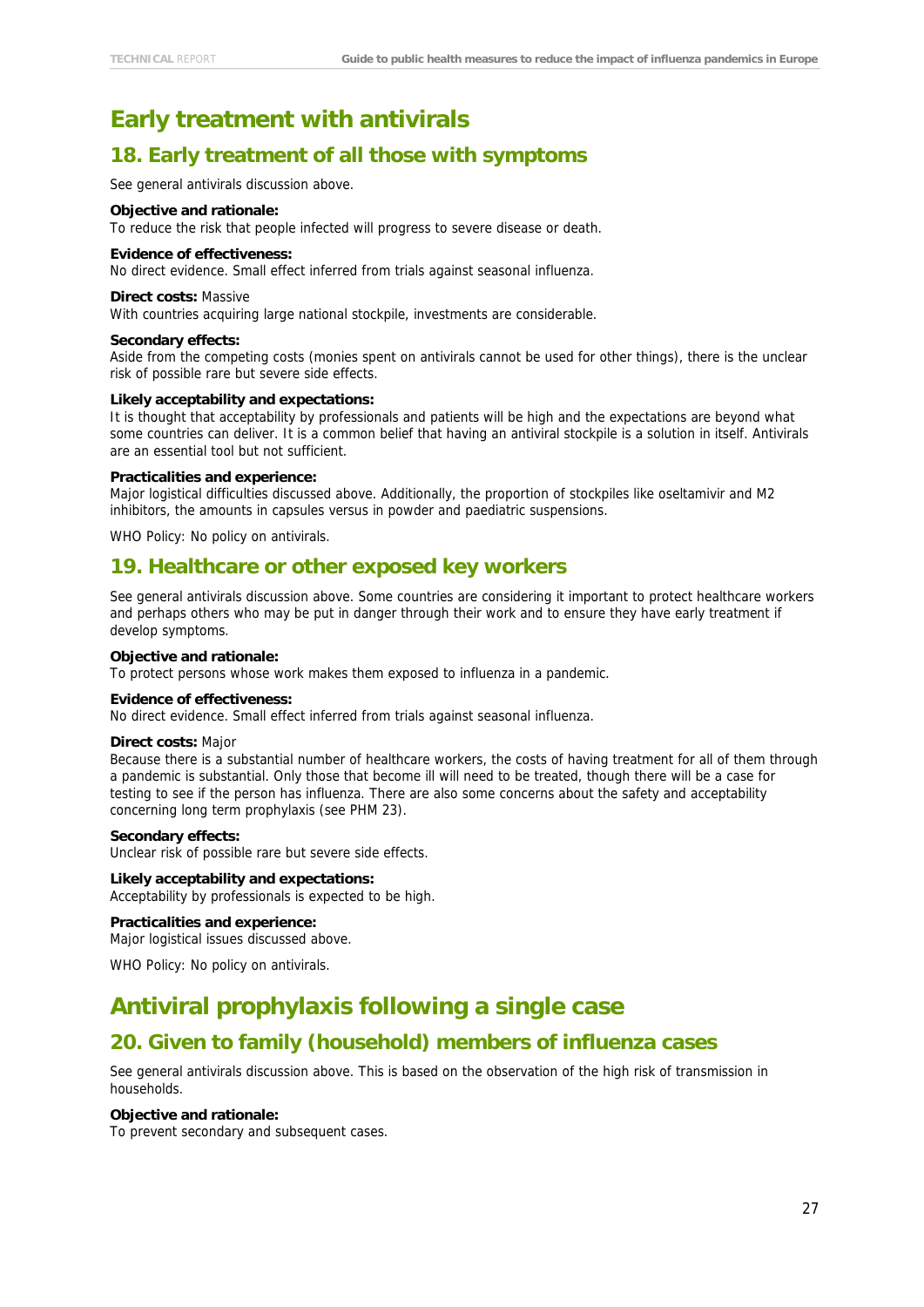# Early treatment with antivirals

## 18. Early treatment of all those with symptoms

See general antivirals discussion above.

**Objective and rationale:**
To reduce the risk that people infected will progress to severe disease or death.

**Evidence of effectiveness:**
No direct evidence. Small effect inferred from trials against seasonal influenza.

**Direct costs:** Massive
With countries acquiring large national stockpile, investments are considerable.

**Secondary effects:**
Aside from the competing costs (monies spent on antivirals cannot be used for other things), there is the unclear risk of possible rare but severe side effects.

**Likely acceptability and expectations:**
It is thought that acceptability by professionals and patients will be high and the expectations are beyond what some countries can deliver. It is a common belief that having an antiviral stockpile is a solution in itself. Antivirals are an essential tool but not sufficient.

**Practicalities and experience:**
Major logistical difficulties discussed above. Additionally, the proportion of stockpiles like oseltamivir and M2 inhibitors, the amounts in capsules versus in powder and paediatric suspensions.

WHO Policy: No policy on antivirals.

## 19. Healthcare or other exposed key workers

See general antivirals discussion above. Some countries are considering it important to protect healthcare workers and perhaps others who may be put in danger through their work and to ensure they have early treatment if develop symptoms.

**Objective and rationale:**
To protect persons whose work makes them exposed to influenza in a pandemic.

**Evidence of effectiveness:**
No direct evidence. Small effect inferred from trials against seasonal influenza.

**Direct costs:** Major
Because there is a substantial number of healthcare workers, the costs of having treatment for all of them through a pandemic is substantial. Only those that become ill will need to be treated, though there will be a case for testing to see if the person has influenza. There are also some concerns about the safety and acceptability concerning long term prophylaxis (see PHM 23).

**Secondary effects:**
Unclear risk of possible rare but severe side effects.

**Likely acceptability and expectations:**
Acceptability by professionals is expected to be high.

**Practicalities and experience:**
Major logistical issues discussed above.

WHO Policy: No policy on antivirals.

# Antiviral prophylaxis following a single case

## 20. Given to family (household) members of influenza cases

See general antivirals discussion above. This is based on the observation of the high risk of transmission in households.

**Objective and rationale:**
To prevent secondary and subsequent cases.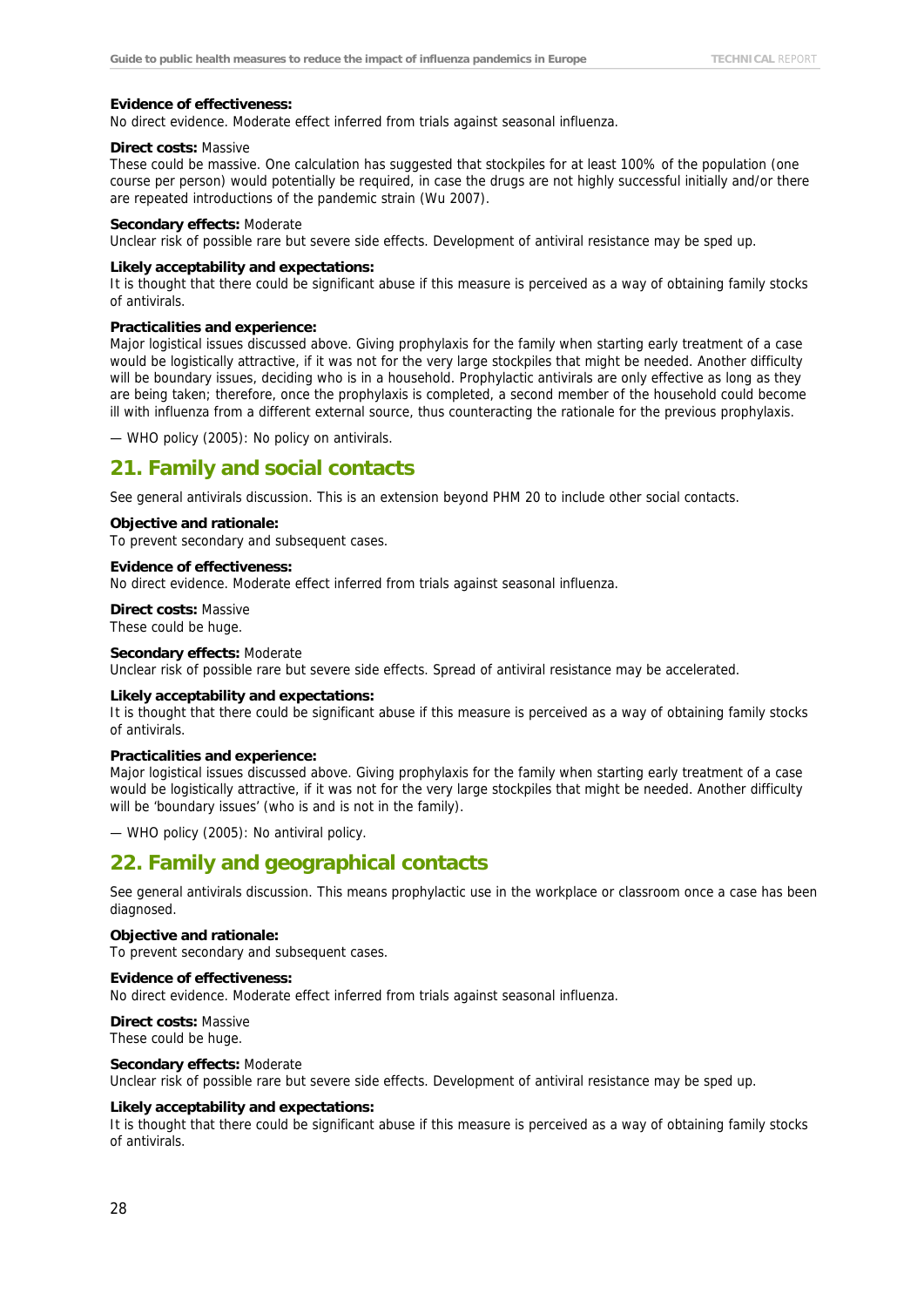**Evidence of effectiveness:**
No direct evidence. Moderate effect inferred from trials against seasonal influenza.

**Direct costs:** Massive
These could be massive. One calculation has suggested that stockpiles for at least 100% of the population (one course per person) would potentially be required, in case the drugs are not highly successful initially and/or there are repeated introductions of the pandemic strain (Wu 2007).

**Secondary effects:** Moderate
Unclear risk of possible rare but severe side effects. Development of antiviral resistance may be sped up.

**Likely acceptability and expectations:**
It is thought that there could be significant abuse if this measure is perceived as a way of obtaining family stocks of antivirals.

**Practicalities and experience:**
Major logistical issues discussed above. Giving prophylaxis for the family when starting early treatment of a case would be logistically attractive, if it was not for the very large stockpiles that might be needed. Another difficulty will be boundary issues, deciding who is in a household. Prophylactic antivirals are only effective as long as they are being taken; therefore, once the prophylaxis is completed, a second member of the household could become ill with influenza from a different external source, thus counteracting the rationale for the previous prophylaxis.

— WHO policy (2005): No policy on antivirals.

## 21. Family and social contacts

See general antivirals discussion. This is an extension beyond PHM 20 to include other social contacts.

**Objective and rationale:**
To prevent secondary and subsequent cases.

**Evidence of effectiveness:**
No direct evidence. Moderate effect inferred from trials against seasonal influenza.

**Direct costs:** Massive
These could be huge.

**Secondary effects:** Moderate
Unclear risk of possible rare but severe side effects. Spread of antiviral resistance may be accelerated.

**Likely acceptability and expectations:**
It is thought that there could be significant abuse if this measure is perceived as a way of obtaining family stocks of antivirals.

**Practicalities and experience:**
Major logistical issues discussed above. Giving prophylaxis for the family when starting early treatment of a case would be logistically attractive, if it was not for the very large stockpiles that might be needed. Another difficulty will be 'boundary issues' (who is and is not in the family).

— WHO policy (2005): No antiviral policy.

## 22. Family and geographical contacts

See general antivirals discussion. This means prophylactic use in the workplace or classroom once a case has been diagnosed.

**Objective and rationale:**
To prevent secondary and subsequent cases.

**Evidence of effectiveness:**
No direct evidence. Moderate effect inferred from trials against seasonal influenza.

**Direct costs:** Massive
These could be huge.

**Secondary effects:** Moderate
Unclear risk of possible rare but severe side effects. Development of antiviral resistance may be sped up.

**Likely acceptability and expectations:**
It is thought that there could be significant abuse if this measure is perceived as a way of obtaining family stocks of antivirals.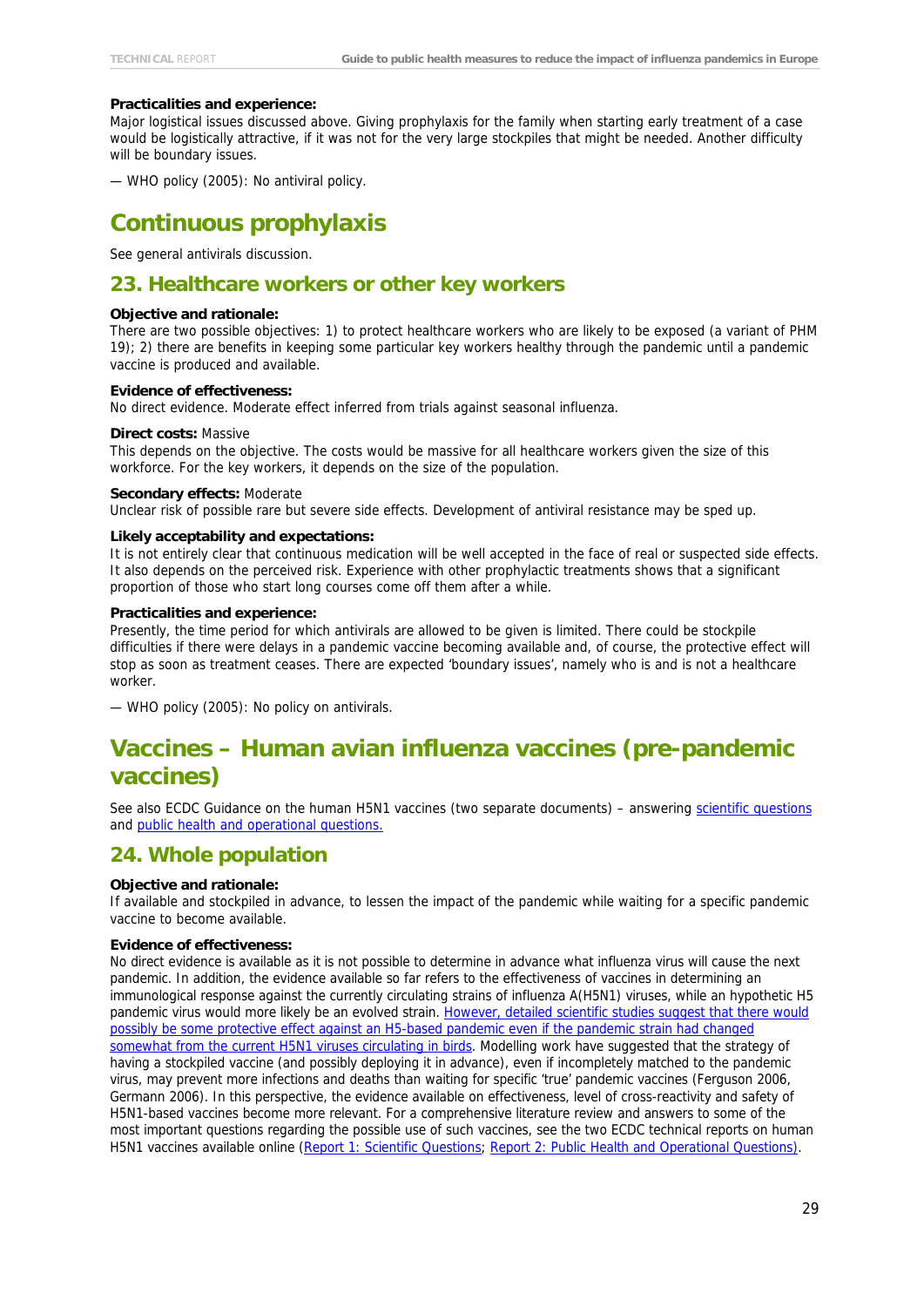**Practicalities and experience:**
Major logistical issues discussed above. Giving prophylaxis for the family when starting early treatment of a case would be logistically attractive, if it was not for the very large stockpiles that might be needed. Another difficulty will be boundary issues.

— WHO policy (2005): No antiviral policy.

# Continuous prophylaxis

See general antivirals discussion.

## 23. Healthcare workers or other key workers

**Objective and rationale:**
There are two possible objectives: 1) to protect healthcare workers who are likely to be exposed (a variant of PHM 19); 2) there are benefits in keeping some particular key workers healthy through the pandemic until a pandemic vaccine is produced and available.

**Evidence of effectiveness:**
No direct evidence. Moderate effect inferred from trials against seasonal influenza.

**Direct costs:** Massive
This depends on the objective. The costs would be massive for all healthcare workers given the size of this workforce. For the key workers, it depends on the size of the population.

**Secondary effects:** Moderate
Unclear risk of possible rare but severe side effects. Development of antiviral resistance may be sped up.

**Likely acceptability and expectations:**
It is not entirely clear that continuous medication will be well accepted in the face of real or suspected side effects. It also depends on the perceived risk. Experience with other prophylactic treatments shows that a significant proportion of those who start long courses come off them after a while.

**Practicalities and experience:**
Presently, the time period for which antivirals are allowed to be given is limited. There could be stockpile difficulties if there were delays in a pandemic vaccine becoming available and, of course, the protective effect will stop as soon as treatment ceases. There are expected 'boundary issues', namely who is and is not a healthcare worker.

— WHO policy (2005): No policy on antivirals.

# Vaccines – Human avian influenza vaccines (pre-pandemic vaccines)

See also ECDC Guidance on the human H5N1 vaccines (two separate documents) – answering scientific questions and public health and operational questions.

## 24. Whole population

**Objective and rationale:**
If available and stockpiled in advance, to lessen the impact of the pandemic while waiting for a specific pandemic vaccine to become available.

**Evidence of effectiveness:**
No direct evidence is available as it is not possible to determine in advance what influenza virus will cause the next pandemic. In addition, the evidence available so far refers to the effectiveness of vaccines in determining an immunological response against the currently circulating strains of influenza A(H5N1) viruses, while an hypothetic H5 pandemic virus would more likely be an evolved strain. However, detailed scientific studies suggest that there would possibly be some protective effect against an H5-based pandemic even if the pandemic strain had changed somewhat from the current H5N1 viruses circulating in birds. Modelling work have suggested that the strategy of having a stockpiled vaccine (and possibly deploying it in advance), even if incompletely matched to the pandemic virus, may prevent more infections and deaths than waiting for specific 'true' pandemic vaccines (Ferguson 2006, Germann 2006). In this perspective, the evidence available on effectiveness, level of cross-reactivity and safety of H5N1-based vaccines become more relevant. For a comprehensive literature review and answers to some of the most important questions regarding the possible use of such vaccines, see the two ECDC technical reports on human H5N1 vaccines available online (Report 1: Scientific Questions; Report 2: Public Health and Operational Questions).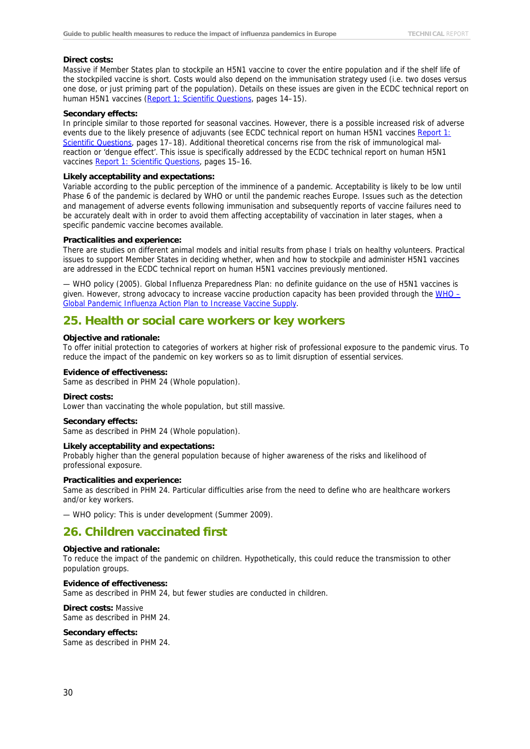**Direct costs:**
Massive if Member States plan to stockpile an H5N1 vaccine to cover the entire population and if the shelf life of the stockpiled vaccine is short. Costs would also depend on the immunisation strategy used (i.e. two doses versus one dose, or just priming part of the population). Details on these issues are given in the ECDC technical report on human H5N1 vaccines (Report 1; Scientific Questions, pages 14–15).

**Secondary effects:**
In principle similar to those reported for seasonal vaccines. However, there is a possible increased risk of adverse events due to the likely presence of adjuvants (see ECDC technical report on human H5N1 vaccines Report 1: Scientific Questions, pages 17–18). Additional theoretical concerns rise from the risk of immunological mal-reaction or 'dengue effect'. This issue is specifically addressed by the ECDC technical report on human H5N1 vaccines Report 1: Scientific Questions, pages 15–16.

**Likely acceptability and expectations:**
Variable according to the public perception of the imminence of a pandemic. Acceptability is likely to be low until Phase 6 of the pandemic is declared by WHO or until the pandemic reaches Europe. Issues such as the detection and management of adverse events following immunisation and subsequently reports of vaccine failures need to be accurately dealt with in order to avoid them affecting acceptability of vaccination in later stages, when a specific pandemic vaccine becomes available.

**Practicalities and experience:**
There are studies on different animal models and initial results from phase I trials on healthy volunteers. Practical issues to support Member States in deciding whether, when and how to stockpile and administer H5N1 vaccines are addressed in the ECDC technical report on human H5N1 vaccines previously mentioned.

— WHO policy (2005). Global Influenza Preparedness Plan: no definite guidance on the use of H5N1 vaccines is given. However, strong advocacy to increase vaccine production capacity has been provided through the WHO – Global Pandemic Influenza Action Plan to Increase Vaccine Supply.

## 25. Health or social care workers or key workers

**Objective and rationale:**
To offer initial protection to categories of workers at higher risk of professional exposure to the pandemic virus. To reduce the impact of the pandemic on key workers so as to limit disruption of essential services.

**Evidence of effectiveness:**
Same as described in PHM 24 (Whole population).

**Direct costs:**
Lower than vaccinating the whole population, but still massive.

**Secondary effects:**
Same as described in PHM 24 (Whole population).

**Likely acceptability and expectations:**
Probably higher than the general population because of higher awareness of the risks and likelihood of professional exposure.

**Practicalities and experience:**
Same as described in PHM 24. Particular difficulties arise from the need to define who are healthcare workers and/or key workers.

— WHO policy: This is under development (Summer 2009).

## 26. Children vaccinated first

**Objective and rationale:**
To reduce the impact of the pandemic on children. Hypothetically, this could reduce the transmission to other population groups.

**Evidence of effectiveness:**
Same as described in PHM 24, but fewer studies are conducted in children.

**Direct costs:** Massive
Same as described in PHM 24.

**Secondary effects:**
Same as described in PHM 24.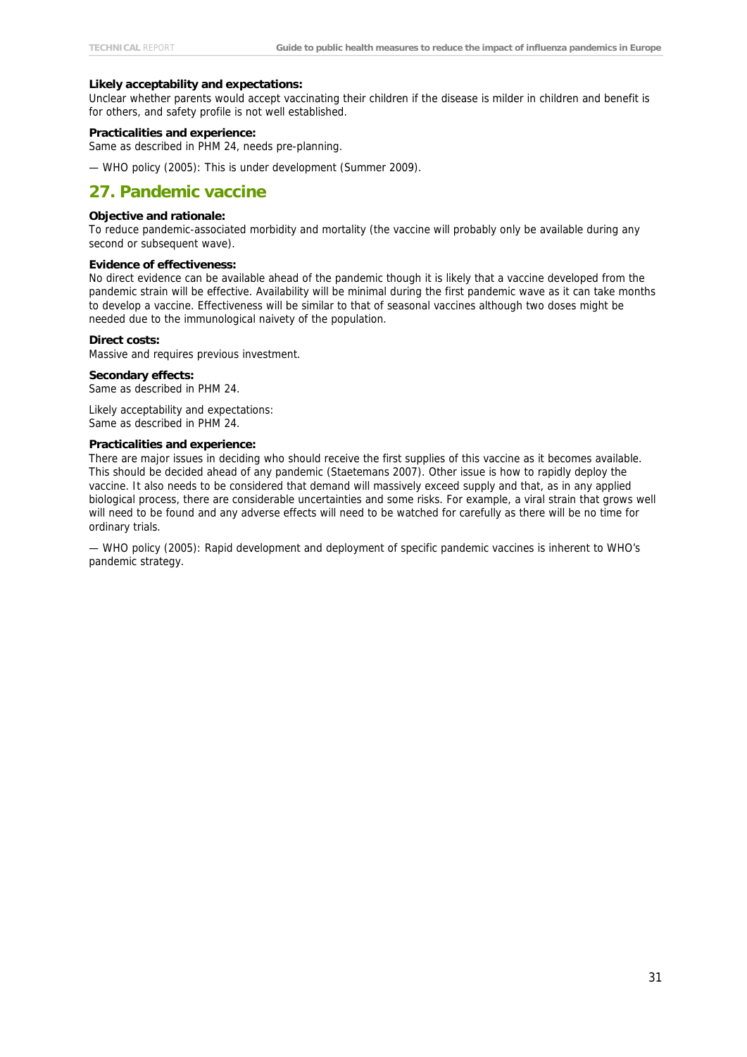**Likely acceptability and expectations:**
Unclear whether parents would accept vaccinating their children if the disease is milder in children and benefit is for others, and safety profile is not well established.

**Practicalities and experience:**
Same as described in PHM 24, needs pre-planning.

— WHO policy (2005): This is under development (Summer 2009).

## 27. Pandemic vaccine

**Objective and rationale:**
To reduce pandemic-associated morbidity and mortality (the vaccine will probably only be available during any second or subsequent wave).

**Evidence of effectiveness:**
No direct evidence can be available ahead of the pandemic though it is likely that a vaccine developed from the pandemic strain will be effective. Availability will be minimal during the first pandemic wave as it can take months to develop a vaccine. Effectiveness will be similar to that of seasonal vaccines although two doses might be needed due to the immunological naivety of the population.

**Direct costs:**
Massive and requires previous investment.

**Secondary effects:**
Same as described in PHM 24.

Likely acceptability and expectations:
Same as described in PHM 24.

**Practicalities and experience:**
There are major issues in deciding who should receive the first supplies of this vaccine as it becomes available. This should be decided ahead of any pandemic (Staetemans 2007). Other issue is how to rapidly deploy the vaccine. It also needs to be considered that demand will massively exceed supply and that, as in any applied biological process, there are considerable uncertainties and some risks. For example, a viral strain that grows well will need to be found and any adverse effects will need to be watched for carefully as there will be no time for ordinary trials.

— WHO policy (2005): Rapid development and deployment of specific pandemic vaccines is inherent to WHO's pandemic strategy.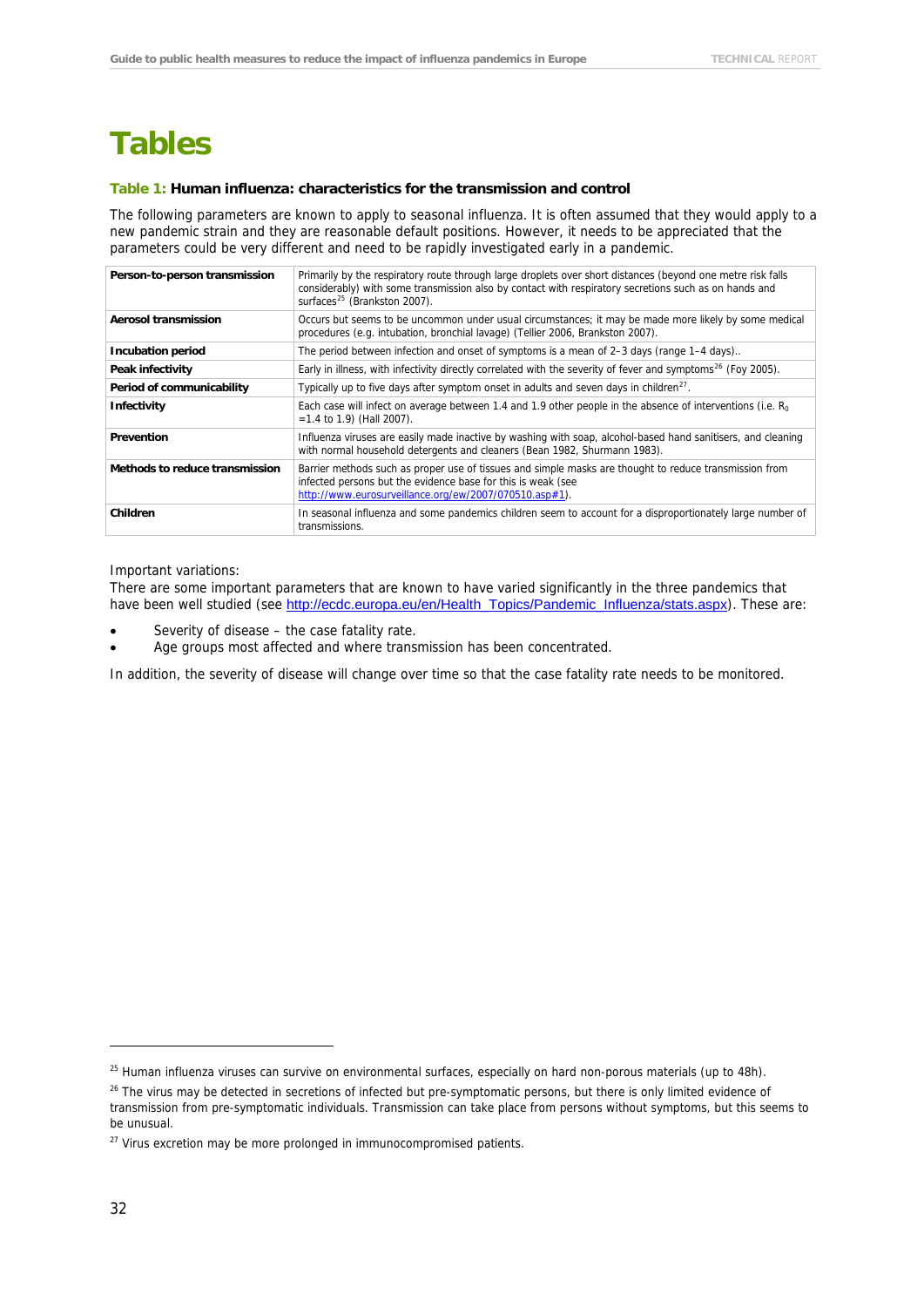# Tables

**Table 1: Human influenza: characteristics for the transmission and control**

The following parameters are known to apply to seasonal influenza. It is often assumed that they would apply to a new pandemic strain and they are reasonable default positions. However, it needs to be appreciated that the parameters could be very different and need to be rapidly investigated early in a pandemic.

| | |
|---|---|
| **Person-to-person transmission** | Primarily by the respiratory route through large droplets over short distances (beyond one metre risk falls considerably) with some transmission also by contact with respiratory secretions such as on hands and surfaces[25] (Brankston 2007). |
| **Aerosol transmission** | Occurs but seems to be uncommon under usual circumstances; it may be made more likely by some medical procedures (e.g. intubation, bronchial lavage) (Tellier 2006, Brankston 2007). |
| **Incubation period** | The period between infection and onset of symptoms is a mean of 2–3 days (range 1–4 days).. |
| **Peak infectivity** | Early in illness, with infectivity directly correlated with the severity of fever and symptoms[26] (Foy 2005). |
| **Period of communicability** | Typically up to five days after symptom onset in adults and seven days in children[27]. |
| **Infectivity** | Each case will infect on average between 1.4 and 1.9 other people in the absence of interventions (i.e. $R_0$ =1.4 to 1.9) (Hall 2007). |
| **Prevention** | Influenza viruses are easily made inactive by washing with soap, alcohol-based hand sanitisers, and cleaning with normal household detergents and cleaners (Bean 1982, Shurmann 1983). |
| **Methods to reduce transmission** | Barrier methods such as proper use of tissues and simple masks are thought to reduce transmission from infected persons but the evidence base for this is weak (see http://www.eurosurveillance.org/ew/2007/070510.asp#1). |
| **Children** | In seasonal influenza and some pandemics children seem to account for a disproportionately large number of transmissions. |

Important variations:
There are some important parameters that are known to have varied significantly in the three pandemics that have been well studied (see http://ecdc.europa.eu/en/Health_Topics/Pandemic_Influenza/stats.aspx). These are:

- Severity of disease – the case fatality rate.
- Age groups most affected and where transmission has been concentrated.

In addition, the severity of disease will change over time so that the case fatality rate needs to be monitored.

---

[25] Human influenza viruses can survive on environmental surfaces, especially on hard non-porous materials (up to 48h).

[26] The virus may be detected in secretions of infected but pre-symptomatic persons, but there is only limited evidence of transmission from pre-symptomatic individuals. Transmission can take place from persons without symptoms, but this seems to be unusual.

[27] Virus excretion may be more prolonged in immunocompromised patients.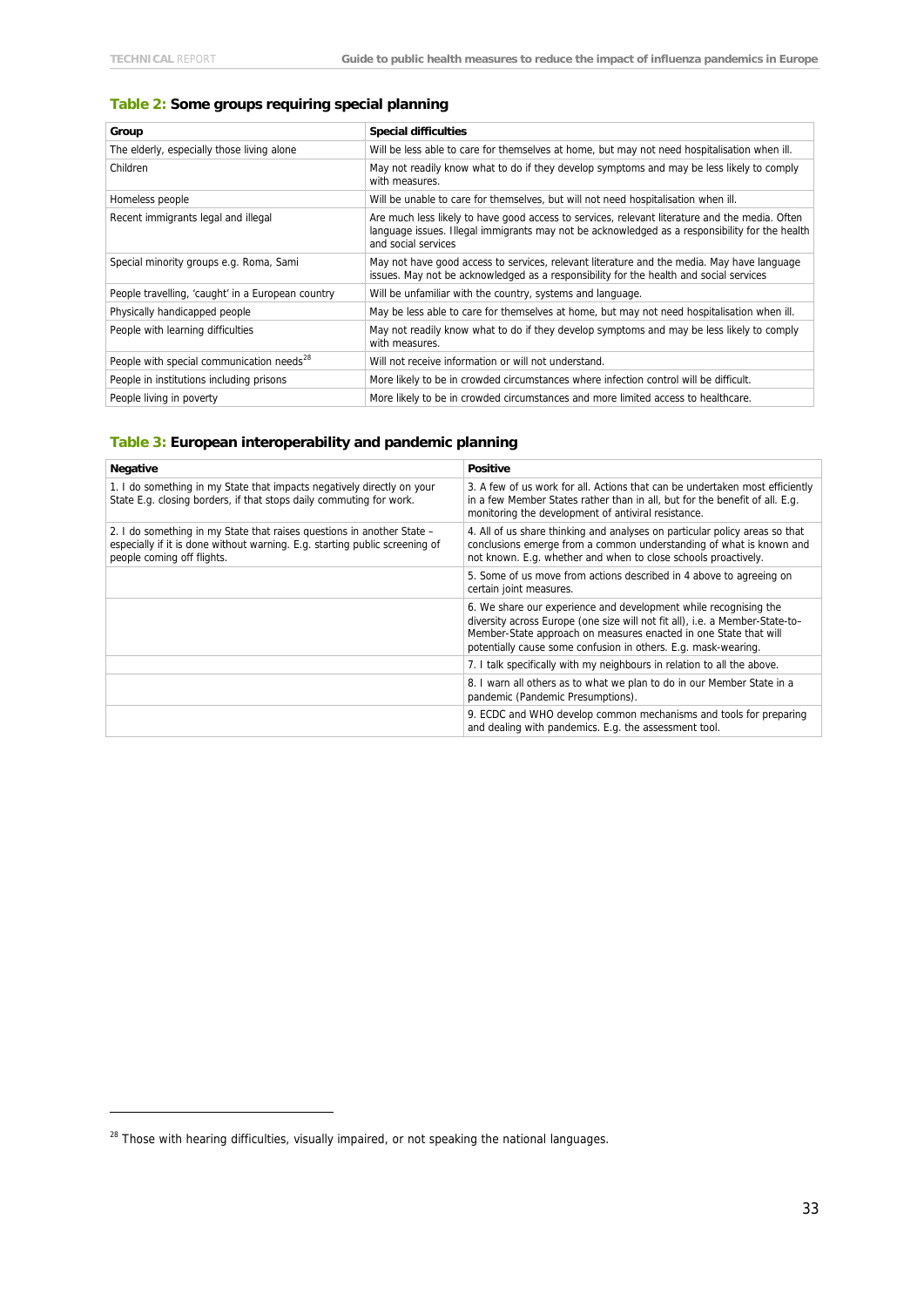**Table 2: Some groups requiring special planning**

| Group | Special difficulties |
|---|---|
| The elderly, especially those living alone | Will be less able to care for themselves at home, but may not need hospitalisation when ill. |
| Children | May not readily know what to do if they develop symptoms and may be less likely to comply with measures. |
| Homeless people | Will be unable to care for themselves, but will not need hospitalisation when ill. |
| Recent immigrants legal and illegal | Are much less likely to have good access to services, relevant literature and the media. Often language issues. Illegal immigrants may not be acknowledged as a responsibility for the health and social services |
| Special minority groups e.g. Roma, Sami | May not have good access to services, relevant literature and the media. May have language issues. May not be acknowledged as a responsibility for the health and social services |
| People travelling, 'caught' in a European country | Will be unfamiliar with the country, systems and language. |
| Physically handicapped people | May be less able to care for themselves at home, but may not need hospitalisation when ill. |
| People with learning difficulties | May not readily know what to do if they develop symptoms and may be less likely to comply with measures. |
| People with special communication needs[28] | Will not receive information or will not understand. |
| People in institutions including prisons | More likely to be in crowded circumstances where infection control will be difficult. |
| People living in poverty | More likely to be in crowded circumstances and more limited access to healthcare. |

**Table 3: European interoperability and pandemic planning**

| Negative | Positive |
|---|---|
| 1. I do something in my State that impacts negatively directly on your State E.g. closing borders, if that stops daily commuting for work. | 3. A few of us work for all. Actions that can be undertaken most efficiently in a few Member States rather than in all, but for the benefit of all. E.g. monitoring the development of antiviral resistance. |
| 2. I do something in my State that raises questions in another State – especially if it is done without warning. E.g. starting public screening of people coming off flights. | 4. All of us share thinking and analyses on particular policy areas so that conclusions emerge from a common understanding of what is known and not known. E.g. whether and when to close schools proactively. |
| | 5. Some of us move from actions described in 4 above to agreeing on certain joint measures. |
| | 6. We share our experience and development while recognising the diversity across Europe (one size will not fit all), i.e. a Member-State-to–Member-State approach on measures enacted in one State that will potentially cause some confusion in others. E.g. mask-wearing. |
| | 7. I talk specifically with my neighbours in relation to all the above. |
| | 8. I warn all others as to what we plan to do in our Member State in a pandemic (Pandemic Presumptions). |
| | 9. ECDC and WHO develop common mechanisms and tools for preparing and dealing with pandemics. E.g. the assessment tool. |

[28] Those with hearing difficulties, visually impaired, or not speaking the national languages.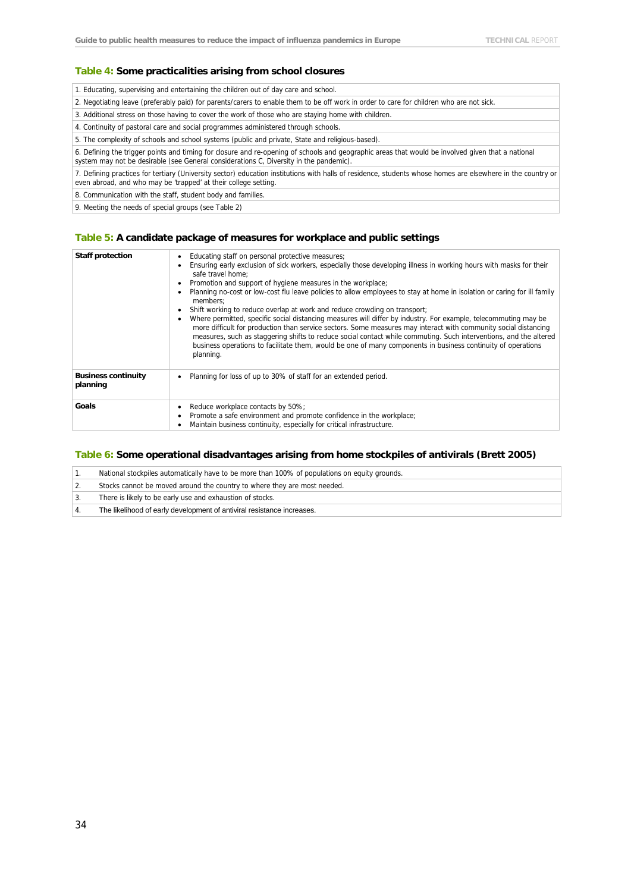**Table 4: Some practicalities arising from school closures**

| |
|---|
| 1. Educating, supervising and entertaining the children out of day care and school. |
| 2. Negotiating leave (preferably paid) for parents/carers to enable them to be off work in order to care for children who are not sick. |
| 3. Additional stress on those having to cover the work of those who are staying home with children. |
| 4. Continuity of pastoral care and social programmes administered through schools. |
| 5. The complexity of schools and school systems (public and private, State and religious-based). |
| 6. Defining the trigger points and timing for closure and re-opening of schools and geographic areas that would be involved given that a national system may not be desirable (see General considerations C, Diversity in the pandemic). |
| 7. Defining practices for tertiary (University sector) education institutions with halls of residence, students whose homes are elsewhere in the country or even abroad, and who may be 'trapped' at their college setting. |
| 8. Communication with the staff, student body and families. |
| 9. Meeting the needs of special groups (see Table 2) |

**Table 5: A candidate package of measures for workplace and public settings**

| | |
|---|---|
| **Staff protection** | • Educating staff on personal protective measures;<br>• Ensuring early exclusion of sick workers, especially those developing illness in working hours with masks for their safe travel home;<br>• Promotion and support of hygiene measures in the workplace;<br>• Planning no-cost or low-cost flu leave policies to allow employees to stay at home in isolation or caring for ill family members;<br>• Shift working to reduce overlap at work and reduce crowding on transport;<br>• Where permitted, specific social distancing measures will differ by industry. For example, telecommuting may be more difficult for production than service sectors. Some measures may interact with community social distancing measures, such as staggering shifts to reduce social contact while commuting. Such interventions, and the altered business operations to facilitate them, would be one of many components in business continuity of operations planning. |
| **Business continuity planning** | • Planning for loss of up to 30% of staff for an extended period. |
| **Goals** | • Reduce workplace contacts by 50%;<br>• Promote a safe environment and promote confidence in the workplace;<br>• Maintain business continuity, especially for critical infrastructure. |

**Table 6: Some operational disadvantages arising from home stockpiles of antivirals (Brett 2005)**

| | |
|---|---|
| 1. | National stockpiles automatically have to be more than 100% of populations on equity grounds. |
| 2. | Stocks cannot be moved around the country to where they are most needed. |
| 3. | There is likely to be early use and exhaustion of stocks. |
| 4. | The likelihood of early development of antiviral resistance increases. |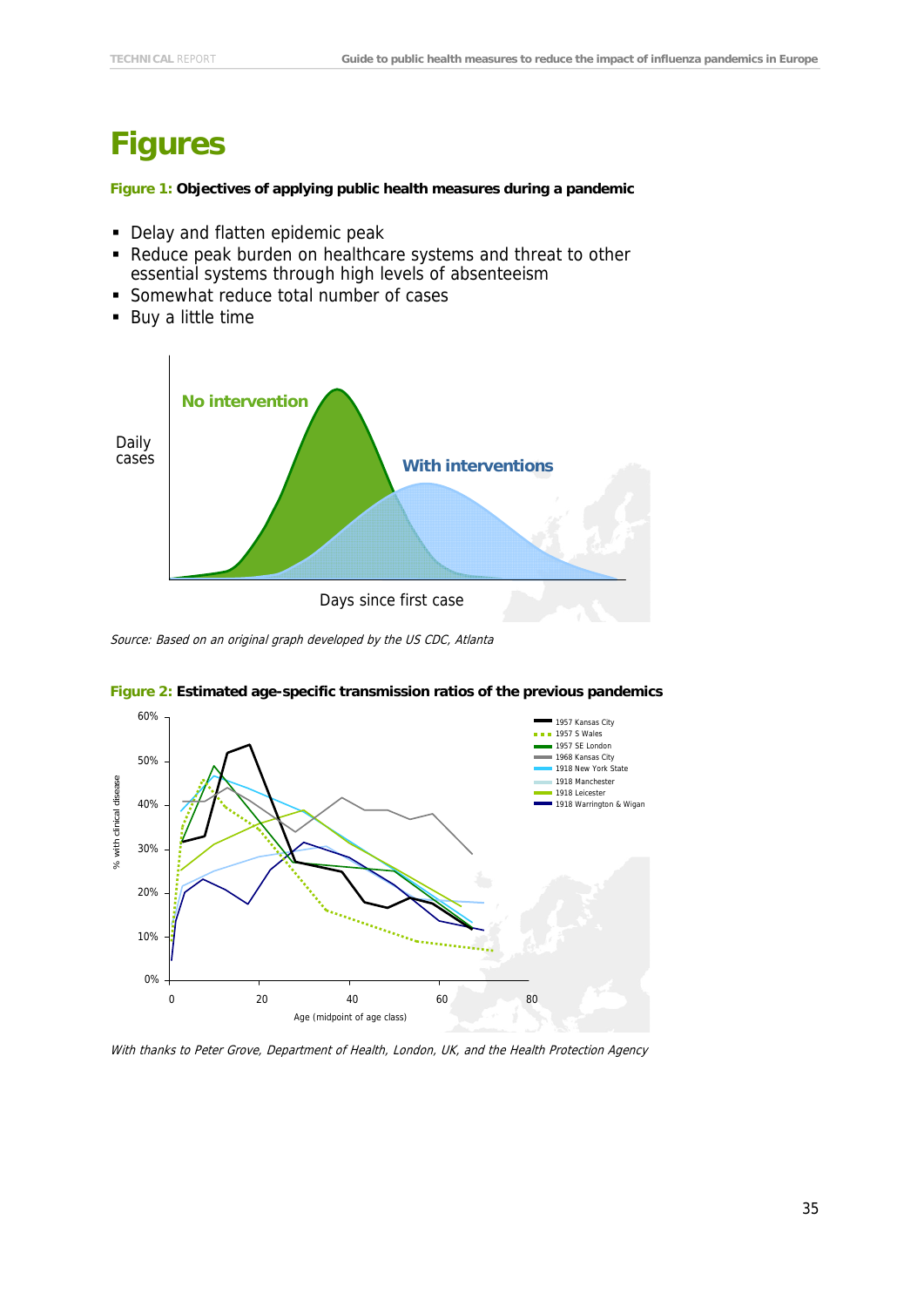# Figures

**Figure 1: Objectives of applying public health measures during a pandemic**

- Delay and flatten epidemic peak
- Reduce peak burden on healthcare systems and threat to other essential systems through high levels of absenteeism
- Somewhat reduce total number of cases
- Buy a little time

*Source: Based on an original graph developed by the US CDC, Atlanta*

**Figure 2: Estimated age-specific transmission ratios of the previous pandemics**

*With thanks to Peter Grove, Department of Health, London, UK, and the Health Protection Agency*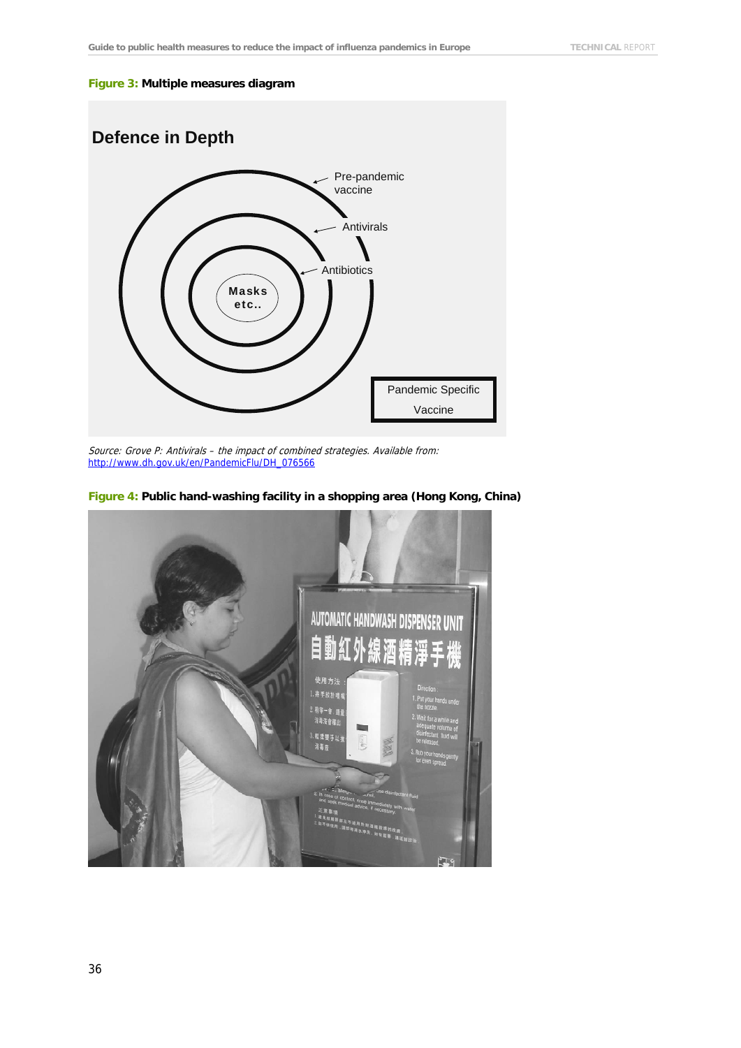**Figure 3:** **Multiple measures diagram**

Defence in Depth

Pre-pandemic vaccine

Antivirals

Antibiotics

Masks etc..

Pandemic Specific Vaccine

*Source: Grove P: Antivirals – the impact of combined strategies. Available from:* http://www.dh.gov.uk/en/PandemicFlu/DH_076566

**Figure 4:** **Public hand-washing facility in a shopping area (Hong Kong, China)**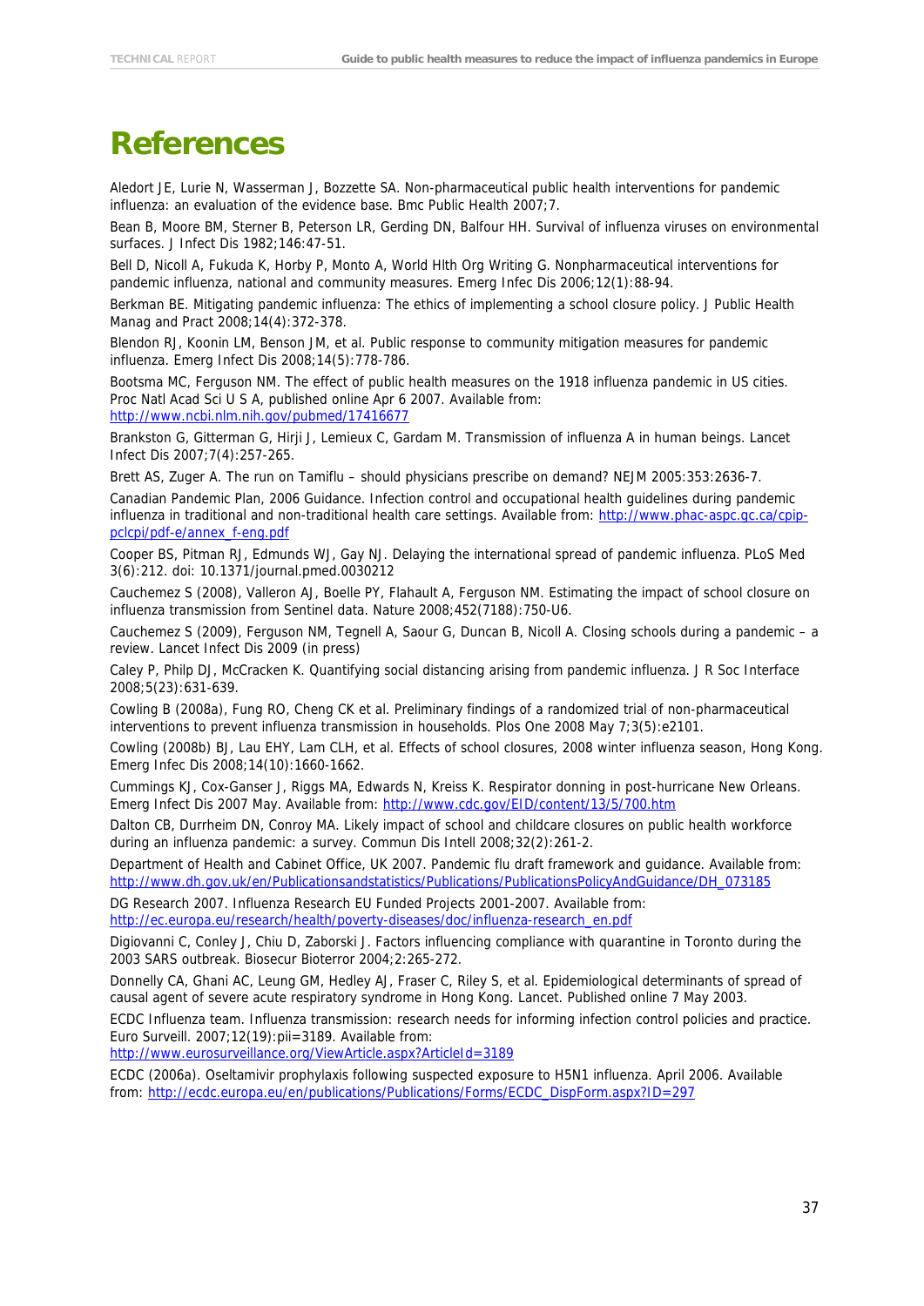# References

Aledort JE, Lurie N, Wasserman J, Bozzette SA. Non-pharmaceutical public health interventions for pandemic influenza: an evaluation of the evidence base. Bmc Public Health 2007;7.

Bean B, Moore BM, Sterner B, Peterson LR, Gerding DN, Balfour HH. Survival of influenza viruses on environmental surfaces. J Infect Dis 1982;146:47-51.

Bell D, Nicoll A, Fukuda K, Horby P, Monto A, World Hlth Org Writing G. Nonpharmaceutical interventions for pandemic influenza, national and community measures. Emerg Infec Dis 2006;12(1):88-94.

Berkman BE. Mitigating pandemic influenza: The ethics of implementing a school closure policy. J Public Health Manag and Pract 2008;14(4):372-378.

Blendon RJ, Koonin LM, Benson JM, et al. Public response to community mitigation measures for pandemic influenza. Emerg Infect Dis 2008;14(5):778-786.

Bootsma MC, Ferguson NM. The effect of public health measures on the 1918 influenza pandemic in US cities. Proc Natl Acad Sci U S A, published online Apr 6 2007. Available from: http://www.ncbi.nlm.nih.gov/pubmed/17416677

Brankston G, Gitterman G, Hirji J, Lemieux C, Gardam M. Transmission of influenza A in human beings. Lancet Infect Dis 2007;7(4):257-265.

Brett AS, Zuger A. The run on Tamiflu – should physicians prescribe on demand? NEJM 2005:353:2636-7.

Canadian Pandemic Plan, 2006 Guidance. Infection control and occupational health guidelines during pandemic influenza in traditional and non-traditional health care settings. Available from: http://www.phac-aspc.gc.ca/cpip-pclcpi/pdf-e/annex_f-eng.pdf

Cooper BS, Pitman RJ, Edmunds WJ, Gay NJ. Delaying the international spread of pandemic influenza. PLoS Med 3(6):212. doi: 10.1371/journal.pmed.0030212

Cauchemez S (2008), Valleron AJ, Boelle PY, Flahault A, Ferguson NM. Estimating the impact of school closure on influenza transmission from Sentinel data. Nature 2008;452(7188):750-U6.

Cauchemez S (2009), Ferguson NM, Tegnell A, Saour G, Duncan B, Nicoll A. Closing schools during a pandemic – a review. Lancet Infect Dis 2009 (in press)

Caley P, Philp DJ, McCracken K. Quantifying social distancing arising from pandemic influenza. J R Soc Interface 2008;5(23):631-639.

Cowling B (2008a), Fung RO, Cheng CK et al. Preliminary findings of a randomized trial of non-pharmaceutical interventions to prevent influenza transmission in households. Plos One 2008 May 7;3(5):e2101.

Cowling (2008b) BJ, Lau EHY, Lam CLH, et al. Effects of school closures, 2008 winter influenza season, Hong Kong. Emerg Infec Dis 2008;14(10):1660-1662.

Cummings KJ, Cox-Ganser J, Riggs MA, Edwards N, Kreiss K. Respirator donning in post-hurricane New Orleans. Emerg Infect Dis 2007 May. Available from: http://www.cdc.gov/EID/content/13/5/700.htm

Dalton CB, Durrheim DN, Conroy MA. Likely impact of school and childcare closures on public health workforce during an influenza pandemic: a survey. Commun Dis Intell 2008;32(2):261-2.

Department of Health and Cabinet Office, UK 2007. Pandemic flu draft framework and guidance. Available from: http://www.dh.gov.uk/en/Publicationsandstatistics/Publications/PublicationsPolicyAndGuidance/DH_073185

DG Research 2007. Influenza Research EU Funded Projects 2001-2007. Available from: http://ec.europa.eu/research/health/poverty-diseases/doc/influenza-research_en.pdf

Digiovanni C, Conley J, Chiu D, Zaborski J. Factors influencing compliance with quarantine in Toronto during the 2003 SARS outbreak. Biosecur Bioterror 2004;2:265-272.

Donnelly CA, Ghani AC, Leung GM, Hedley AJ, Fraser C, Riley S, et al. Epidemiological determinants of spread of causal agent of severe acute respiratory syndrome in Hong Kong. Lancet. Published online 7 May 2003.

ECDC Influenza team. Influenza transmission: research needs for informing infection control policies and practice. Euro Surveill. 2007;12(19):pii=3189. Available from: http://www.eurosurveillance.org/ViewArticle.aspx?ArticleId=3189

ECDC (2006a). Oseltamivir prophylaxis following suspected exposure to H5N1 influenza. April 2006. Available from: http://ecdc.europa.eu/en/publications/Publications/Forms/ECDC_DispForm.aspx?ID=297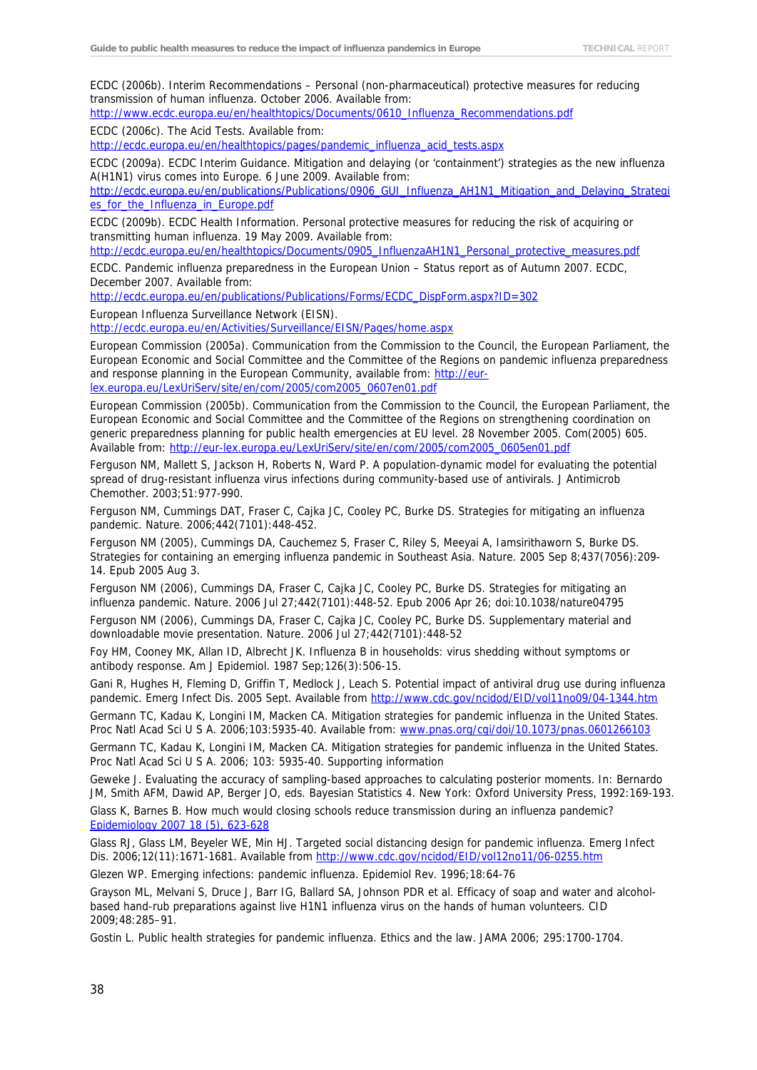ECDC (2006b). Interim Recommendations – Personal (non-pharmaceutical) protective measures for reducing transmission of human influenza. October 2006. Available from: http://www.ecdc.europa.eu/en/healthtopics/Documents/0610_Influenza_Recommendations.pdf

ECDC (2006c). The Acid Tests. Available from: http://ecdc.europa.eu/en/healthtopics/pages/pandemic_influenza_acid_tests.aspx

ECDC (2009a). ECDC Interim Guidance. Mitigation and delaying (or 'containment') strategies as the new influenza A(H1N1) virus comes into Europe. 6 June 2009. Available from: http://ecdc.europa.eu/en/publications/Publications/0906_GUI_Influenza_AH1N1_Mitigation_and_Delaying_Strategies_for_the_Influenza_in_Europe.pdf

ECDC (2009b). ECDC Health Information. Personal protective measures for reducing the risk of acquiring or transmitting human influenza. 19 May 2009. Available from: http://ecdc.europa.eu/en/healthtopics/Documents/0905_InfluenzaAH1N1_Personal_protective_measures.pdf

ECDC. Pandemic influenza preparedness in the European Union – Status report as of Autumn 2007. ECDC, December 2007. Available from: http://ecdc.europa.eu/en/publications/Publications/Forms/ECDC_DispForm.aspx?ID=302

European Influenza Surveillance Network (EISN). http://ecdc.europa.eu/en/Activities/Surveillance/EISN/Pages/home.aspx

European Commission (2005a). Communication from the Commission to the Council, the European Parliament, the European Economic and Social Committee and the Committee of the Regions on pandemic influenza preparedness and response planning in the European Community, available from: http://eur-lex.europa.eu/LexUriServ/site/en/com/2005/com2005_0607en01.pdf

European Commission (2005b). Communication from the Commission to the Council, the European Parliament, the European Economic and Social Committee and the Committee of the Regions on strengthening coordination on generic preparedness planning for public health emergencies at EU level. 28 November 2005. Com(2005) 605. Available from: http://eur-lex.europa.eu/LexUriServ/site/en/com/2005/com2005_0605en01.pdf

Ferguson NM, Mallett S, Jackson H, Roberts N, Ward P. A population-dynamic model for evaluating the potential spread of drug-resistant influenza virus infections during community-based use of antivirals. J Antimicrob Chemother. 2003;51:977-990.

Ferguson NM, Cummings DAT, Fraser C, Cajka JC, Cooley PC, Burke DS. Strategies for mitigating an influenza pandemic. Nature. 2006;442(7101):448-452.

Ferguson NM (2005), Cummings DA, Cauchemez S, Fraser C, Riley S, Meeyai A, Iamsirithaworn S, Burke DS. Strategies for containing an emerging influenza pandemic in Southeast Asia. Nature. 2005 Sep 8;437(7056):209-14. Epub 2005 Aug 3.

Ferguson NM (2006), Cummings DA, Fraser C, Cajka JC, Cooley PC, Burke DS. Strategies for mitigating an influenza pandemic. Nature. 2006 Jul 27;442(7101):448-52. Epub 2006 Apr 26; doi:10.1038/nature04795

Ferguson NM (2006), Cummings DA, Fraser C, Cajka JC, Cooley PC, Burke DS. Supplementary material and downloadable movie presentation. Nature. 2006 Jul 27;442(7101):448-52

Foy HM, Cooney MK, Allan ID, Albrecht JK. Influenza B in households: virus shedding without symptoms or antibody response. Am J Epidemiol. 1987 Sep;126(3):506-15.

Gani R, Hughes H, Fleming D, Griffin T, Medlock J, Leach S. Potential impact of antiviral drug use during influenza pandemic. Emerg Infect Dis. 2005 Sept. Available from http://www.cdc.gov/ncidod/EID/vol11no09/04-1344.htm

Germann TC, Kadau K, Longini IM, Macken CA. Mitigation strategies for pandemic influenza in the United States. Proc Natl Acad Sci U S A. 2006;103:5935-40. Available from: www.pnas.org/cgi/doi/10.1073/pnas.0601266103

Germann TC, Kadau K, Longini IM, Macken CA. Mitigation strategies for pandemic influenza in the United States. Proc Natl Acad Sci U S A. 2006; 103: 5935-40. Supporting information

Geweke J. Evaluating the accuracy of sampling-based approaches to calculating posterior moments. In: Bernardo JM, Smith AFM, Dawid AP, Berger JO, eds. Bayesian Statistics 4. New York: Oxford University Press, 1992:169-193.

Glass K, Barnes B. How much would closing schools reduce transmission during an influenza pandemic? Epidemiology 2007 18 (5), 623-628

Glass RJ, Glass LM, Beyeler WE, Min HJ. Targeted social distancing design for pandemic influenza. Emerg Infect Dis. 2006;12(11):1671-1681. Available from http://www.cdc.gov/ncidod/EID/vol12no11/06-0255.htm

Glezen WP. Emerging infections: pandemic influenza. Epidemiol Rev. 1996;18:64-76

Grayson ML, Melvani S, Druce J, Barr IG, Ballard SA, Johnson PDR et al. Efficacy of soap and water and alcohol-based hand-rub preparations against live H1N1 influenza virus on the hands of human volunteers. CID 2009;48:285–91.

Gostin L. Public health strategies for pandemic influenza. Ethics and the law. JAMA 2006; 295:1700-1704.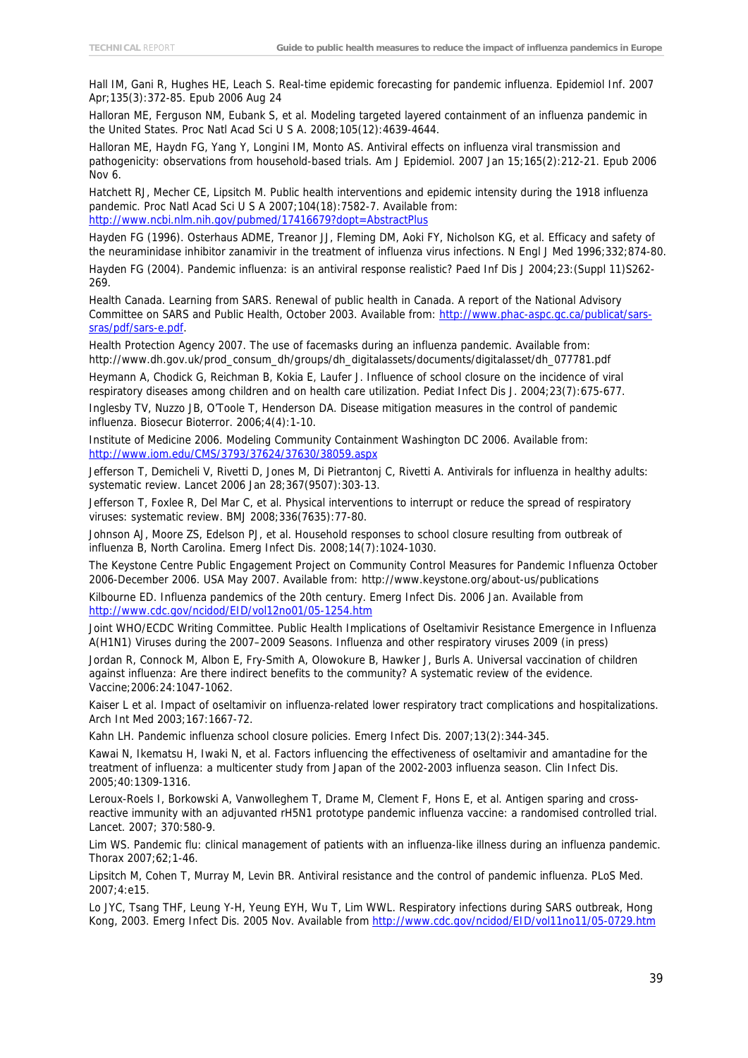Hall IM, Gani R, Hughes HE, Leach S. Real-time epidemic forecasting for pandemic influenza. Epidemiol Inf. 2007 Apr;135(3):372-85. Epub 2006 Aug 24

Halloran ME, Ferguson NM, Eubank S, et al. Modeling targeted layered containment of an influenza pandemic in the United States. Proc Natl Acad Sci U S A. 2008;105(12):4639-4644.

Halloran ME, Haydn FG, Yang Y, Longini IM, Monto AS. Antiviral effects on influenza viral transmission and pathogenicity: observations from household-based trials. Am J Epidemiol. 2007 Jan 15;165(2):212-21. Epub 2006 Nov 6.

Hatchett RJ, Mecher CE, Lipsitch M. Public health interventions and epidemic intensity during the 1918 influenza pandemic. Proc Natl Acad Sci U S A 2007;104(18):7582-7. Available from: http://www.ncbi.nlm.nih.gov/pubmed/17416679?dopt=AbstractPlus

Hayden FG (1996). Osterhaus ADME, Treanor JJ, Fleming DM, Aoki FY, Nicholson KG, et al. Efficacy and safety of the neuraminidase inhibitor zanamivir in the treatment of influenza virus infections. N Engl J Med 1996;332;874-80.

Hayden FG (2004). Pandemic influenza: is an antiviral response realistic? Paed Inf Dis J 2004;23:(Suppl 11)S262-269.

Health Canada. Learning from SARS. Renewal of public health in Canada. A report of the National Advisory Committee on SARS and Public Health, October 2003. Available from: http://www.phac-aspc.gc.ca/publicat/sars-sras/pdf/sars-e.pdf.

Health Protection Agency 2007. The use of facemasks during an influenza pandemic. Available from: http://www.dh.gov.uk/prod_consum_dh/groups/dh_digitalassets/documents/digitalasset/dh_077781.pdf

Heymann A, Chodick G, Reichman B, Kokia E, Laufer J. Influence of school closure on the incidence of viral respiratory diseases among children and on health care utilization. Pediat Infect Dis J. 2004;23(7):675-677.

Inglesby TV, Nuzzo JB, O'Toole T, Henderson DA. Disease mitigation measures in the control of pandemic influenza. Biosecur Bioterror. 2006;4(4):1-10.

Institute of Medicine 2006. Modeling Community Containment Washington DC 2006. Available from: http://www.iom.edu/CMS/3793/37624/37630/38059.aspx

Jefferson T, Demicheli V, Rivetti D, Jones M, Di Pietrantonj C, Rivetti A. Antivirals for influenza in healthy adults: systematic review. Lancet 2006 Jan 28;367(9507):303-13.

Jefferson T, Foxlee R, Del Mar C, et al. Physical interventions to interrupt or reduce the spread of respiratory viruses: systematic review. BMJ 2008;336(7635):77-80.

Johnson AJ, Moore ZS, Edelson PJ, et al. Household responses to school closure resulting from outbreak of influenza B, North Carolina. Emerg Infect Dis. 2008;14(7):1024-1030.

The Keystone Centre Public Engagement Project on Community Control Measures for Pandemic Influenza October 2006-December 2006. USA May 2007. Available from: http://www.keystone.org/about-us/publications

Kilbourne ED. Influenza pandemics of the 20th century. Emerg Infect Dis. 2006 Jan. Available from http://www.cdc.gov/ncidod/EID/vol12no01/05-1254.htm

Joint WHO/ECDC Writing Committee. Public Health Implications of Oseltamivir Resistance Emergence in Influenza A(H1N1) Viruses during the 2007–2009 Seasons. Influenza and other respiratory viruses 2009 (in press)

Jordan R, Connock M, Albon E, Fry-Smith A, Olowokure B, Hawker J, Burls A. Universal vaccination of children against influenza: Are there indirect benefits to the community? A systematic review of the evidence. Vaccine;2006:24:1047-1062.

Kaiser L et al. Impact of oseltamivir on influenza-related lower respiratory tract complications and hospitalizations. Arch Int Med 2003;167:1667-72.

Kahn LH. Pandemic influenza school closure policies. Emerg Infect Dis. 2007;13(2):344-345.

Kawai N, Ikematsu H, Iwaki N, et al. Factors influencing the effectiveness of oseltamivir and amantadine for the treatment of influenza: a multicenter study from Japan of the 2002-2003 influenza season. Clin Infect Dis. 2005;40:1309-1316.

Leroux-Roels I, Borkowski A, Vanwolleghem T, Drame M, Clement F, Hons E, et al. Antigen sparing and cross-reactive immunity with an adjuvanted rH5N1 prototype pandemic influenza vaccine: a randomised controlled trial. Lancet. 2007; 370:580-9.

Lim WS. Pandemic flu: clinical management of patients with an influenza-like illness during an influenza pandemic. Thorax 2007;62;1-46.

Lipsitch M, Cohen T, Murray M, Levin BR. Antiviral resistance and the control of pandemic influenza. PLoS Med. 2007;4:e15.

Lo JYC, Tsang THF, Leung Y-H, Yeung EYH, Wu T, Lim WWL. Respiratory infections during SARS outbreak, Hong Kong, 2003. Emerg Infect Dis. 2005 Nov. Available from http://www.cdc.gov/ncidod/EID/vol11no11/05-0729.htm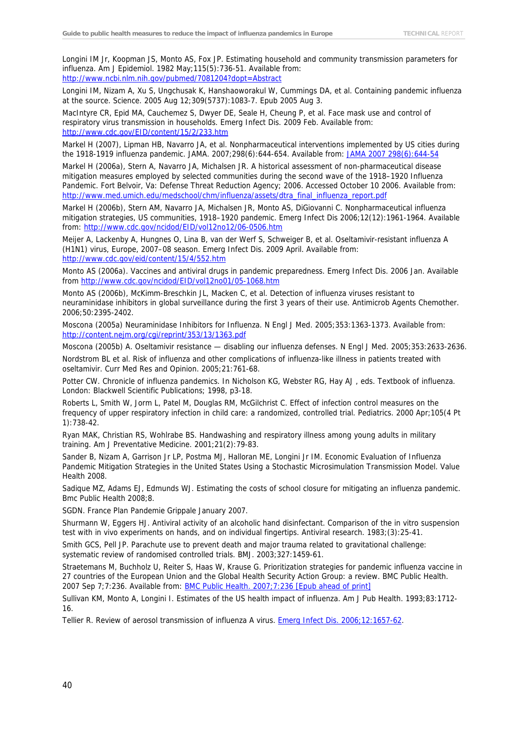Longini IM Jr, Koopman JS, Monto AS, Fox JP. Estimating household and community transmission parameters for influenza. Am J Epidemiol. 1982 May;115(5):736-51. Available from: http://www.ncbi.nlm.nih.gov/pubmed/7081204?dopt=Abstract

Longini IM, Nizam A, Xu S, Ungchusak K, Hanshaoworakul W, Cummings DA, et al. Containing pandemic influenza at the source. Science. 2005 Aug 12;309(5737):1083-7. Epub 2005 Aug 3.

MacIntyre CR, Epid MA, Cauchemez S, Dwyer DE, Seale H, Cheung P, et al. Face mask use and control of respiratory virus transmission in households. Emerg Infect Dis. 2009 Feb. Available from: http://www.cdc.gov/EID/content/15/2/233.htm

Markel H (2007), Lipman HB, Navarro JA, et al. Nonpharmaceutical interventions implemented by US cities during the 1918-1919 influenza pandemic. JAMA. 2007;298(6):644-654. Available from: JAMA 2007 298(6):644-54

Markel H (2006a), Stern A, Navarro JA, Michalsen JR. A historical assessment of non-pharmaceutical disease mitigation measures employed by selected communities during the second wave of the 1918–1920 Influenza Pandemic. Fort Belvoir, Va: Defense Threat Reduction Agency; 2006. Accessed October 10 2006. Available from: http://www.med.umich.edu/medschool/chm/influenza/assets/dtra_final_influenza_report.pdf

Markel H (2006b), Stern AM, Navarro JA, Michalsen JR, Monto AS, DiGiovanni C. Nonpharmaceutical influenza mitigation strategies, US communities, 1918–1920 pandemic. Emerg Infect Dis 2006;12(12):1961-1964. Available from: http://www.cdc.gov/ncidod/EID/vol12no12/06-0506.htm

Meijer A, Lackenby A, Hungnes O, Lina B, van der Werf S, Schweiger B, et al. Oseltamivir-resistant influenza A (H1N1) virus, Europe, 2007–08 season. Emerg Infect Dis. 2009 April. Available from: http://www.cdc.gov/eid/content/15/4/552.htm

Monto AS (2006a). Vaccines and antiviral drugs in pandemic preparedness. Emerg Infect Dis. 2006 Jan. Available from http://www.cdc.gov/ncidod/EID/vol12no01/05-1068.htm

Monto AS (2006b), McKimm-Breschkin JL, Macken C, et al. Detection of influenza viruses resistant to neuraminidase inhibitors in global surveillance during the first 3 years of their use. Antimicrob Agents Chemother. 2006;50:2395-2402.

Moscona (2005a) Neuraminidase Inhibitors for Influenza. N Engl J Med. 2005;353:1363-1373. Available from: http://content.nejm.org/cgi/reprint/353/13/1363.pdf

Moscona (2005b) A. Oseltamivir resistance — disabling our influenza defenses. N Engl J Med. 2005;353:2633-2636.

Nordstrom BL et al. Risk of influenza and other complications of influenza-like illness in patients treated with oseltamivir. Curr Med Res and Opinion. 2005;21:761-68.

Potter CW. Chronicle of influenza pandemics. In Nicholson KG, Webster RG, Hay AJ , eds. Textbook of influenza. London: Blackwell Scientific Publications; 1998, p3-18.

Roberts L, Smith W, Jorm L, Patel M, Douglas RM, McGilchrist C. Effect of infection control measures on the frequency of upper respiratory infection in child care: a randomized, controlled trial. Pediatrics. 2000 Apr;105(4 Pt 1):738-42.

Ryan MAK, Christian RS, Wohlrabe BS. Handwashing and respiratory illness among young adults in military training. Am J Preventative Medicine. 2001;21(2):79-83.

Sander B, Nizam A, Garrison Jr LP, Postma MJ, Halloran ME, Longini Jr IM. Economic Evaluation of Influenza Pandemic Mitigation Strategies in the United States Using a Stochastic Microsimulation Transmission Model. Value Health 2008.

Sadique MZ, Adams EJ, Edmunds WJ. Estimating the costs of school closure for mitigating an influenza pandemic. Bmc Public Health 2008;8.

SGDN. France Plan Pandemie Grippale January 2007.

Shurmann W, Eggers HJ. Antiviral activity of an alcoholic hand disinfectant. Comparison of the in vitro suspension test with in vivo experiments on hands, and on individual fingertips. Antiviral research. 1983;(3):25-41.

Smith GCS, Pell JP. Parachute use to prevent death and major trauma related to gravitational challenge: systematic review of randomised controlled trials. BMJ. 2003;327:1459-61.

Straetemans M, Buchholz U, Reiter S, Haas W, Krause G. Prioritization strategies for pandemic influenza vaccine in 27 countries of the European Union and the Global Health Security Action Group: a review. BMC Public Health. 2007 Sep 7;7:236. Available from: BMC Public Health. 2007;7:236 [Epub ahead of print]

Sullivan KM, Monto A, Longini I. Estimates of the US health impact of influenza. Am J Pub Health. 1993;83:1712-16.

Tellier R. Review of aerosol transmission of influenza A virus. Emerg Infect Dis. 2006;12:1657-62.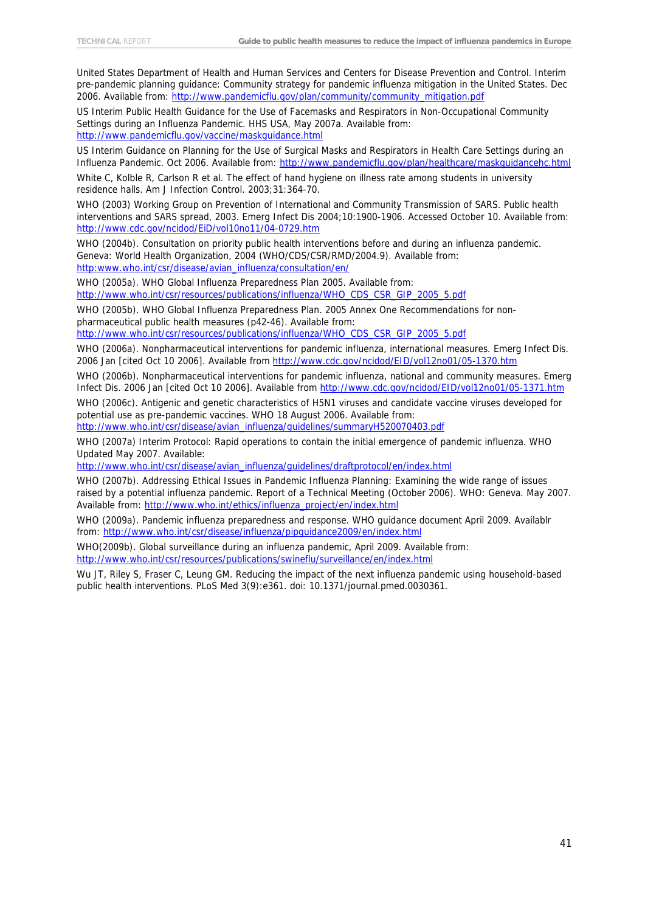United States Department of Health and Human Services and Centers for Disease Prevention and Control. Interim pre-pandemic planning guidance: Community strategy for pandemic influenza mitigation in the United States. Dec 2006. Available from: http://www.pandemicflu.gov/plan/community/community_mitigation.pdf

US Interim Public Health Guidance for the Use of Facemasks and Respirators in Non-Occupational Community Settings during an Influenza Pandemic. HHS USA, May 2007a. Available from: http://www.pandemicflu.gov/vaccine/maskguidance.html

US Interim Guidance on Planning for the Use of Surgical Masks and Respirators in Health Care Settings during an Influenza Pandemic. Oct 2006. Available from: http://www.pandemicflu.gov/plan/healthcare/maskguidancehc.html

White C, Kolble R, Carlson R et al. The effect of hand hygiene on illness rate among students in university residence halls. Am J Infection Control. 2003;31:364-70.

WHO (2003) Working Group on Prevention of International and Community Transmission of SARS. Public health interventions and SARS spread, 2003. Emerg Infect Dis 2004;10:1900-1906. Accessed October 10. Available from: http://www.cdc.gov/ncidod/EiD/vol10no11/04-0729.htm

WHO (2004b). Consultation on priority public health interventions before and during an influenza pandemic. Geneva: World Health Organization, 2004 (WHO/CDS/CSR/RMD/2004.9). Available from: http:www.who.int/csr/disease/avian_influenza/consultation/en/

WHO (2005a). WHO Global Influenza Preparedness Plan 2005. Available from: http://www.who.int/csr/resources/publications/influenza/WHO_CDS_CSR_GIP_2005_5.pdf

WHO (2005b). WHO Global Influenza Preparedness Plan. 2005 Annex One Recommendations for non-pharmaceutical public health measures (p42-46). Available from: http://www.who.int/csr/resources/publications/influenza/WHO_CDS_CSR_GIP_2005_5.pdf

WHO (2006a). Nonpharmaceutical interventions for pandemic influenza, international measures. Emerg Infect Dis. 2006 Jan [cited Oct 10 2006]. Available from http://www.cdc.gov/ncidod/EID/vol12no01/05-1370.htm

WHO (2006b). Nonpharmaceutical interventions for pandemic influenza, national and community measures. Emerg Infect Dis. 2006 Jan [cited Oct 10 2006]. Available from http://www.cdc.gov/ncidod/EID/vol12no01/05-1371.htm

WHO (2006c). Antigenic and genetic characteristics of H5N1 viruses and candidate vaccine viruses developed for potential use as pre-pandemic vaccines. WHO 18 August 2006. Available from: http://www.who.int/csr/disease/avian_influenza/guidelines/summaryH520070403.pdf

WHO (2007a) Interim Protocol: Rapid operations to contain the initial emergence of pandemic influenza. WHO Updated May 2007. Available: http://www.who.int/csr/disease/avian_influenza/guidelines/draftprotocol/en/index.html

WHO (2007b). Addressing Ethical Issues in Pandemic Influenza Planning: Examining the wide range of issues raised by a potential influenza pandemic. Report of a Technical Meeting (October 2006). WHO: Geneva. May 2007. Available from: http://www.who.int/ethics/influenza_project/en/index.html

WHO (2009a). Pandemic influenza preparedness and response. WHO guidance document April 2009. Availablr from: http://www.who.int/csr/disease/influenza/pipguidance2009/en/index.html

WHO(2009b). Global surveillance during an influenza pandemic, April 2009. Available from: http://www.who.int/csr/resources/publications/swineflu/surveillance/en/index.html

Wu JT, Riley S, Fraser C, Leung GM. Reducing the impact of the next influenza pandemic using household-based public health interventions. PLoS Med 3(9):e361. doi: 10.1371/journal.pmed.0030361.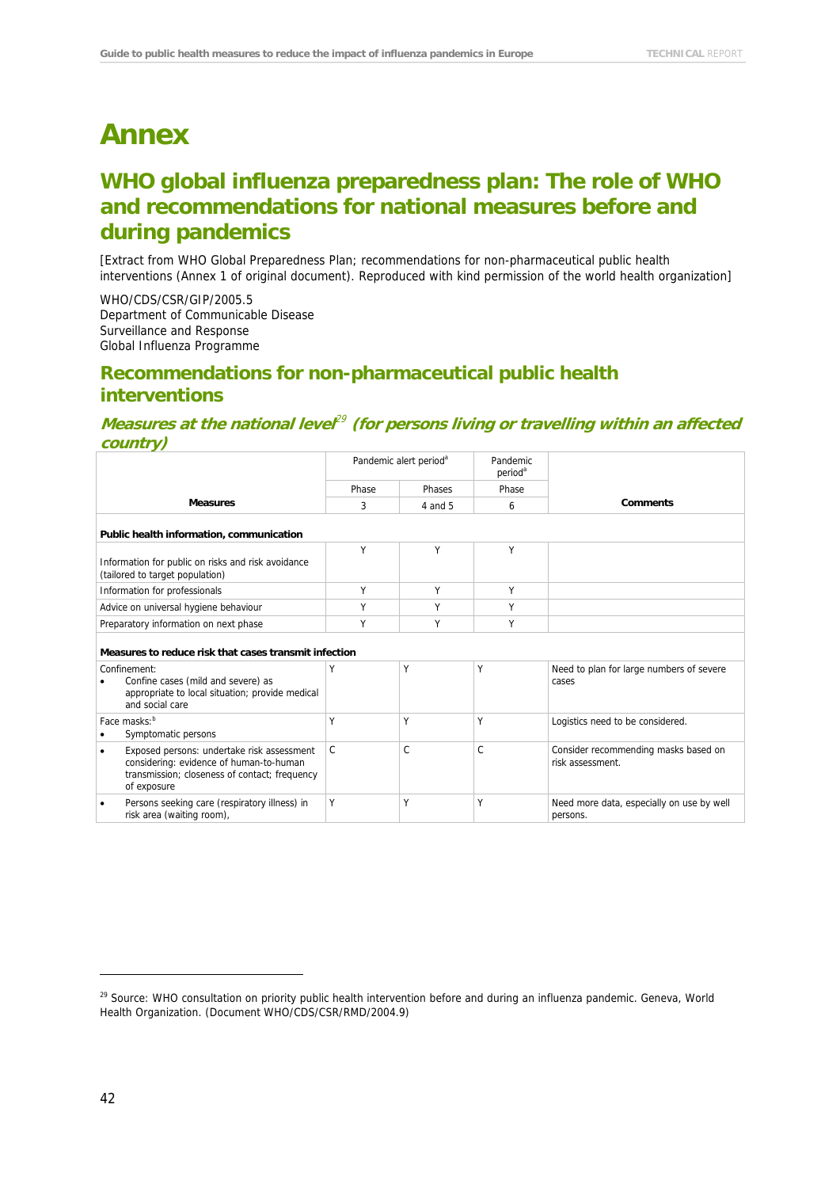# Annex

## WHO global influenza preparedness plan: The role of WHO and recommendations for national measures before and during pandemics

[Extract from WHO Global Preparedness Plan; recommendations for non-pharmaceutical public health interventions (Annex 1 of original document). Reproduced with kind permission of the world health organization]

WHO/CDS/CSR/GIP/2005.5
Department of Communicable Disease
Surveillance and Response
Global Influenza Programme

## Recommendations for non-pharmaceutical public health interventions

### *Measures at the national level[29] (for persons living or travelling within an affected country)*

| Measures | Pandemic alert period[a] | | Pandemic period[a] | Comments |
|---|---|---|---|---|
| | Phase | Phases | Phase | |
| | 3 | 4 and 5 | 6 | |
| **Public health information, communication** | | | | |
| Information for public on risks and risk avoidance (tailored to target population) | Y | Y | Y | |
| Information for professionals | Y | Y | Y | |
| Advice on universal hygiene behaviour | Y | Y | Y | |
| Preparatory information on next phase | Y | Y | Y | |
| **Measures to reduce risk that cases transmit infection** | | | | |
| Confinement: <br>• Confine cases (mild and severe) as appropriate to local situation; provide medical and social care | Y | Y | Y | Need to plan for large numbers of severe cases |
| Face masks:[b] <br>• Symptomatic persons | Y | Y | Y | Logistics need to be considered. |
| • Exposed persons: undertake risk assessment considering: evidence of human-to-human transmission; closeness of contact; frequency of exposure | C | C | C | Consider recommending masks based on risk assessment. |
| • Persons seeking care (respiratory illness) in risk area (waiting room), | Y | Y | Y | Need more data, especially on use by well persons. |

[29] Source: WHO consultation on priority public health intervention before and during an influenza pandemic. Geneva, World Health Organization. (Document WHO/CDS/CSR/RMD/2004.9)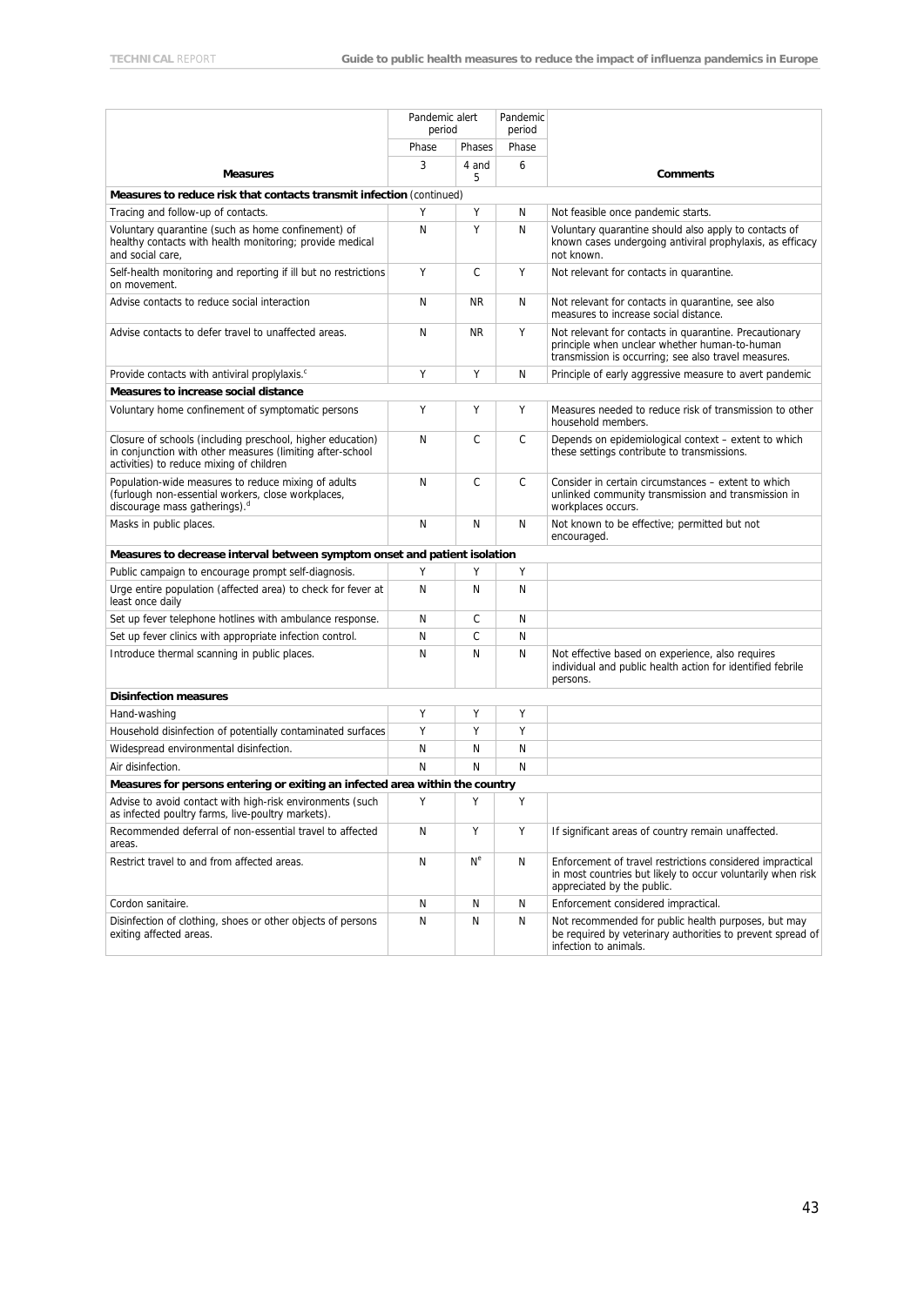| | Pandemic alert period | | Pandemic period | |
|---|---|---|---|---|
| | Phase | Phases | Phase | |
| **Measures** | 3 | 4 and 5 | 6 | **Comments** |
| **Measures to reduce risk that contacts transmit infection** (continued) | | | | |
| Tracing and follow-up of contacts. | Y | Y | N | Not feasible once pandemic starts. |
| Voluntary quarantine (such as home confinement) of healthy contacts with health monitoring; provide medical and social care, | N | Y | N | Voluntary quarantine should also apply to contacts of known cases undergoing antiviral prophylaxis, as efficacy not known. |
| Self-health monitoring and reporting if ill but no restrictions on movement. | Y | C | Y | Not relevant for contacts in quarantine. |
| Advise contacts to reduce social interaction | N | NR | N | Not relevant for contacts in quarantine, see also measures to increase social distance. |
| Advise contacts to defer travel to unaffected areas. | N | NR | Y | Not relevant for contacts in quarantine. Precautionary principle when unclear whether human-to-human transmission is occurring; see also travel measures. |
| Provide contacts with antiviral proplylaxis.[c] | Y | Y | N | Principle of early aggressive measure to avert pandemic |
| **Measures to increase social distance** | | | | |
| Voluntary home confinement of symptomatic persons | Y | Y | Y | Measures needed to reduce risk of transmission to other household members. |
| Closure of schools (including preschool, higher education) in conjunction with other measures (limiting after-school activities) to reduce mixing of children | N | C | C | Depends on epidemiological context – extent to which these settings contribute to transmissions. |
| Population-wide measures to reduce mixing of adults (furlough non-essential workers, close workplaces, discourage mass gatherings).[d] | N | C | C | Consider in certain circumstances – extent to which unlinked community transmission and transmission in workplaces occurs. |
| Masks in public places. | N | N | N | Not known to be effective; permitted but not encouraged. |
| **Measures to decrease interval between symptom onset and patient isolation** | | | | |
| Public campaign to encourage prompt self-diagnosis. | Y | Y | Y | |
| Urge entire population (affected area) to check for fever at least once daily | N | N | N | |
| Set up fever telephone hotlines with ambulance response. | N | C | N | |
| Set up fever clinics with appropriate infection control. | N | C | N | |
| Introduce thermal scanning in public places. | N | N | N | Not effective based on experience, also requires individual and public health action for identified febrile persons. |
| **Disinfection measures** | | | | |
| Hand-washing | Y | Y | Y | |
| Household disinfection of potentially contaminated surfaces | Y | Y | Y | |
| Widespread environmental disinfection. | N | N | N | |
| Air disinfection. | N | N | N | |
| **Measures for persons entering or exiting an infected area within the country** | | | | |
| Advise to avoid contact with high-risk environments (such as infected poultry farms, live-poultry markets). | Y | Y | Y | |
| Recommended deferral of non-essential travel to affected areas. | N | Y | Y | If significant areas of country remain unaffected. |
| Restrict travel to and from affected areas. | N | N[e] | N | Enforcement of travel restrictions considered impractical in most countries but likely to occur voluntarily when risk appreciated by the public. |
| Cordon sanitaire. | N | N | N | Enforcement considered impractical. |
| Disinfection of clothing, shoes or other objects of persons exiting affected areas. | N | N | N | Not recommended for public health purposes, but may be required by veterinary authorities to prevent spread of infection to animals. |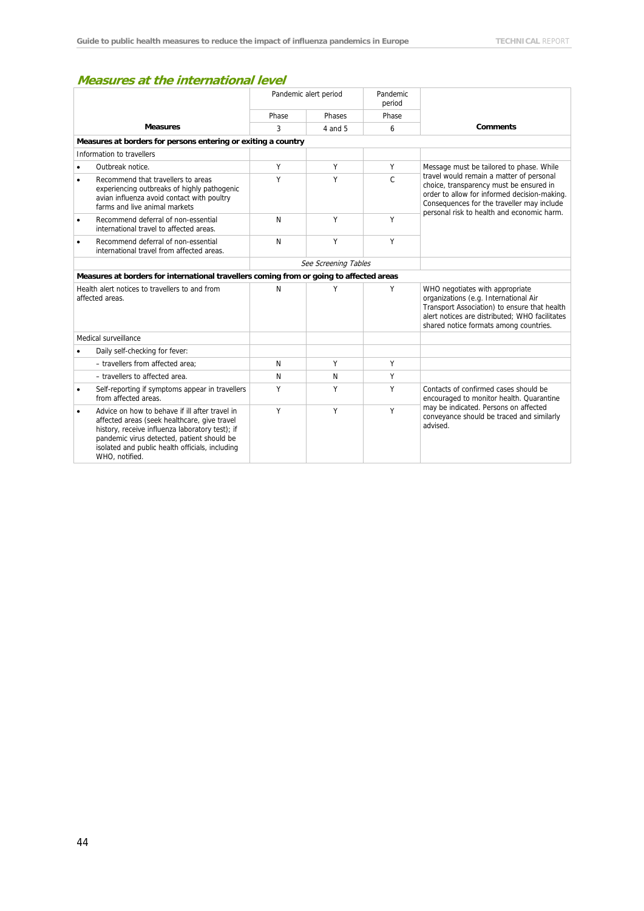## Measures at the international level

| Measures | Pandemic alert period | | Pandemic period | Comments |
|---|---|---|---|---|
| | Phase | Phases | Phase | |
| | 3 | 4 and 5 | 6 | |
| **Measures at borders for persons entering or exiting a country** | | | | |
| Information to travellers | | | | |
| • Outbreak notice. | Y | Y | Y | Message must be tailored to phase. While travel would remain a matter of personal choice, transparency must be ensured in order to allow for informed decision-making. Consequences for the traveller may include personal risk to health and economic harm. |
| • Recommend that travellers to areas experiencing outbreaks of highly pathogenic avian influenza avoid contact with poultry farms and live animal markets | Y | Y | C | |
| • Recommend deferral of non-essential international travel to affected areas. | N | Y | Y | |
| • Recommend deferral of non-essential international travel from affected areas. | N | Y | Y | |
| | *See Screening Tables* | | | |
| **Measures at borders for international travellers coming from or going to affected areas** | | | | |
| Health alert notices to travellers to and from affected areas. | N | Y | Y | WHO negotiates with appropriate organizations (e.g. International Air Transport Association) to ensure that health alert notices are distributed; WHO facilitates shared notice formats among countries. |
| Medical surveillance | | | | |
| • Daily self-checking for fever: | | | | |
| – travellers from affected area; | N | Y | Y | |
| – travellers to affected area. | N | N | Y | |
| • Self-reporting if symptoms appear in travellers from affected areas. | Y | Y | Y | Contacts of confirmed cases should be encouraged to monitor health. Quarantine may be indicated. Persons on affected conveyance should be traced and similarly advised. |
| • Advice on how to behave if ill after travel in affected areas (seek healthcare, give travel history, receive influenza laboratory test); if pandemic virus detected, patient should be isolated and public health officials, including WHO, notified. | Y | Y | Y | |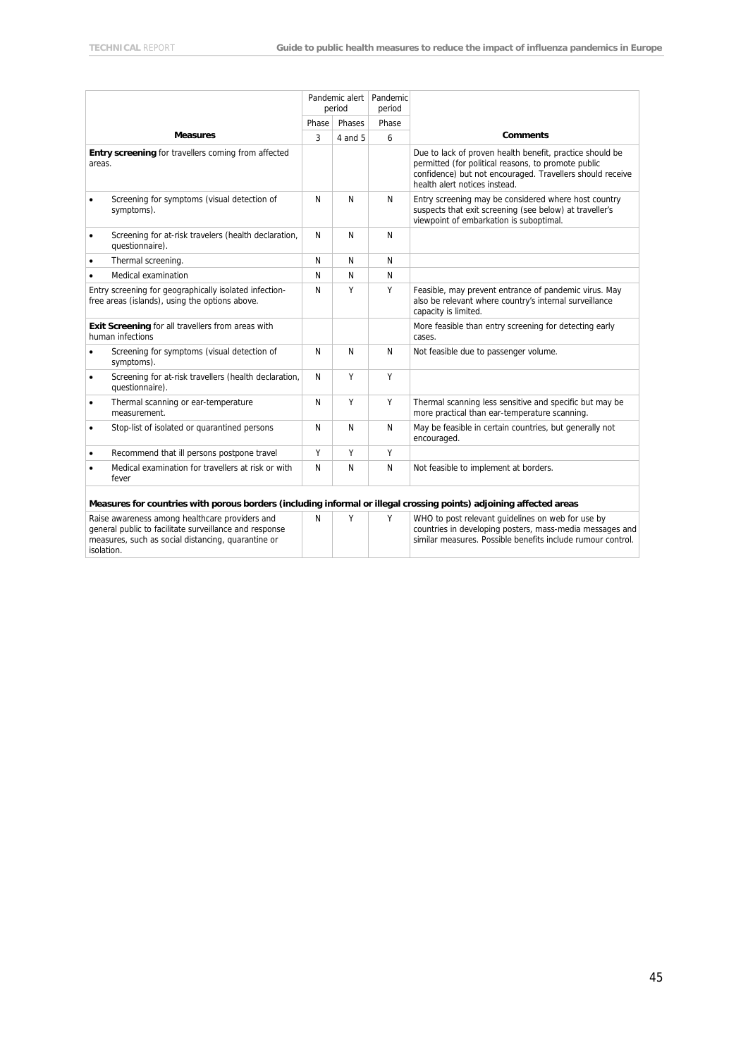| Measures | Pandemic alert period | | Pandemic period | Comments |
|---|---|---|---|---|
| | Phase | Phases | Phase | |
| | 3 | 4 and 5 | 6 | |
| **Entry screening** for travellers coming from affected areas. | | | | Due to lack of proven health benefit, practice should be permitted (for political reasons, to promote public confidence) but not encouraged. Travellers should receive health alert notices instead. |
| • Screening for symptoms (visual detection of symptoms). | N | N | N | Entry screening may be considered where host country suspects that exit screening (see below) at traveller's viewpoint of embarkation is suboptimal. |
| • Screening for at-risk travelers (health declaration, questionnaire). | N | N | N | |
| • Thermal screening. | N | N | N | |
| • Medical examination | N | N | N | |
| Entry screening for geographically isolated infection-free areas (islands), using the options above. | N | Y | Y | Feasible, may prevent entrance of pandemic virus. May also be relevant where country's internal surveillance capacity is limited. |
| **Exit Screening** for all travellers from areas with human infections | | | | More feasible than entry screening for detecting early cases. |
| • Screening for symptoms (visual detection of symptoms). | N | N | N | Not feasible due to passenger volume. |
| • Screening for at-risk travellers (health declaration, questionnaire). | N | Y | Y | |
| • Thermal scanning or ear-temperature measurement. | N | Y | Y | Thermal scanning less sensitive and specific but may be more practical than ear-temperature scanning. |
| • Stop-list of isolated or quarantined persons | N | N | N | May be feasible in certain countries, but generally not encouraged. |
| • Recommend that ill persons postpone travel | Y | Y | Y | |
| • Medical examination for travellers at risk or with fever | N | N | N | Not feasible to implement at borders. |
| **Measures for countries with porous borders (including informal or illegal crossing points) adjoining affected areas** | | | | |
| Raise awareness among healthcare providers and general public to facilitate surveillance and response measures, such as social distancing, quarantine or isolation. | N | Y | Y | WHO to post relevant guidelines on web for use by countries in developing posters, mass-media messages and similar measures. Possible benefits include rumour control. |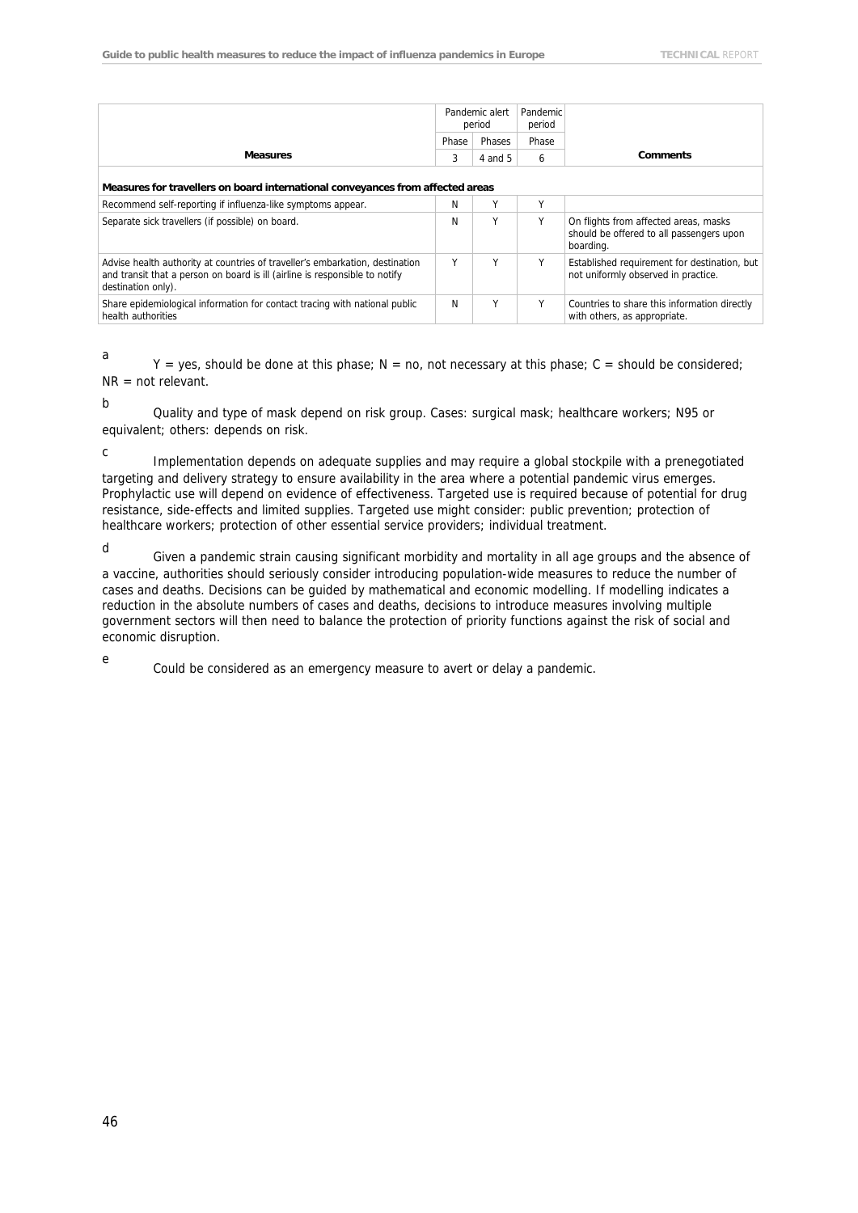| Measures | Pandemic alert period | | Pandemic period | Comments |
|---|---|---|---|---|
| | Phase | Phases | Phase | |
| | 3 | 4 and 5 | 6 | |
| **Measures for travellers on board international conveyances from affected areas** | | | | |
| Recommend self-reporting if influenza-like symptoms appear. | N | Y | Y | |
| Separate sick travellers (if possible) on board. | N | Y | Y | On flights from affected areas, masks should be offered to all passengers upon boarding. |
| Advise health authority at countries of traveller's embarkation, destination and transit that a person on board is ill (airline is responsible to notify destination only). | Y | Y | Y | Established requirement for destination, but not uniformly observed in practice. |
| Share epidemiological information for contact tracing with national public health authorities | N | Y | Y | Countries to share this information directly with others, as appropriate. |

[a] Y = yes, should be done at this phase; N = no, not necessary at this phase; C = should be considered; NR = not relevant.

[b] Quality and type of mask depend on risk group. Cases: surgical mask; healthcare workers; N95 or equivalent; others: depends on risk.

[c] Implementation depends on adequate supplies and may require a global stockpile with a prenegotiated targeting and delivery strategy to ensure availability in the area where a potential pandemic virus emerges. Prophylactic use will depend on evidence of effectiveness. Targeted use is required because of potential for drug resistance, side-effects and limited supplies. Targeted use might consider: public prevention; protection of healthcare workers; protection of other essential service providers; individual treatment.

[d] Given a pandemic strain causing significant morbidity and mortality in all age groups and the absence of a vaccine, authorities should seriously consider introducing population-wide measures to reduce the number of cases and deaths. Decisions can be guided by mathematical and economic modelling. If modelling indicates a reduction in the absolute numbers of cases and deaths, decisions to introduce measures involving multiple government sectors will then need to balance the protection of priority functions against the risk of social and economic disruption.

[e] Could be considered as an emergency measure to avert or delay a pandemic.